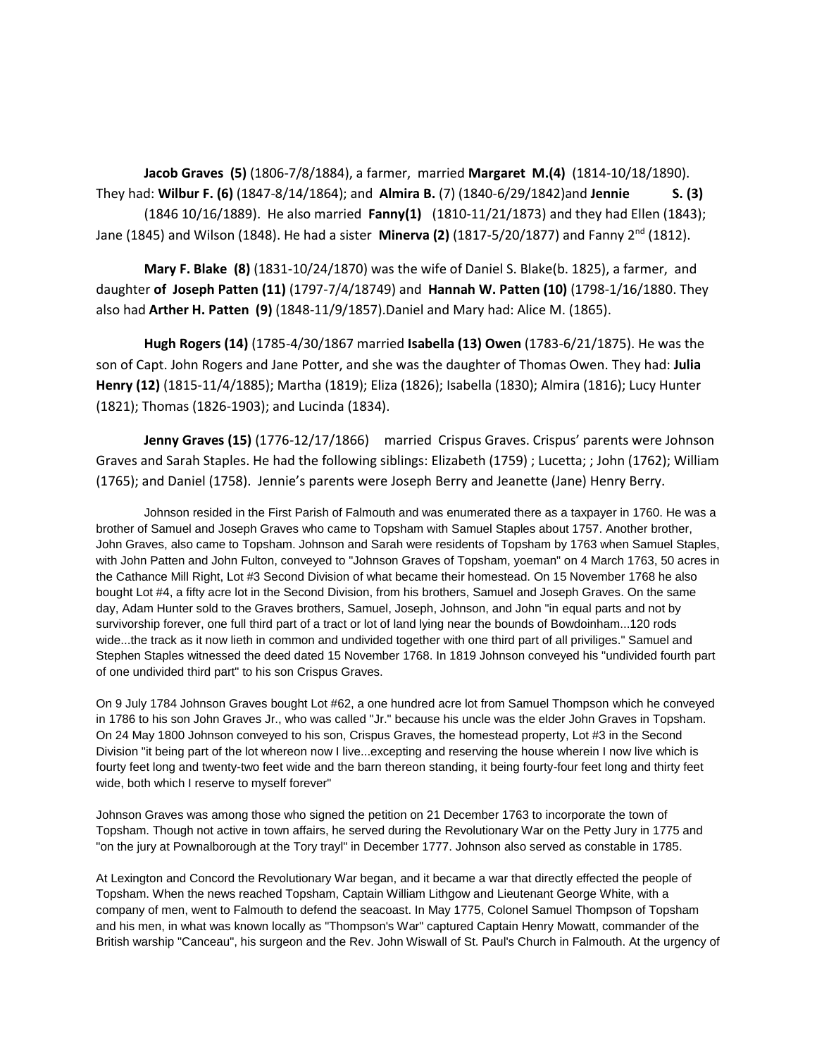**Jacob Graves (5)** (1806-7/8/1884), a farmer, married **Margaret M.(4)** (1814-10/18/1890). They had: **Wilbur F. (6)** (1847-8/14/1864); and **Almira B.** (7) (1840-6/29/1842)and **Jennie S. (3)** (1846 10/16/1889). He also married **Fanny(1)** (1810-11/21/1873) and they had Ellen (1843); Jane (1845) and Wilson (1848). He had a sister **Minerva (2)** (1817-5/20/1877) and Fanny 2nd (1812).

**Mary F. Blake (8)** (1831-10/24/1870) was the wife of Daniel S. Blake(b. 1825), a farmer, and daughter **of Joseph Patten (11)** (1797-7/4/18749) and **Hannah W. Patten (10)** (1798-1/16/1880. They also had **Arther H. Patten (9)** (1848-11/9/1857).Daniel and Mary had: Alice M. (1865).

**Hugh Rogers (14)** (1785-4/30/1867 married **Isabella (13) Owen** (1783-6/21/1875). He was the son of Capt. John Rogers and Jane Potter, and she was the daughter of Thomas Owen. They had: **Julia Henry (12)** (1815-11/4/1885); Martha (1819); Eliza (1826); Isabella (1830); Almira (1816); Lucy Hunter (1821); Thomas (1826-1903); and Lucinda (1834).

**Jenny Graves (15)** (1776-12/17/1866) married Crispus Graves. Crispus' parents were Johnson Graves and Sarah Staples. He had the following siblings: Elizabeth (1759) ; Lucetta; ; John (1762); William (1765); and Daniel (1758). Jennie's parents were Joseph Berry and Jeanette (Jane) Henry Berry.

Johnson resided in the First Parish of Falmouth and was enumerated there as a taxpayer in 1760. He was a brother of Samuel and Joseph Graves who came to Topsham with Samuel Staples about 1757. Another brother, John Graves, also came to Topsham. Johnson and Sarah were residents of Topsham by 1763 when Samuel Staples, with John Patten and John Fulton, conveyed to "Johnson Graves of Topsham, yeoman" on 4 March 1763, 50 acres in the Cathance Mill Right, Lot #3 Second Division of what became their homestead. On 15 November 1768 he also bought Lot #4, a fifty acre lot in the Second Division, from his brothers, Samuel and Joseph Graves. On the same day, Adam Hunter sold to the Graves brothers, Samuel, Joseph, Johnson, and John "in equal parts and not by survivorship forever, one full third part of a tract or lot of land lying near the bounds of Bowdoinham...120 rods wide...the track as it now lieth in common and undivided together with one third part of all priviliges." Samuel and Stephen Staples witnessed the deed dated 15 November 1768. In 1819 Johnson conveyed his "undivided fourth part of one undivided third part" to his son Crispus Graves.

On 9 July 1784 Johnson Graves bought Lot #62, a one hundred acre lot from Samuel Thompson which he conveyed in 1786 to his son John Graves Jr., who was called "Jr." because his uncle was the elder John Graves in Topsham. On 24 May 1800 Johnson conveyed to his son, Crispus Graves, the homestead property, Lot #3 in the Second Division "it being part of the lot whereon now I live...excepting and reserving the house wherein I now live which is fourty feet long and twenty-two feet wide and the barn thereon standing, it being fourty-four feet long and thirty feet wide, both which I reserve to myself forever"

Johnson Graves was among those who signed the petition on 21 December 1763 to incorporate the town of Topsham. Though not active in town affairs, he served during the Revolutionary War on the Petty Jury in 1775 and "on the jury at Pownalborough at the Tory trayl" in December 1777. Johnson also served as constable in 1785.

At Lexington and Concord the Revolutionary War began, and it became a war that directly effected the people of Topsham. When the news reached Topsham, Captain William Lithgow and Lieutenant George White, with a company of men, went to Falmouth to defend the seacoast. In May 1775, Colonel Samuel Thompson of Topsham and his men, in what was known locally as "Thompson's War" captured Captain Henry Mowatt, commander of the British warship "Canceau", his surgeon and the Rev. John Wiswall of St. Paul's Church in Falmouth. At the urgency of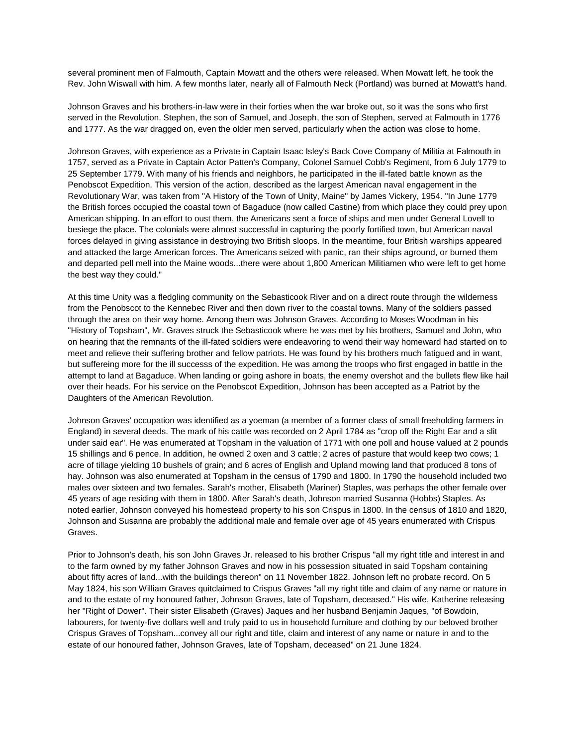several prominent men of Falmouth, Captain Mowatt and the others were released. When Mowatt left, he took the Rev. John Wiswall with him. A few months later, nearly all of Falmouth Neck (Portland) was burned at Mowatt's hand.

Johnson Graves and his brothers-in-law were in their forties when the war broke out, so it was the sons who first served in the Revolution. Stephen, the son of Samuel, and Joseph, the son of Stephen, served at Falmouth in 1776 and 1777. As the war dragged on, even the older men served, particularly when the action was close to home.

Johnson Graves, with experience as a Private in Captain Isaac Isley's Back Cove Company of Militia at Falmouth in 1757, served as a Private in Captain Actor Patten's Company, Colonel Samuel Cobb's Regiment, from 6 July 1779 to 25 September 1779. With many of his friends and neighbors, he participated in the ill-fated battle known as the Penobscot Expedition. This version of the action, described as the largest American naval engagement in the Revolutionary War, was taken from "A History of the Town of Unity, Maine" by James Vickery, 1954. "In June 1779 the British forces occupied the coastal town of Bagaduce (now called Castine) from which place they could prey upon American shipping. In an effort to oust them, the Americans sent a force of ships and men under General Lovell to besiege the place. The colonials were almost successful in capturing the poorly fortified town, but American naval forces delayed in giving assistance in destroying two British sloops. In the meantime, four British warships appeared and attacked the large American forces. The Americans seized with panic, ran their ships aground, or burned them and departed pell mell into the Maine woods...there were about 1,800 American Militiamen who were left to get home the best way they could."

At this time Unity was a fledgling community on the Sebasticook River and on a direct route through the wilderness from the Penobscot to the Kennebec River and then down river to the coastal towns. Many of the soldiers passed through the area on their way home. Among them was Johnson Graves. According to Moses Woodman in his "History of Topsham", Mr. Graves struck the Sebasticook where he was met by his brothers, Samuel and John, who on hearing that the remnants of the ill-fated soldiers were endeavoring to wend their way homeward had started on to meet and relieve their suffering brother and fellow patriots. He was found by his brothers much fatigued and in want, but suffereing more for the ill successs of the expedition. He was among the troops who first engaged in battle in the attempt to land at Bagaduce. When landing or going ashore in boats, the enemy overshot and the bullets flew like hail over their heads. For his service on the Penobscot Expedition, Johnson has been accepted as a Patriot by the Daughters of the American Revolution.

Johnson Graves' occupation was identified as a yeoman (a member of a former class of small freeholding farmers in England) in several deeds. The mark of his cattle was recorded on 2 April 1784 as "crop off the Right Ear and a slit under said ear". He was enumerated at Topsham in the valuation of 1771 with one poll and house valued at 2 pounds 15 shillings and 6 pence. In addition, he owned 2 oxen and 3 cattle; 2 acres of pasture that would keep two cows; 1 acre of tillage yielding 10 bushels of grain; and 6 acres of English and Upland mowing land that produced 8 tons of hay. Johnson was also enumerated at Topsham in the census of 1790 and 1800. In 1790 the household included two males over sixteen and two females. Sarah's mother, Elisabeth (Mariner) Staples, was perhaps the other female over 45 years of age residing with them in 1800. After Sarah's death, Johnson married Susanna (Hobbs) Staples. As noted earlier, Johnson conveyed his homestead property to his son Crispus in 1800. In the census of 1810 and 1820, Johnson and Susanna are probably the additional male and female over age of 45 years enumerated with Crispus Graves.

Prior to Johnson's death, his son John Graves Jr. released to his brother Crispus "all my right title and interest in and to the farm owned by my father Johnson Graves and now in his possession situated in said Topsham containing about fifty acres of land...with the buildings thereon" on 11 November 1822. Johnson left no probate record. On 5 May 1824, his son William Graves quitclaimed to Crispus Graves "all my right title and claim of any name or nature in and to the estate of my honoured father, Johnson Graves, late of Topsham, deceased." His wife, Katherine releasing her "Right of Dower". Their sister Elisabeth (Graves) Jaques and her husband Benjamin Jaques, "of Bowdoin, labourers, for twenty-five dollars well and truly paid to us in household furniture and clothing by our beloved brother Crispus Graves of Topsham...convey all our right and title, claim and interest of any name or nature in and to the estate of our honoured father, Johnson Graves, late of Topsham, deceased" on 21 June 1824.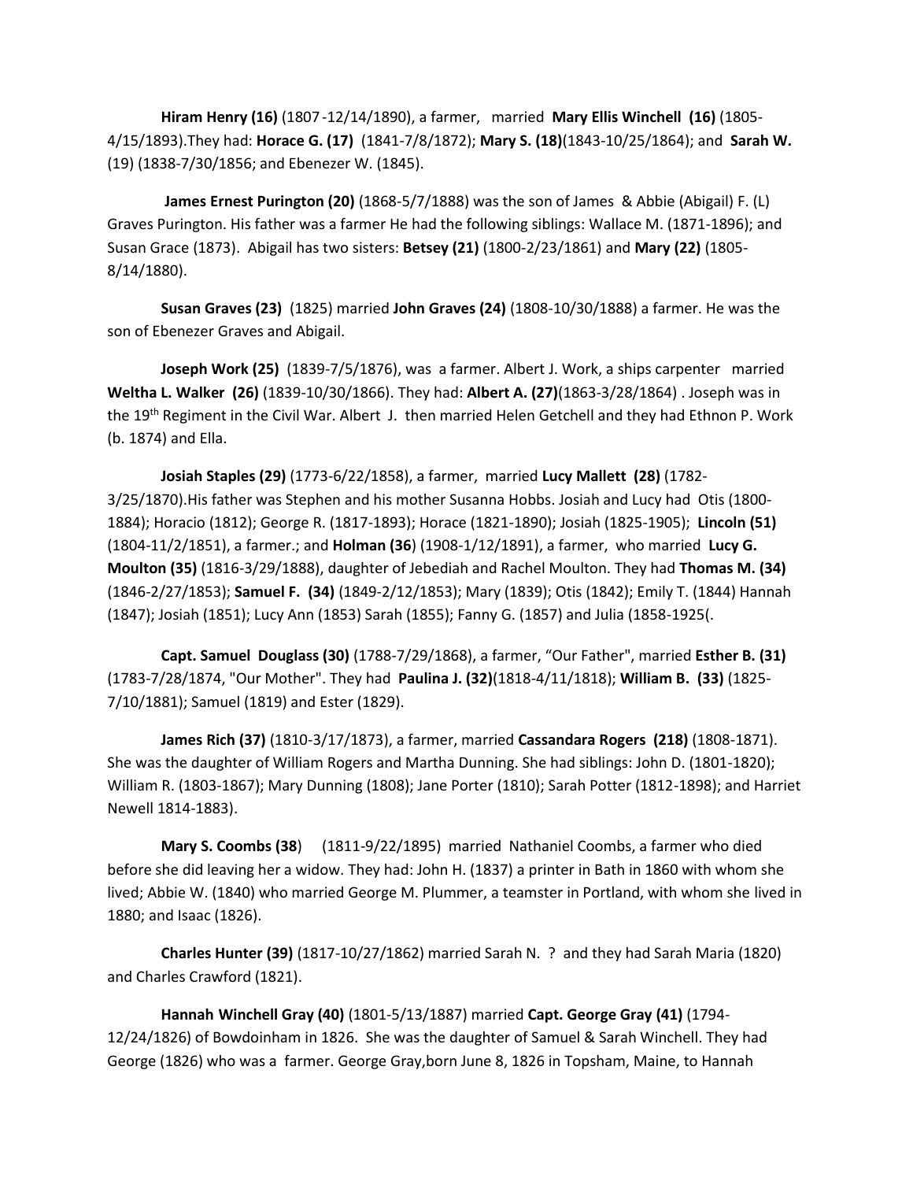**Hiram Henry (16)** (1807-12/14/1890), a farmer, married **Mary Ellis Winchell (16)** (1805-4/15/1893).They had: **Horace G. (17)** (1841-7/8/1872); **Mary S. (18)**(1843-10/25/1864); and **Sarah W.** (19) (1838-7/30/1856; and Ebenezer W. (1845).

**James Ernest Purington (20)** (1868-5/7/1888) was the son of James & Abbie (Abigail) F. (L) Graves Purington. His father was a farmer He had the following siblings: Wallace M. (1871-1896); and Susan Grace (1873). Abigail has two sisters: **Betsey (21)** (1800-2/23/1861) and **Mary (22)** (1805-8/14/1880).

**Susan Graves (23)** (1825) married **John Graves (24)** (1808-10/30/1888) a farmer. He was the son of Ebenezer Graves and Abigail.

**Joseph Work (25)** (1839-7/5/1876), was a farmer. Albert J. Work, a ships carpenter married **Weltha L. Walker (26)** (1839-10/30/1866). They had: **Albert A. (27)**(1863-3/28/1864) . Joseph was in the 19th Regiment in the Civil War. Albert J. then married Helen Getchell and they had Ethnon P. Work (b. 1874) and Ella.

**Josiah Staples (29)** (1773-6/22/1858), a farmer, married **Lucy Mallett (28)** (1782-3/25/1870).His father was Stephen and his mother Susanna Hobbs. Josiah and Lucy had Otis (1800-1884); Horacio (1812); George R. (1817-1893); Horace (1821-1890); Josiah (1825-1905); **Lincoln (51)** (1804-11/2/1851), a farmer.; and **Holman (36**) (1908-1/12/1891), a farmer, who married **Lucy G. Moulton (35)** (1816-3/29/1888), daughter of Jebediah and Rachel Moulton. They had **Thomas M. (34)** (1846-2/27/1853); **Samuel F. (34)** (1849-2/12/1853); Mary (1839); Otis (1842); Emily T. (1844) Hannah (1847); Josiah (1851); Lucy Ann (1853) Sarah (1855); Fanny G. (1857) and Julia (1858-1925(.

**Capt. Samuel Douglass (30)** (1788-7/29/1868), a farmer, "Our Father", married **Esther B. (31)** (1783-7/28/1874, "Our Mother". They had **Paulina J. (32)**(1818-4/11/1818); **William B. (33)** (1825-7/10/1881); Samuel (1819) and Ester (1829).

**James Rich (37)** (1810-3/17/1873), a farmer, married **Cassandara Rogers (218)** (1808-1871). She was the daughter of William Rogers and Martha Dunning. She had siblings: John D. (1801-1820); William R. (1803-1867); Mary Dunning (1808); Jane Porter (1810); Sarah Potter (1812-1898); and Harriet Newell 1814-1883).

**Mary S. Coombs (38**) (1811-9/22/1895) married Nathaniel Coombs, a farmer who died before she did leaving her a widow. They had: John H. (1837) a printer in Bath in 1860 with whom she lived; Abbie W. (1840) who married George M. Plummer, a teamster in Portland, with whom she lived in 1880; and Isaac (1826).

**Charles Hunter (39)** (1817-10/27/1862) married Sarah N. ? and they had Sarah Maria (1820) and Charles Crawford (1821).

**Hannah Winchell Gray (40)** (1801-5/13/1887) married **Capt. George Gray (41)** (1794-12/24/1826) of Bowdoinham in 1826. She was the daughter of Samuel & Sarah Winchell. They had George (1826) who was a farmer. George Gray,born June 8, 1826 in Topsham, Maine, to Hannah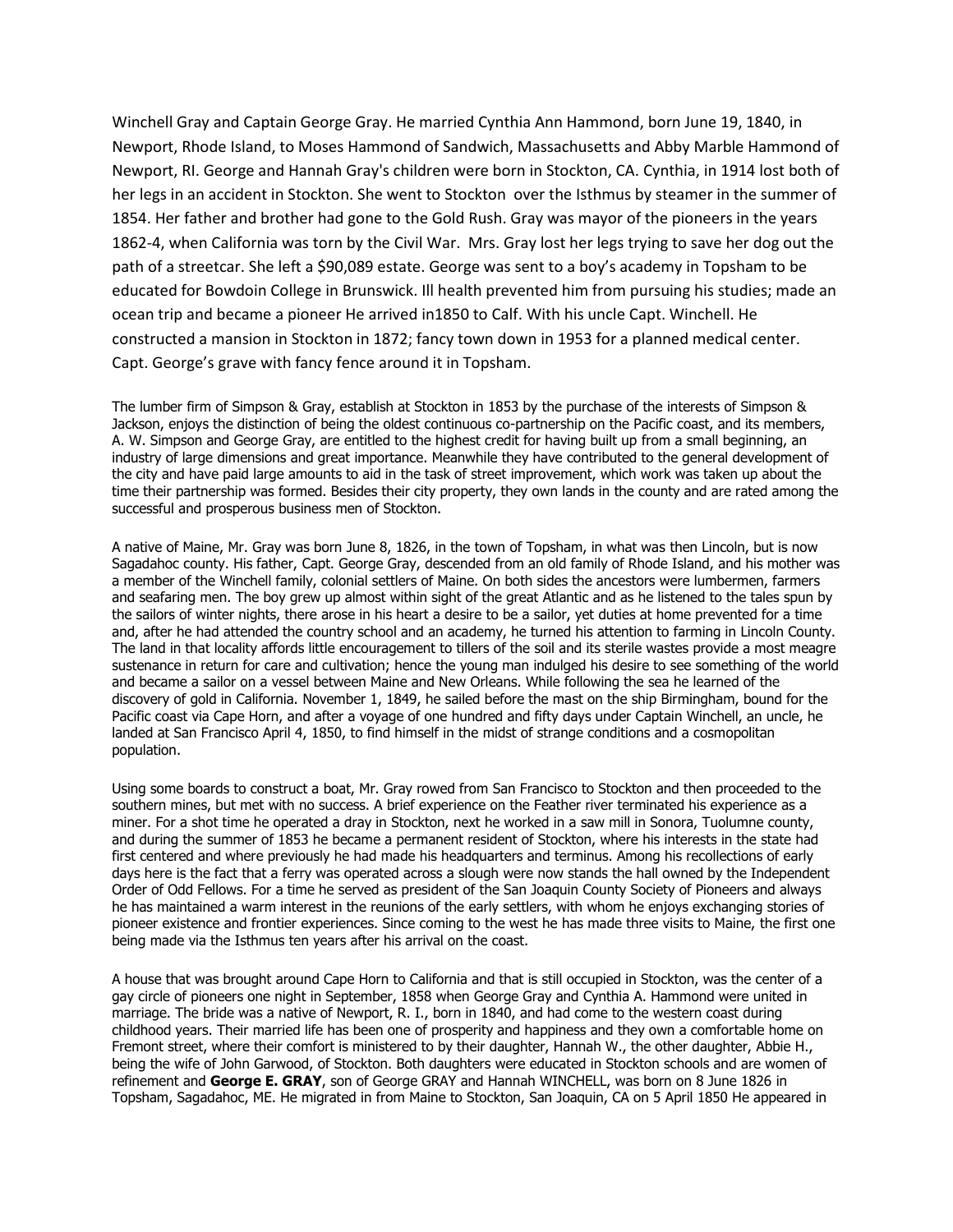Winchell Gray and Captain George Gray. He married Cynthia Ann Hammond, born June 19, 1840, in Newport, Rhode Island, to Moses Hammond of Sandwich, Massachusetts and Abby Marble Hammond of Newport, RI. George and Hannah Gray's children were born in Stockton, CA. Cynthia, in 1914 lost both of her legs in an accident in Stockton. She went to Stockton over the Isthmus by steamer in the summer of 1854. Her father and brother had gone to the Gold Rush. Gray was mayor of the pioneers in the years 1862-4, when California was torn by the Civil War. Mrs. Gray lost her legs trying to save her dog out the path of a streetcar. She left a $90,089 estate. George was sent to a boy's academy in Topsham to be educated for Bowdoin College in Brunswick. Ill health prevented him from pursuing his studies; made an ocean trip and became a pioneer He arrived in1850 to Calf. With his uncle Capt. Winchell. He constructed a mansion in Stockton in 1872; fancy town down in 1953 for a planned medical center. Capt. George's grave with fancy fence around it in Topsham.

The lumber firm of Simpson & Gray, establish at Stockton in 1853 by the purchase of the interests of Simpson & Jackson, enjoys the distinction of being the oldest continuous co-partnership on the Pacific coast, and its members, A. W. Simpson and George Gray, are entitled to the highest credit for having built up from a small beginning, an industry of large dimensions and great importance. Meanwhile they have contributed to the general development of the city and have paid large amounts to aid in the task of street improvement, which work was taken up about the time their partnership was formed. Besides their city property, they own lands in the county and are rated among the successful and prosperous business men of Stockton.

A native of Maine, Mr. Gray was born June 8, 1826, in the town of Topsham, in what was then Lincoln, but is now Sagadahoc county. His father, Capt. George Gray, descended from an old family of Rhode Island, and his mother was a member of the Winchell family, colonial settlers of Maine. On both sides the ancestors were lumbermen, farmers and seafaring men. The boy grew up almost within sight of the great Atlantic and as he listened to the tales spun by the sailors of winter nights, there arose in his heart a desire to be a sailor, yet duties at home prevented for a time and, after he had attended the country school and an academy, he turned his attention to farming in Lincoln County. The land in that locality affords little encouragement to tillers of the soil and its sterile wastes provide a most meagre sustenance in return for care and cultivation; hence the young man indulged his desire to see something of the world and became a sailor on a vessel between Maine and New Orleans. While following the sea he learned of the discovery of gold in California. November 1, 1849, he sailed before the mast on the ship Birmingham, bound for the Pacific coast via Cape Horn, and after a voyage of one hundred and fifty days under Captain Winchell, an uncle, he landed at San Francisco April 4, 1850, to find himself in the midst of strange conditions and a cosmopolitan population.

Using some boards to construct a boat, Mr. Gray rowed from San Francisco to Stockton and then proceeded to the southern mines, but met with no success. A brief experience on the Feather river terminated his experience as a miner. For a shot time he operated a dray in Stockton, next he worked in a saw mill in Sonora, Tuolumne county, and during the summer of 1853 he became a permanent resident of Stockton, where his interests in the state had first centered and where previously he had made his headquarters and terminus. Among his recollections of early days here is the fact that a ferry was operated across a slough were now stands the hall owned by the Independent Order of Odd Fellows. For a time he served as president of the San Joaquin County Society of Pioneers and always he has maintained a warm interest in the reunions of the early settlers, with whom he enjoys exchanging stories of pioneer existence and frontier experiences. Since coming to the west he has made three visits to Maine, the first one being made via the Isthmus ten years after his arrival on the coast.

A house that was brought around Cape Horn to California and that is still occupied in Stockton, was the center of a gay circle of pioneers one night in September, 1858 when George Gray and Cynthia A. Hammond were united in marriage. The bride was a native of Newport, R. I., born in 1840, and had come to the western coast during childhood years. Their married life has been one of prosperity and happiness and they own a comfortable home on Fremont street, where their comfort is ministered to by their daughter, Hannah W., the other daughter, Abbie H., being the wife of John Garwood, of Stockton. Both daughters were educated in Stockton schools and are women of refinement and **George E. GRAY**, son of George GRAY and Hannah WINCHELL, was born on 8 June 1826 in Topsham, Sagadahoc, ME. He migrated in from Maine to Stockton, San Joaquin, CA on 5 April 1850 He appeared in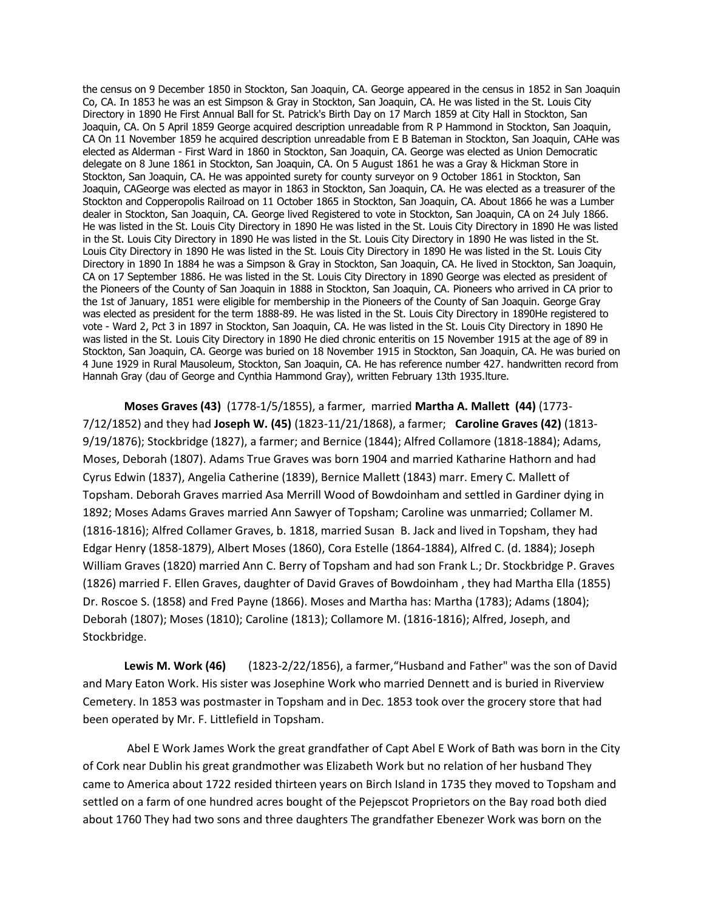the census on 9 December 1850 in Stockton, San Joaquin, CA. George appeared in the census in 1852 in San Joaquin Co, CA. In 1853 he was an est Simpson & Gray in Stockton, San Joaquin, CA. He was listed in the St. Louis City Directory in 1890 He First Annual Ball for St. Patrick's Birth Day on 17 March 1859 at City Hall in Stockton, San Joaquin, CA. On 5 April 1859 George acquired description unreadable from R P Hammond in Stockton, San Joaquin, CA On 11 November 1859 he acquired description unreadable from E B Bateman in Stockton, San Joaquin, CAHe was elected as Alderman - First Ward in 1860 in Stockton, San Joaquin, CA. George was elected as Union Democratic delegate on 8 June 1861 in Stockton, San Joaquin, CA. On 5 August 1861 he was a Gray & Hickman Store in Stockton, San Joaquin, CA. He was appointed surety for county surveyor on 9 October 1861 in Stockton, San Joaquin, CAGeorge was elected as mayor in 1863 in Stockton, San Joaquin, CA. He was elected as a treasurer of the Stockton and Copperopolis Railroad on 11 October 1865 in Stockton, San Joaquin, CA. About 1866 he was a Lumber dealer in Stockton, San Joaquin, CA. George lived Registered to vote in Stockton, San Joaquin, CA on 24 July 1866. He was listed in the St. Louis City Directory in 1890 He was listed in the St. Louis City Directory in 1890 He was listed in the St. Louis City Directory in 1890 He was listed in the St. Louis City Directory in 1890 He was listed in the St. Louis City Directory in 1890 He was listed in the St. Louis City Directory in 1890 He was listed in the St. Louis City Directory in 1890 In 1884 he was a Simpson & Gray in Stockton, San Joaquin, CA. He lived in Stockton, San Joaquin, CA on 17 September 1886. He was listed in the St. Louis City Directory in 1890 George was elected as president of the Pioneers of the County of San Joaquin in 1888 in Stockton, San Joaquin, CA. Pioneers who arrived in CA prior to the 1st of January, 1851 were eligible for membership in the Pioneers of the County of San Joaquin. George Gray was elected as president for the term 1888-89. He was listed in the St. Louis City Directory in 1890He registered to vote - Ward 2, Pct 3 in 1897 in Stockton, San Joaquin, CA. He was listed in the St. Louis City Directory in 1890 He was listed in the St. Louis City Directory in 1890 He died chronic enteritis on 15 November 1915 at the age of 89 in Stockton, San Joaquin, CA. George was buried on 18 November 1915 in Stockton, San Joaquin, CA. He was buried on 4 June 1929 in Rural Mausoleum, Stockton, San Joaquin, CA. He has reference number 427. handwritten record from Hannah Gray (dau of George and Cynthia Hammond Gray), written February 13th 1935.lture.

**Moses Graves (43)** (1778-1/5/1855), a farmer, married **Martha A. Mallett (44)** (1773-7/12/1852) and they had **Joseph W. (45)** (1823-11/21/1868), a farmer; **Caroline Graves (42)** (1813-9/19/1876); Stockbridge (1827), a farmer; and Bernice (1844); Alfred Collamore (1818-1884); Adams, Moses, Deborah (1807). Adams True Graves was born 1904 and married Katharine Hathorn and had Cyrus Edwin (1837), Angelia Catherine (1839), Bernice Mallett (1843) marr. Emery C. Mallett of Topsham. Deborah Graves married Asa Merrill Wood of Bowdoinham and settled in Gardiner dying in 1892; Moses Adams Graves married Ann Sawyer of Topsham; Caroline was unmarried; Collamer M. (1816-1816); Alfred Collamer Graves, b. 1818, married Susan B. Jack and lived in Topsham, they had Edgar Henry (1858-1879), Albert Moses (1860), Cora Estelle (1864-1884), Alfred C. (d. 1884); Joseph William Graves (1820) married Ann C. Berry of Topsham and had son Frank L.; Dr. Stockbridge P. Graves (1826) married F. Ellen Graves, daughter of David Graves of Bowdoinham , they had Martha Ella (1855) Dr. Roscoe S. (1858) and Fred Payne (1866). Moses and Martha has: Martha (1783); Adams (1804); Deborah (1807); Moses (1810); Caroline (1813); Collamore M. (1816-1816); Alfred, Joseph, and Stockbridge.

**Lewis M. Work (46)** (1823-2/22/1856), a farmer,"Husband and Father" was the son of David and Mary Eaton Work. His sister was Josephine Work who married Dennett and is buried in Riverview Cemetery. In 1853 was postmaster in Topsham and in Dec. 1853 took over the grocery store that had been operated by Mr. F. Littlefield in Topsham.

Abel E Work James Work the great grandfather of Capt Abel E Work of Bath was born in the City of Cork near Dublin his great grandmother was Elizabeth Work but no relation of her husband They came to America about 1722 resided thirteen years on Birch Island in 1735 they moved to Topsham and settled on a farm of one hundred acres bought of the Pejepscot Proprietors on the Bay road both died about 1760 They had two sons and three daughters The grandfather Ebenezer Work was born on the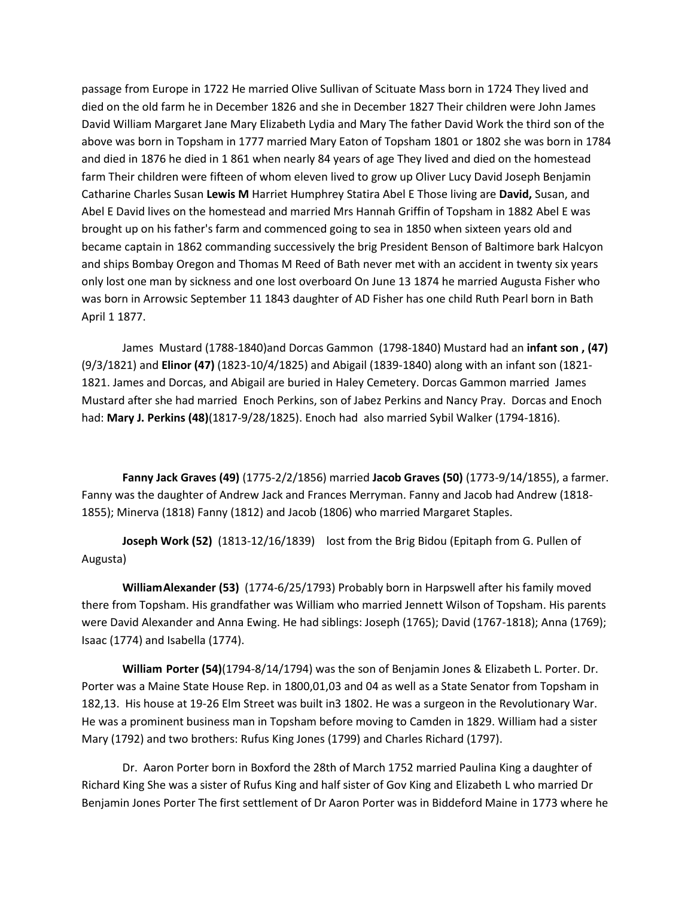passage from Europe in 1722 He married Olive Sullivan of Scituate Mass born in 1724 They lived and died on the old farm he in December 1826 and she in December 1827 Their children were John James David William Margaret Jane Mary Elizabeth Lydia and Mary The father David Work the third son of the above was born in Topsham in 1777 married Mary Eaton of Topsham 1801 or 1802 she was born in 1784 and died in 1876 he died in 1 861 when nearly 84 years of age They lived and died on the homestead farm Their children were fifteen of whom eleven lived to grow up Oliver Lucy David Joseph Benjamin Catharine Charles Susan **Lewis M** Harriet Humphrey Statira Abel E Those living are **David,** Susan, and Abel E David lives on the homestead and married Mrs Hannah Griffin of Topsham in 1882 Abel E was brought up on his father's farm and commenced going to sea in 1850 when sixteen years old and became captain in 1862 commanding successively the brig President Benson of Baltimore bark Halcyon and ships Bombay Oregon and Thomas M Reed of Bath never met with an accident in twenty six years only lost one man by sickness and one lost overboard On June 13 1874 he married Augusta Fisher who was born in Arrowsic September 11 1843 daughter of AD Fisher has one child Ruth Pearl born in Bath April 1 1877.

James Mustard (1788-1840)and Dorcas Gammon (1798-1840) Mustard had an **infant son , (47)** (9/3/1821) and **Elinor (47)** (1823-10/4/1825) and Abigail (1839-1840) along with an infant son (1821-1821. James and Dorcas, and Abigail are buried in Haley Cemetery. Dorcas Gammon married James Mustard after she had married Enoch Perkins, son of Jabez Perkins and Nancy Pray. Dorcas and Enoch had: **Mary J. Perkins (48)**(1817-9/28/1825). Enoch had also married Sybil Walker (1794-1816).

**Fanny Jack Graves (49)** (1775-2/2/1856) married **Jacob Graves (50)** (1773-9/14/1855), a farmer. Fanny was the daughter of Andrew Jack and Frances Merryman. Fanny and Jacob had Andrew (1818-1855); Minerva (1818) Fanny (1812) and Jacob (1806) who married Margaret Staples.

**Joseph Work (52)** (1813-12/16/1839) lost from the Brig Bidou (Epitaph from G. Pullen of Augusta)

**WilliamAlexander (53)** (1774-6/25/1793) Probably born in Harpswell after his family moved there from Topsham. His grandfather was William who married Jennett Wilson of Topsham. His parents were David Alexander and Anna Ewing. He had siblings: Joseph (1765); David (1767-1818); Anna (1769); Isaac (1774) and Isabella (1774).

**William Porter (54)**(1794-8/14/1794) was the son of Benjamin Jones & Elizabeth L. Porter. Dr. Porter was a Maine State House Rep. in 1800,01,03 and 04 as well as a State Senator from Topsham in 182,13. His house at 19-26 Elm Street was built in3 1802. He was a surgeon in the Revolutionary War. He was a prominent business man in Topsham before moving to Camden in 1829. William had a sister Mary (1792) and two brothers: Rufus King Jones (1799) and Charles Richard (1797).

Dr. Aaron Porter born in Boxford the 28th of March 1752 married Paulina King a daughter of Richard King She was a sister of Rufus King and half sister of Gov King and Elizabeth L who married Dr Benjamin Jones Porter The first settlement of Dr Aaron Porter was in Biddeford Maine in 1773 where he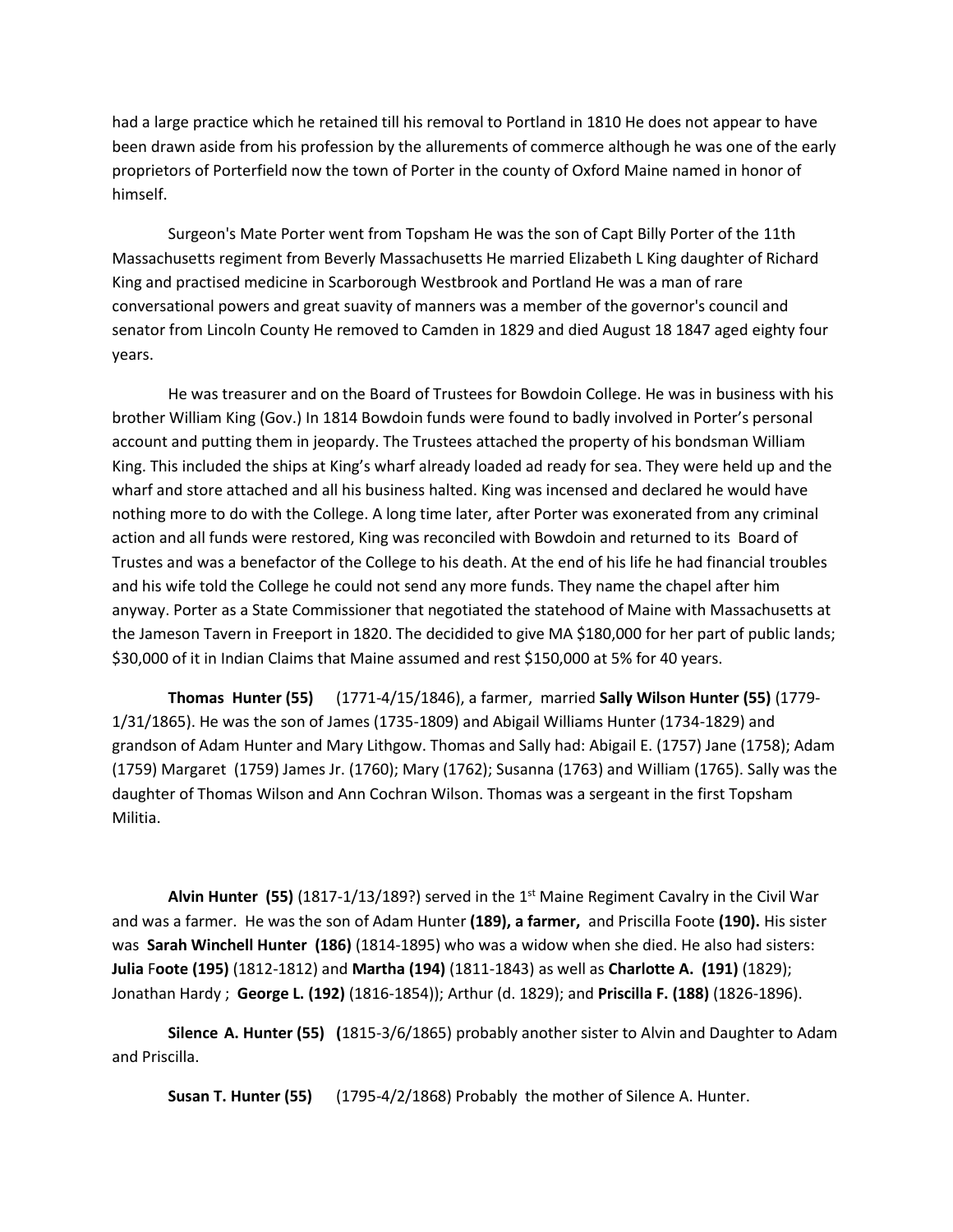had a large practice which he retained till his removal to Portland in 1810 He does not appear to have been drawn aside from his profession by the allurements of commerce although he was one of the early proprietors of Porterfield now the town of Porter in the county of Oxford Maine named in honor of himself.

Surgeon's Mate Porter went from Topsham He was the son of Capt Billy Porter of the 11th Massachusetts regiment from Beverly Massachusetts He married Elizabeth L King daughter of Richard King and practised medicine in Scarborough Westbrook and Portland He was a man of rare conversational powers and great suavity of manners was a member of the governor's council and senator from Lincoln County He removed to Camden in 1829 and died August 18 1847 aged eighty four years.

He was treasurer and on the Board of Trustees for Bowdoin College. He was in business with his brother William King (Gov.) In 1814 Bowdoin funds were found to badly involved in Porter's personal account and putting them in jeopardy. The Trustees attached the property of his bondsman William King. This included the ships at King's wharf already loaded ad ready for sea. They were held up and the wharf and store attached and all his business halted. King was incensed and declared he would have nothing more to do with the College. A long time later, after Porter was exonerated from any criminal action and all funds were restored, King was reconciled with Bowdoin and returned to its Board of Trustes and was a benefactor of the College to his death. At the end of his life he had financial troubles and his wife told the College he could not send any more funds. They name the chapel after him anyway. Porter as a State Commissioner that negotiated the statehood of Maine with Massachusetts at the Jameson Tavern in Freeport in 1820. The decidided to give MA $180,000 for her part of public lands; $30,000 of it in Indian Claims that Maine assumed and rest $150,000 at 5% for 40 years.

**Thomas Hunter (55)** (1771-4/15/1846), a farmer, married **Sally Wilson Hunter (55)** (1779-1/31/1865). He was the son of James (1735-1809) and Abigail Williams Hunter (1734-1829) and grandson of Adam Hunter and Mary Lithgow. Thomas and Sally had: Abigail E. (1757) Jane (1758); Adam (1759) Margaret (1759) James Jr. (1760); Mary (1762); Susanna (1763) and William (1765). Sally was the daughter of Thomas Wilson and Ann Cochran Wilson. Thomas was a sergeant in the first Topsham Militia.

**Alvin Hunter (55)** (1817-1/13/189?) served in the 1st Maine Regiment Cavalry in the Civil War and was a farmer. He was the son of Adam Hunter **(189), a farmer,** and Priscilla Foote **(190).** His sister was **Sarah Winchell Hunter (186)** (1814-1895) who was a widow when she died. He also had sisters: **Julia** F**oote (195)** (1812-1812) and **Martha (194)** (1811-1843) as well as **Charlotte A. (191)** (1829); Jonathan Hardy ; **George L. (192)** (1816-1854)); Arthur (d. 1829); and **Priscilla F. (188)** (1826-1896).

**Silence A. Hunter (55) (**1815-3/6/1865) probably another sister to Alvin and Daughter to Adam and Priscilla.

**Susan T. Hunter (55)** (1795-4/2/1868) Probably the mother of Silence A. Hunter.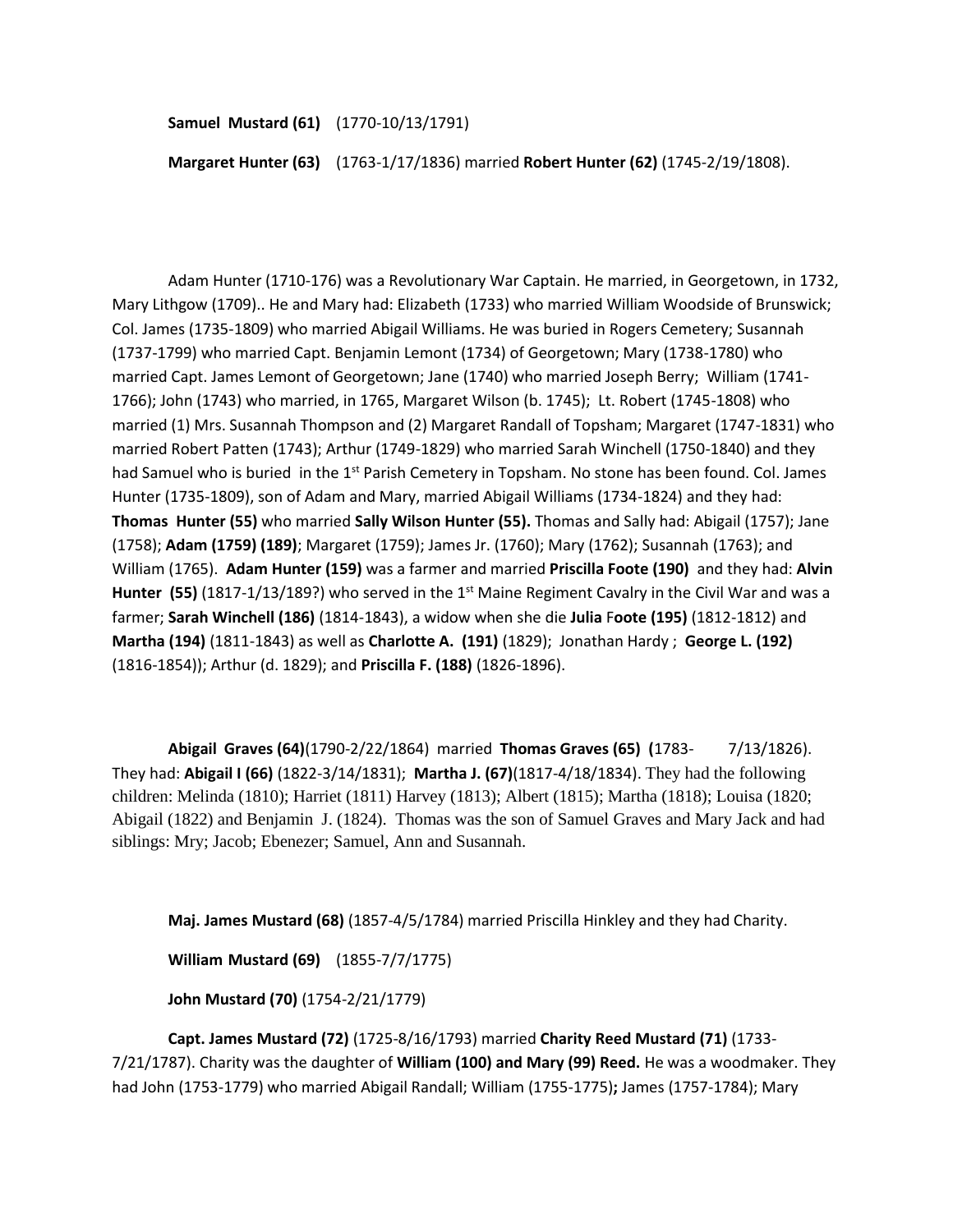**Samuel Mustard (61)** (1770-10/13/1791)

**Margaret Hunter (63)** (1763-1/17/1836) married **Robert Hunter (62)** (1745-2/19/1808).

Adam Hunter (1710-176) was a Revolutionary War Captain. He married, in Georgetown, in 1732, Mary Lithgow (1709).. He and Mary had: Elizabeth (1733) who married William Woodside of Brunswick; Col. James (1735-1809) who married Abigail Williams. He was buried in Rogers Cemetery; Susannah (1737-1799) who married Capt. Benjamin Lemont (1734) of Georgetown; Mary (1738-1780) who married Capt. James Lemont of Georgetown; Jane (1740) who married Joseph Berry; William (1741-1766); John (1743) who married, in 1765, Margaret Wilson (b. 1745); Lt. Robert (1745-1808) who married (1) Mrs. Susannah Thompson and (2) Margaret Randall of Topsham; Margaret (1747-1831) who married Robert Patten (1743); Arthur (1749-1829) who married Sarah Winchell (1750-1840) and they had Samuel who is buried in the 1st Parish Cemetery in Topsham. No stone has been found. Col. James Hunter (1735-1809), son of Adam and Mary, married Abigail Williams (1734-1824) and they had: **Thomas Hunter (55)** who married **Sally Wilson Hunter (55).** Thomas and Sally had: Abigail (1757); Jane (1758); **Adam (1759) (189)**; Margaret (1759); James Jr. (1760); Mary (1762); Susannah (1763); and William (1765). **Adam Hunter (159)** was a farmer and married **Priscilla Foote (190)** and they had: **Alvin Hunter (55)** (1817-1/13/189?) who served in the 1st Maine Regiment Cavalry in the Civil War and was a farmer; **Sarah Winchell (186)** (1814-1843), a widow when she die **Julia** F**oote (195)** (1812-1812) and **Martha (194)** (1811-1843) as well as **Charlotte A. (191)** (1829); Jonathan Hardy ; **George L. (192)** (1816-1854)); Arthur (d. 1829); and **Priscilla F. (188)** (1826-1896).

**Abigail Graves (64)**(1790-2/22/1864) married **Thomas Graves (65) (**1783- 7/13/1826). They had: **Abigail I (66)** (1822-3/14/1831); **Martha J. (67)**(1817-4/18/1834). They had the following children: Melinda (1810); Harriet (1811) Harvey (1813); Albert (1815); Martha (1818); Louisa (1820; Abigail (1822) and Benjamin J. (1824). Thomas was the son of Samuel Graves and Mary Jack and had siblings: Mry; Jacob; Ebenezer; Samuel, Ann and Susannah.

**Maj. James Mustard (68)** (1857-4/5/1784) married Priscilla Hinkley and they had Charity.

**William Mustard (69)** (1855-7/7/1775)

**John Mustard (70)** (1754-2/21/1779)

**Capt. James Mustard (72)** (1725-8/16/1793) married **Charity Reed Mustard (71)** (1733-7/21/1787). Charity was the daughter of **William (100) and Mary (99) Reed.** He was a woodmaker. They had John (1753-1779) who married Abigail Randall; William (1755-1775)**;** James (1757-1784); Mary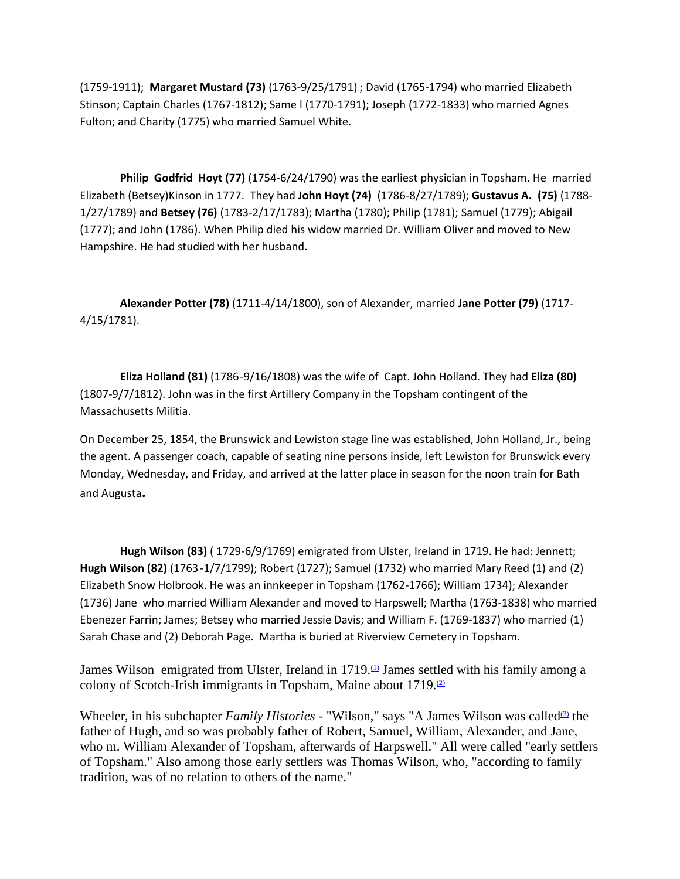(1759-1911); **Margaret Mustard (73)** (1763-9/25/1791) ; David (1765-1794) who married Elizabeth Stinson; Captain Charles (1767-1812); Same l (1770-1791); Joseph (1772-1833) who married Agnes Fulton; and Charity (1775) who married Samuel White.

**Philip Godfrid Hoyt (77)** (1754-6/24/1790) was the earliest physician in Topsham. He married Elizabeth (Betsey)Kinson in 1777. They had **John Hoyt (74)** (1786-8/27/1789); **Gustavus A. (75)** (1788-1/27/1789) and **Betsey (76)** (1783-2/17/1783); Martha (1780); Philip (1781); Samuel (1779); Abigail (1777); and John (1786). When Philip died his widow married Dr. William Oliver and moved to New Hampshire. He had studied with her husband.

**Alexander Potter (78)** (1711-4/14/1800), son of Alexander, married **Jane Potter (79)** (1717-4/15/1781).

**Eliza Holland (81)** (1786-9/16/1808) was the wife of Capt. John Holland. They had **Eliza (80)** (1807-9/7/1812). John was in the first Artillery Company in the Topsham contingent of the Massachusetts Militia.

On December 25, 1854, the Brunswick and Lewiston stage line was established, John Holland, Jr., being the agent. A passenger coach, capable of seating nine persons inside, left Lewiston for Brunswick every Monday, Wednesday, and Friday, and arrived at the latter place in season for the noon train for Bath and Augusta.

**Hugh Wilson (83)** ( 1729-6/9/1769) emigrated from Ulster, Ireland in 1719. He had: Jennett; **Hugh Wilson (82)** (1763-1/7/1799); Robert (1727); Samuel (1732) who married Mary Reed (1) and (2) Elizabeth Snow Holbrook. He was an innkeeper in Topsham (1762-1766); William 1734); Alexander (1736) Jane who married William Alexander and moved to Harpswell; Martha (1763-1838) who married Ebenezer Farrin; James; Betsey who married Jessie Davis; and William F. (1769-1837) who married (1) Sarah Chase and (2) Deborah Page. Martha is buried at Riverview Cemetery in Topsham.

James Wilson emigrated from Ulster, Ireland in 1719.[1] James settled with his family among a colony of Scotch-Irish immigrants in Topsham, Maine about 1719.[2]

Wheeler, in his subchapter *Family Histories* - "Wilson," says "A James Wilson was called[3] the father of Hugh, and so was probably father of Robert, Samuel, William, Alexander, and Jane, who m. William Alexander of Topsham, afterwards of Harpswell." All were called "early settlers of Topsham." Also among those early settlers was Thomas Wilson, who, "according to family tradition, was of no relation to others of the name."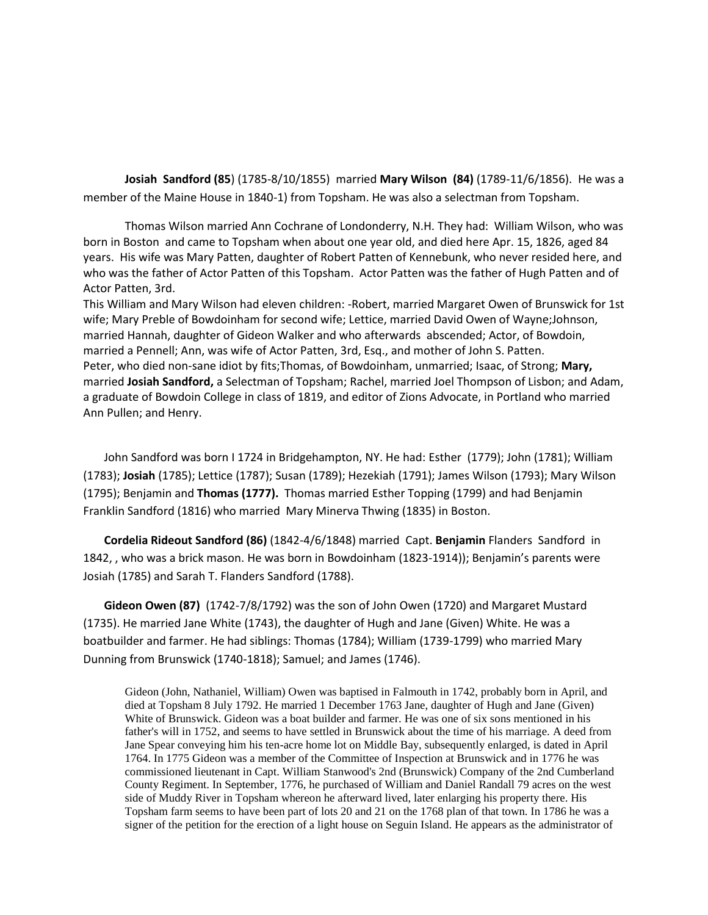**Josiah Sandford (85**) (1785-8/10/1855) married **Mary Wilson (84)** (1789-11/6/1856). He was a member of the Maine House in 1840-1) from Topsham. He was also a selectman from Topsham.

Thomas Wilson married Ann Cochrane of Londonderry, N.H. They had: William Wilson, who was born in Boston and came to Topsham when about one year old, and died here Apr. 15, 1826, aged 84 years. His wife was Mary Patten, daughter of Robert Patten of Kennebunk, who never resided here, and who was the father of Actor Patten of this Topsham. Actor Patten was the father of Hugh Patten and of Actor Patten, 3rd.

This William and Mary Wilson had eleven children: -Robert, married Margaret Owen of Brunswick for 1st wife; Mary Preble of Bowdoinham for second wife; Lettice, married David Owen of Wayne;Johnson, married Hannah, daughter of Gideon Walker and who afterwards absconded; Actor, of Bowdoin, married a Pennell; Ann, was wife of Actor Patten, 3rd, Esq., and mother of John S. Patten.
Peter, who died non-sane idiot by fits;Thomas, of Bowdoinham, unmarried; Isaac, of Strong; **Mary,** married **Josiah Sandford,** a Selectman of Topsham; Rachel, married Joel Thompson of Lisbon; and Adam, a graduate of Bowdoin College in class of 1819, and editor of Zions Advocate, in Portland who married Ann Pullen; and Henry.

John Sandford was born I 1724 in Bridgehampton, NY. He had: Esther (1779); John (1781); William (1783); **Josiah** (1785); Lettice (1787); Susan (1789); Hezekiah (1791); James Wilson (1793); Mary Wilson (1795); Benjamin and **Thomas (1777).** Thomas married Esther Topping (1799) and had Benjamin Franklin Sandford (1816) who married Mary Minerva Thwing (1835) in Boston.

**Cordelia Rideout Sandford (86)** (1842-4/6/1848) married Capt. **Benjamin** Flanders Sandford in 1842, , who was a brick mason. He was born in Bowdoinham (1823-1914)); Benjamin's parents were Josiah (1785) and Sarah T. Flanders Sandford (1788).

**Gideon Owen (87)** (1742-7/8/1792) was the son of John Owen (1720) and Margaret Mustard (1735). He married Jane White (1743), the daughter of Hugh and Jane (Given) White. He was a boatbuilder and farmer. He had siblings: Thomas (1784); William (1739-1799) who married Mary Dunning from Brunswick (1740-1818); Samuel; and James (1746).

> Gideon (John, Nathaniel, William) Owen was baptised in Falmouth in 1742, probably born in April, and died at Topsham 8 July 1792. He married 1 December 1763 Jane, daughter of Hugh and Jane (Given) White of Brunswick. Gideon was a boat builder and farmer. He was one of six sons mentioned in his father's will in 1752, and seems to have settled in Brunswick about the time of his marriage. A deed from Jane Spear conveying him his ten-acre home lot on Middle Bay, subsequently enlarged, is dated in April 1764. In 1775 Gideon was a member of the Committee of Inspection at Brunswick and in 1776 he was commissioned lieutenant in Capt. William Stanwood's 2nd (Brunswick) Company of the 2nd Cumberland County Regiment. In September, 1776, he purchased of William and Daniel Randall 79 acres on the west side of Muddy River in Topsham whereon he afterward lived, later enlarging his property there. His Topsham farm seems to have been part of lots 20 and 21 on the 1768 plan of that town. In 1786 he was a signer of the petition for the erection of a light house on Seguin Island. He appears as the administrator of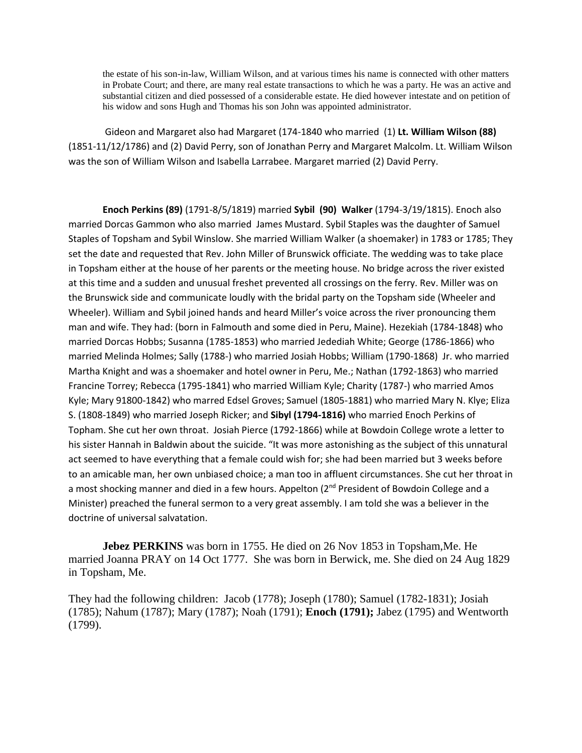the estate of his son-in-law, William Wilson, and at various times his name is connected with other matters in Probate Court; and there, are many real estate transactions to which he was a party. He was an active and substantial citizen and died possessed of a considerable estate. He died however intestate and on petition of his widow and sons Hugh and Thomas his son John was appointed administrator.

Gideon and Margaret also had Margaret (174-1840 who married (1) **Lt. William Wilson (88)** (1851-11/12/1786) and (2) David Perry, son of Jonathan Perry and Margaret Malcolm. Lt. William Wilson was the son of William Wilson and Isabella Larrabee. Margaret married (2) David Perry.

**Enoch Perkins (89)** (1791-8/5/1819) married **Sybil (90) Walker** (1794-3/19/1815). Enoch also married Dorcas Gammon who also married James Mustard. Sybil Staples was the daughter of Samuel Staples of Topsham and Sybil Winslow. She married William Walker (a shoemaker) in 1783 or 1785; They set the date and requested that Rev. John Miller of Brunswick officiate. The wedding was to take place in Topsham either at the house of her parents or the meeting house. No bridge across the river existed at this time and a sudden and unusual freshet prevented all crossings on the ferry. Rev. Miller was on the Brunswick side and communicate loudly with the bridal party on the Topsham side (Wheeler and Wheeler). William and Sybil joined hands and heard Miller's voice across the river pronouncing them man and wife. They had: (born in Falmouth and some died in Peru, Maine). Hezekiah (1784-1848) who married Dorcas Hobbs; Susanna (1785-1853) who married Jedediah White; George (1786-1866) who married Melinda Holmes; Sally (1788-) who married Josiah Hobbs; William (1790-1868) Jr. who married Martha Knight and was a shoemaker and hotel owner in Peru, Me.; Nathan (1792-1863) who married Francine Torrey; Rebecca (1795-1841) who married William Kyle; Charity (1787-) who married Amos Kyle; Mary 91800-1842) who marred Edsel Groves; Samuel (1805-1881) who married Mary N. Klye; Eliza S. (1808-1849) who married Joseph Ricker; and **Sibyl (1794-1816)** who married Enoch Perkins of Topham. She cut her own throat. Josiah Pierce (1792-1866) while at Bowdoin College wrote a letter to his sister Hannah in Baldwin about the suicide. "It was more astonishing as the subject of this unnatural act seemed to have everything that a female could wish for; she had been married but 3 weeks before to an amicable man, her own unbiased choice; a man too in affluent circumstances. She cut her throat in a most shocking manner and died in a few hours. Appelton (2nd President of Bowdoin College and a Minister) preached the funeral sermon to a very great assembly. I am told she was a believer in the doctrine of universal salvatation.

**Jebez PERKINS** was born in 1755. He died on 26 Nov 1853 in Topsham,Me. He married Joanna PRAY on 14 Oct 1777. She was born in Berwick, me. She died on 24 Aug 1829 in Topsham, Me.

They had the following children: Jacob (1778); Joseph (1780); Samuel (1782-1831); Josiah (1785); Nahum (1787); Mary (1787); Noah (1791); **Enoch (1791);** Jabez (1795) and Wentworth (1799).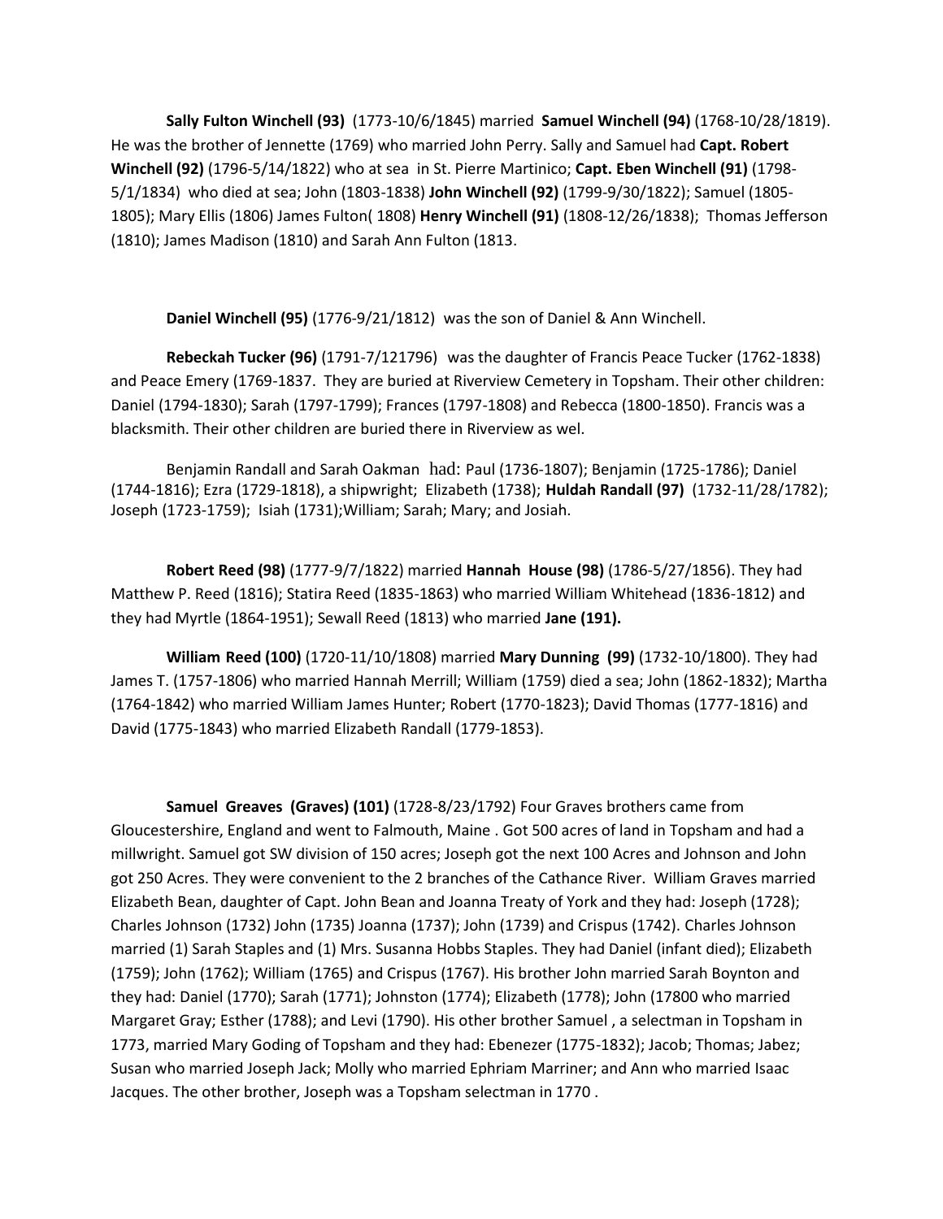**Sally Fulton Winchell (93)** (1773-10/6/1845) married **Samuel Winchell (94)** (1768-10/28/1819). He was the brother of Jennette (1769) who married John Perry. Sally and Samuel had **Capt. Robert Winchell (92)** (1796-5/14/1822) who at sea in St. Pierre Martinico; **Capt. Eben Winchell (91)** (1798-5/1/1834) who died at sea; John (1803-1838) **John Winchell (92)** (1799-9/30/1822); Samuel (1805-1805); Mary Ellis (1806) James Fulton( 1808) **Henry Winchell (91)** (1808-12/26/1838); Thomas Jefferson (1810); James Madison (1810) and Sarah Ann Fulton (1813.

**Daniel Winchell (95)** (1776-9/21/1812) was the son of Daniel & Ann Winchell.

**Rebeckah Tucker (96)** (1791-7/121796) was the daughter of Francis Peace Tucker (1762-1838) and Peace Emery (1769-1837. They are buried at Riverview Cemetery in Topsham. Their other children: Daniel (1794-1830); Sarah (1797-1799); Frances (1797-1808) and Rebecca (1800-1850). Francis was a blacksmith. Their other children are buried there in Riverview as wel.

Benjamin Randall and Sarah Oakman had: Paul (1736-1807); Benjamin (1725-1786); Daniel (1744-1816); Ezra (1729-1818), a shipwright; Elizabeth (1738); **Huldah Randall (97)** (1732-11/28/1782); Joseph (1723-1759); Isiah (1731);William; Sarah; Mary; and Josiah.

**Robert Reed (98)** (1777-9/7/1822) married **Hannah House (98)** (1786-5/27/1856). They had Matthew P. Reed (1816); Statira Reed (1835-1863) who married William Whitehead (1836-1812) and they had Myrtle (1864-1951); Sewall Reed (1813) who married **Jane (191).**

**William Reed (100)** (1720-11/10/1808) married **Mary Dunning (99)** (1732-10/1800). They had James T. (1757-1806) who married Hannah Merrill; William (1759) died a sea; John (1862-1832); Martha (1764-1842) who married William James Hunter; Robert (1770-1823); David Thomas (1777-1816) and David (1775-1843) who married Elizabeth Randall (1779-1853).

**Samuel Greaves (Graves) (101)** (1728-8/23/1792) Four Graves brothers came from Gloucestershire, England and went to Falmouth, Maine . Got 500 acres of land in Topsham and had a millwright. Samuel got SW division of 150 acres; Joseph got the next 100 Acres and Johnson and John got 250 Acres. They were convenient to the 2 branches of the Cathance River. William Graves married Elizabeth Bean, daughter of Capt. John Bean and Joanna Treaty of York and they had: Joseph (1728); Charles Johnson (1732) John (1735) Joanna (1737); John (1739) and Crispus (1742). Charles Johnson married (1) Sarah Staples and (1) Mrs. Susanna Hobbs Staples. They had Daniel (infant died); Elizabeth (1759); John (1762); William (1765) and Crispus (1767). His brother John married Sarah Boynton and they had: Daniel (1770); Sarah (1771); Johnston (1774); Elizabeth (1778); John (17800 who married Margaret Gray; Esther (1788); and Levi (1790). His other brother Samuel , a selectman in Topsham in 1773, married Mary Goding of Topsham and they had: Ebenezer (1775-1832); Jacob; Thomas; Jabez; Susan who married Joseph Jack; Molly who married Ephriam Marriner; and Ann who married Isaac Jacques. The other brother, Joseph was a Topsham selectman in 1770 .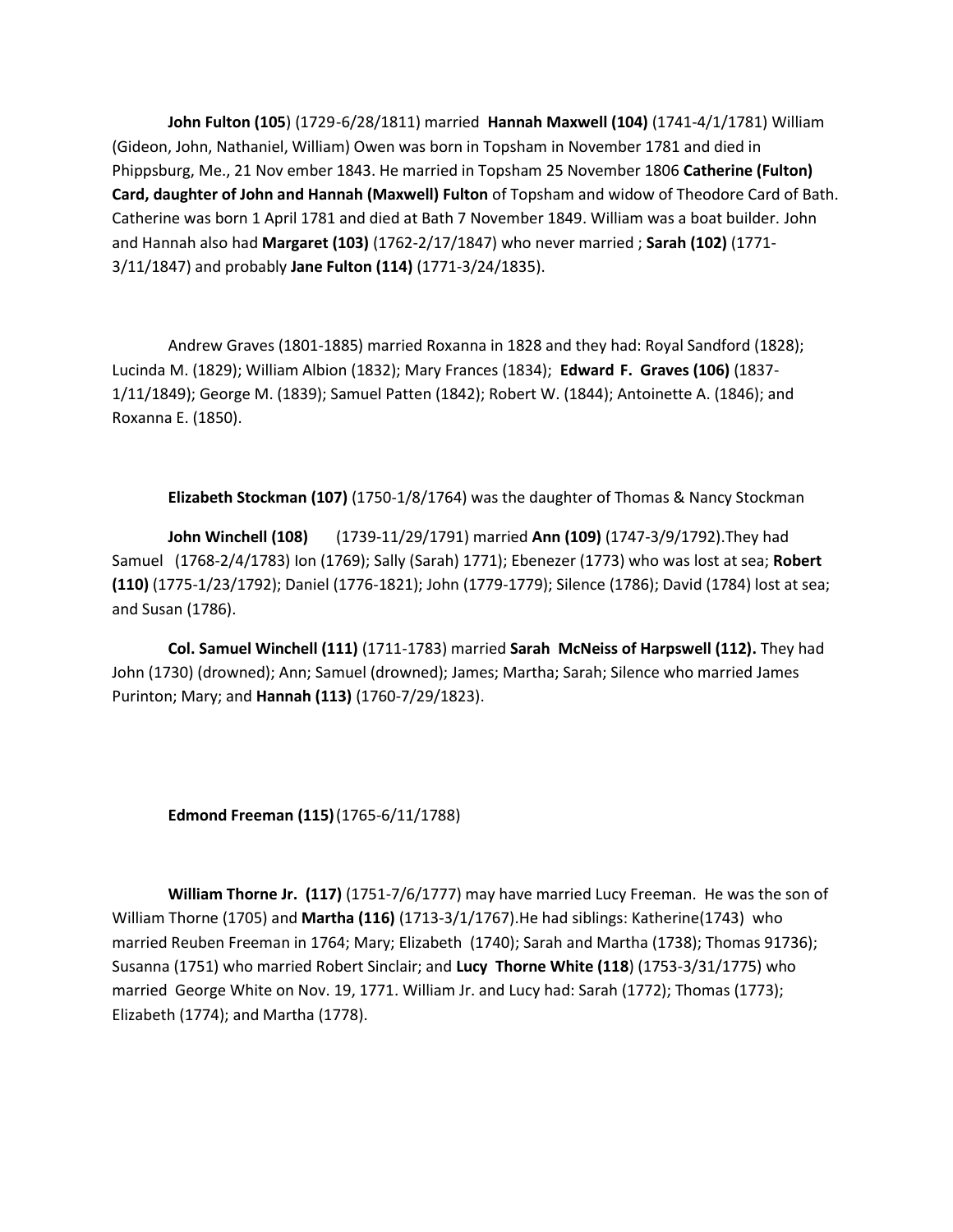**John Fulton (105**) (1729-6/28/1811) married **Hannah Maxwell (104)** (1741-4/1/1781) William (Gideon, John, Nathaniel, William) Owen was born in Topsham in November 1781 and died in Phippsburg, Me., 21 Nov ember 1843. He married in Topsham 25 November 1806 **Catherine (Fulton) Card, daughter of John and Hannah (Maxwell) Fulton** of Topsham and widow of Theodore Card of Bath. Catherine was born 1 April 1781 and died at Bath 7 November 1849. William was a boat builder. John and Hannah also had **Margaret (103)** (1762-2/17/1847) who never married ; **Sarah (102)** (1771-3/11/1847) and probably **Jane Fulton (114)** (1771-3/24/1835).

Andrew Graves (1801-1885) married Roxanna in 1828 and they had: Royal Sandford (1828); Lucinda M. (1829); William Albion (1832); Mary Frances (1834); **Edward F. Graves (106)** (1837-1/11/1849); George M. (1839); Samuel Patten (1842); Robert W. (1844); Antoinette A. (1846); and Roxanna E. (1850).

**Elizabeth Stockman (107)** (1750-1/8/1764) was the daughter of Thomas & Nancy Stockman

**John Winchell (108)** (1739-11/29/1791) married **Ann (109)** (1747-3/9/1792).They had Samuel (1768-2/4/1783) Ion (1769); Sally (Sarah) 1771); Ebenezer (1773) who was lost at sea; **Robert (110)** (1775-1/23/1792); Daniel (1776-1821); John (1779-1779); Silence (1786); David (1784) lost at sea; and Susan (1786).

**Col. Samuel Winchell (111)** (1711-1783) married **Sarah McNeiss of Harpswell (112).** They had John (1730) (drowned); Ann; Samuel (drowned); James; Martha; Sarah; Silence who married James Purinton; Mary; and **Hannah (113)** (1760-7/29/1823).

**Edmond Freeman (115)** (1765-6/11/1788)

**William Thorne Jr. (117)** (1751-7/6/1777) may have married Lucy Freeman. He was the son of William Thorne (1705) and **Martha (116)** (1713-3/1/1767).He had siblings: Katherine(1743) who married Reuben Freeman in 1764; Mary; Elizabeth (1740); Sarah and Martha (1738); Thomas 91736); Susanna (1751) who married Robert Sinclair; and **Lucy Thorne White (118**) (1753-3/31/1775) who married George White on Nov. 19, 1771. William Jr. and Lucy had: Sarah (1772); Thomas (1773); Elizabeth (1774); and Martha (1778).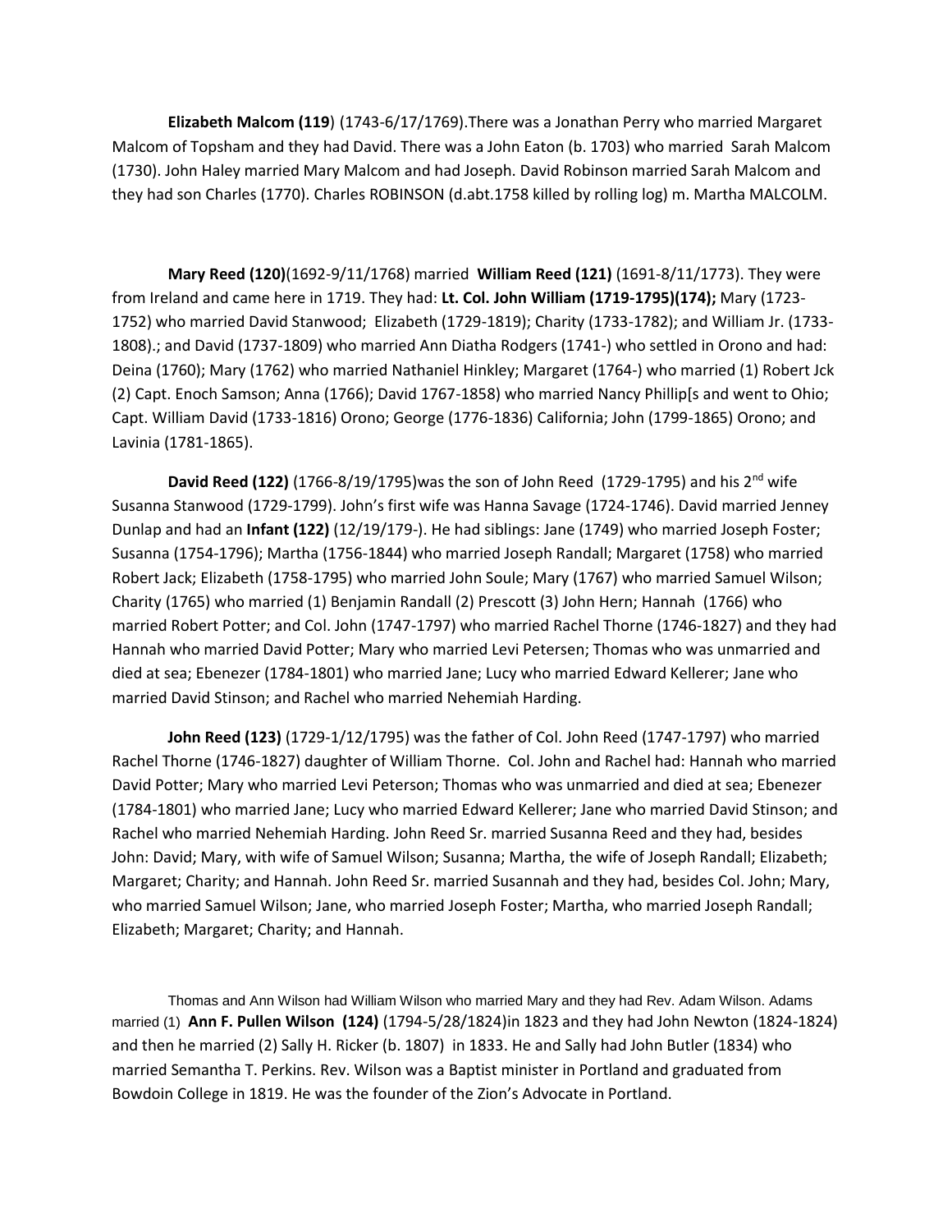**Elizabeth Malcom (119**) (1743-6/17/1769).There was a Jonathan Perry who married Margaret Malcom of Topsham and they had David. There was a John Eaton (b. 1703) who married Sarah Malcom (1730). John Haley married Mary Malcom and had Joseph. David Robinson married Sarah Malcom and they had son Charles (1770). Charles ROBINSON (d.abt.1758 killed by rolling log) m. Martha MALCOLM.

**Mary Reed (120)**(1692-9/11/1768) married **William Reed (121)** (1691-8/11/1773). They were from Ireland and came here in 1719. They had: **Lt. Col. John William (1719-1795)(174);** Mary (1723-1752) who married David Stanwood; Elizabeth (1729-1819); Charity (1733-1782); and William Jr. (1733-1808).; and David (1737-1809) who married Ann Diatha Rodgers (1741-) who settled in Orono and had: Deina (1760); Mary (1762) who married Nathaniel Hinkley; Margaret (1764-) who married (1) Robert Jck (2) Capt. Enoch Samson; Anna (1766); David 1767-1858) who married Nancy Phillip[s and went to Ohio; Capt. William David (1733-1816) Orono; George (1776-1836) California; John (1799-1865) Orono; and Lavinia (1781-1865).

**David Reed (122)** (1766-8/19/1795)was the son of John Reed (1729-1795) and his 2nd wife Susanna Stanwood (1729-1799). John's first wife was Hanna Savage (1724-1746). David married Jenney Dunlap and had an **Infant (122)** (12/19/179-). He had siblings: Jane (1749) who married Joseph Foster; Susanna (1754-1796); Martha (1756-1844) who married Joseph Randall; Margaret (1758) who married Robert Jack; Elizabeth (1758-1795) who married John Soule; Mary (1767) who married Samuel Wilson; Charity (1765) who married (1) Benjamin Randall (2) Prescott (3) John Hern; Hannah (1766) who married Robert Potter; and Col. John (1747-1797) who married Rachel Thorne (1746-1827) and they had Hannah who married David Potter; Mary who married Levi Petersen; Thomas who was unmarried and died at sea; Ebenezer (1784-1801) who married Jane; Lucy who married Edward Kellerer; Jane who married David Stinson; and Rachel who married Nehemiah Harding.

**John Reed (123)** (1729-1/12/1795) was the father of Col. John Reed (1747-1797) who married Rachel Thorne (1746-1827) daughter of William Thorne. Col. John and Rachel had: Hannah who married David Potter; Mary who married Levi Peterson; Thomas who was unmarried and died at sea; Ebenezer (1784-1801) who married Jane; Lucy who married Edward Kellerer; Jane who married David Stinson; and Rachel who married Nehemiah Harding. John Reed Sr. married Susanna Reed and they had, besides John: David; Mary, with wife of Samuel Wilson; Susanna; Martha, the wife of Joseph Randall; Elizabeth; Margaret; Charity; and Hannah. John Reed Sr. married Susannah and they had, besides Col. John; Mary, who married Samuel Wilson; Jane, who married Joseph Foster; Martha, who married Joseph Randall; Elizabeth; Margaret; Charity; and Hannah.

Thomas and Ann Wilson had William Wilson who married Mary and they had Rev. Adam Wilson. Adams married (1) **Ann F. Pullen Wilson (124)** (1794-5/28/1824)in 1823 and they had John Newton (1824-1824) and then he married (2) Sally H. Ricker (b. 1807) in 1833. He and Sally had John Butler (1834) who married Semantha T. Perkins. Rev. Wilson was a Baptist minister in Portland and graduated from Bowdoin College in 1819. He was the founder of the Zion's Advocate in Portland.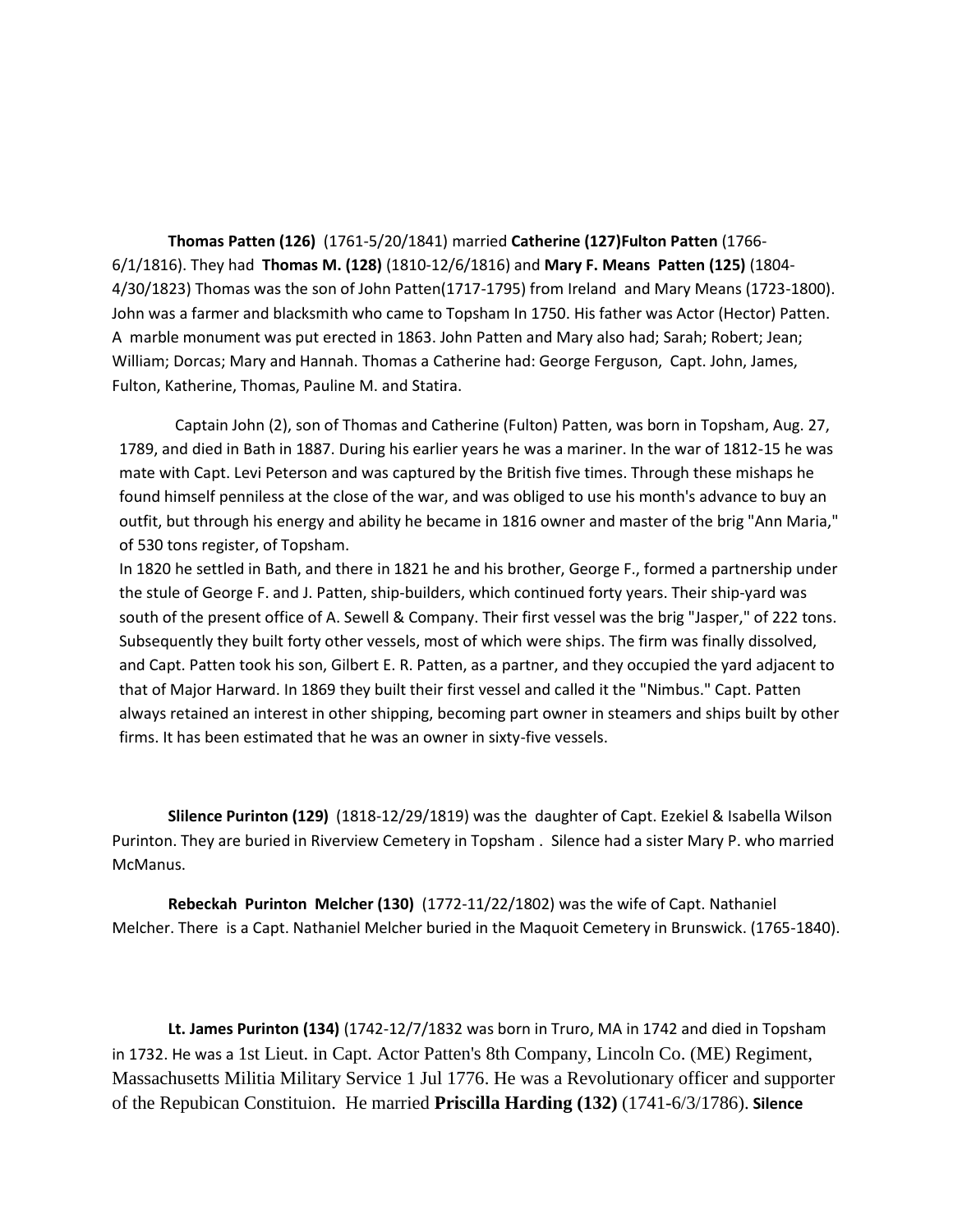**Thomas Patten (126)** (1761-5/20/1841) married **Catherine (127)Fulton Patten** (1766-6/1/1816). They had **Thomas M. (128)** (1810-12/6/1816) and **Mary F. Means Patten (125)** (1804-4/30/1823) Thomas was the son of John Patten(1717-1795) from Ireland and Mary Means (1723-1800). John was a farmer and blacksmith who came to Topsham In 1750. His father was Actor (Hector) Patten. A marble monument was put erected in 1863. John Patten and Mary also had; Sarah; Robert; Jean; William; Dorcas; Mary and Hannah. Thomas a Catherine had: George Ferguson, Capt. John, James, Fulton, Katherine, Thomas, Pauline M. and Statira.

Captain John (2), son of Thomas and Catherine (Fulton) Patten, was born in Topsham, Aug. 27, 1789, and died in Bath in 1887. During his earlier years he was a mariner. In the war of 1812-15 he was mate with Capt. Levi Peterson and was captured by the British five times. Through these mishaps he found himself penniless at the close of the war, and was obliged to use his month's advance to buy an outfit, but through his energy and ability he became in 1816 owner and master of the brig "Ann Maria," of 530 tons register, of Topsham.
In 1820 he settled in Bath, and there in 1821 he and his brother, George F., formed a partnership under the stule of George F. and J. Patten, ship-builders, which continued forty years. Their ship-yard was south of the present office of A. Sewell & Company. Their first vessel was the brig "Jasper," of 222 tons. Subsequently they built forty other vessels, most of which were ships. The firm was finally dissolved, and Capt. Patten took his son, Gilbert E. R. Patten, as a partner, and they occupied the yard adjacent to that of Major Harward. In 1869 they built their first vessel and called it the "Nimbus." Capt. Patten always retained an interest in other shipping, becoming part owner in steamers and ships built by other firms. It has been estimated that he was an owner in sixty-five vessels.

**Slilence Purinton (129)** (1818-12/29/1819) was the daughter of Capt. Ezekiel & Isabella Wilson Purinton. They are buried in Riverview Cemetery in Topsham . Silence had a sister Mary P. who married McManus.

**Rebeckah Purinton Melcher (130)** (1772-11/22/1802) was the wife of Capt. Nathaniel Melcher. There is a Capt. Nathaniel Melcher buried in the Maquoit Cemetery in Brunswick. (1765-1840).

**Lt. James Purinton (134)** (1742-12/7/1832 was born in Truro, MA in 1742 and died in Topsham in 1732. He was a 1st Lieut. in Capt. Actor Patten's 8th Company, Lincoln Co. (ME) Regiment, Massachusetts Militia Military Service 1 Jul 1776. He was a Revolutionary officer and supporter of the Repubican Constituion. He married **Priscilla Harding (132)** (1741-6/3/1786). **Silence**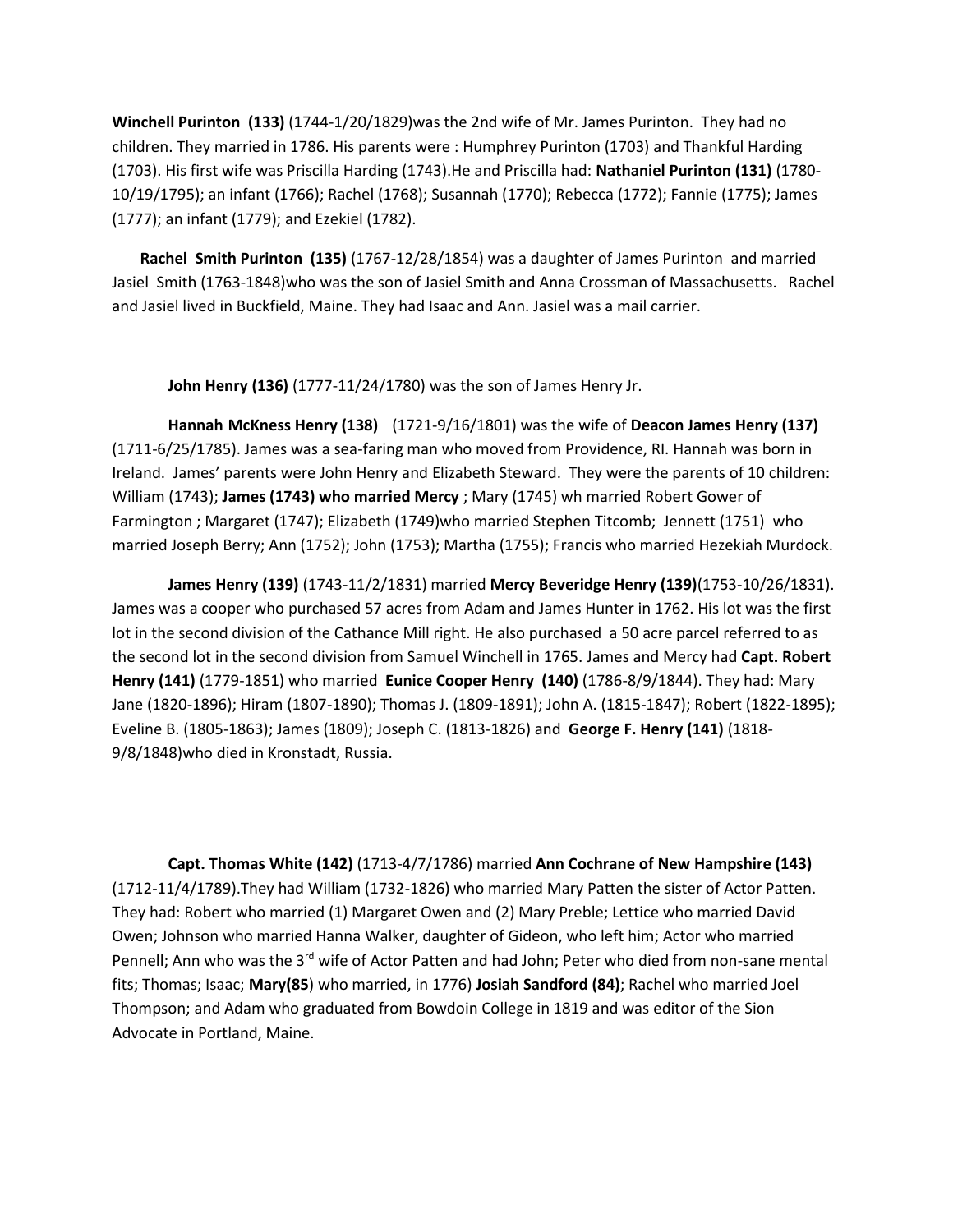**Winchell Purinton (133)** (1744-1/20/1829)was the 2nd wife of Mr. James Purinton. They had no children. They married in 1786. His parents were : Humphrey Purinton (1703) and Thankful Harding (1703). His first wife was Priscilla Harding (1743).He and Priscilla had: **Nathaniel Purinton (131)** (1780-10/19/1795); an infant (1766); Rachel (1768); Susannah (1770); Rebecca (1772); Fannie (1775); James (1777); an infant (1779); and Ezekiel (1782).

**Rachel Smith Purinton (135)** (1767-12/28/1854) was a daughter of James Purinton and married Jasiel Smith (1763-1848)who was the son of Jasiel Smith and Anna Crossman of Massachusetts. Rachel and Jasiel lived in Buckfield, Maine. They had Isaac and Ann. Jasiel was a mail carrier.

**John Henry (136)** (1777-11/24/1780) was the son of James Henry Jr.

**Hannah McKness Henry (138)** (1721-9/16/1801) was the wife of **Deacon James Henry (137)** (1711-6/25/1785). James was a sea-faring man who moved from Providence, RI. Hannah was born in Ireland. James' parents were John Henry and Elizabeth Steward. They were the parents of 10 children: William (1743); **James (1743) who married Mercy** ; Mary (1745) wh married Robert Gower of Farmington ; Margaret (1747); Elizabeth (1749)who married Stephen Titcomb; Jennett (1751) who married Joseph Berry; Ann (1752); John (1753); Martha (1755); Francis who married Hezekiah Murdock.

**James Henry (139)** (1743-11/2/1831) married **Mercy Beveridge Henry (139)**(1753-10/26/1831). James was a cooper who purchased 57 acres from Adam and James Hunter in 1762. His lot was the first lot in the second division of the Cathance Mill right. He also purchased a 50 acre parcel referred to as the second lot in the second division from Samuel Winchell in 1765. James and Mercy had **Capt. Robert Henry (141)** (1779-1851) who married **Eunice Cooper Henry (140)** (1786-8/9/1844). They had: Mary Jane (1820-1896); Hiram (1807-1890); Thomas J. (1809-1891); John A. (1815-1847); Robert (1822-1895); Eveline B. (1805-1863); James (1809); Joseph C. (1813-1826) and **George F. Henry (141)** (1818-9/8/1848)who died in Kronstadt, Russia.

**Capt. Thomas White (142)** (1713-4/7/1786) married **Ann Cochrane of New Hampshire (143)** (1712-11/4/1789).They had William (1732-1826) who married Mary Patten the sister of Actor Patten. They had: Robert who married (1) Margaret Owen and (2) Mary Preble; Lettice who married David Owen; Johnson who married Hanna Walker, daughter of Gideon, who left him; Actor who married Pennell; Ann who was the 3rd wife of Actor Patten and had John; Peter who died from non-sane mental fits; Thomas; Isaac; **Mary(85**) who married, in 1776) **Josiah Sandford (84)**; Rachel who married Joel Thompson; and Adam who graduated from Bowdoin College in 1819 and was editor of the Sion Advocate in Portland, Maine.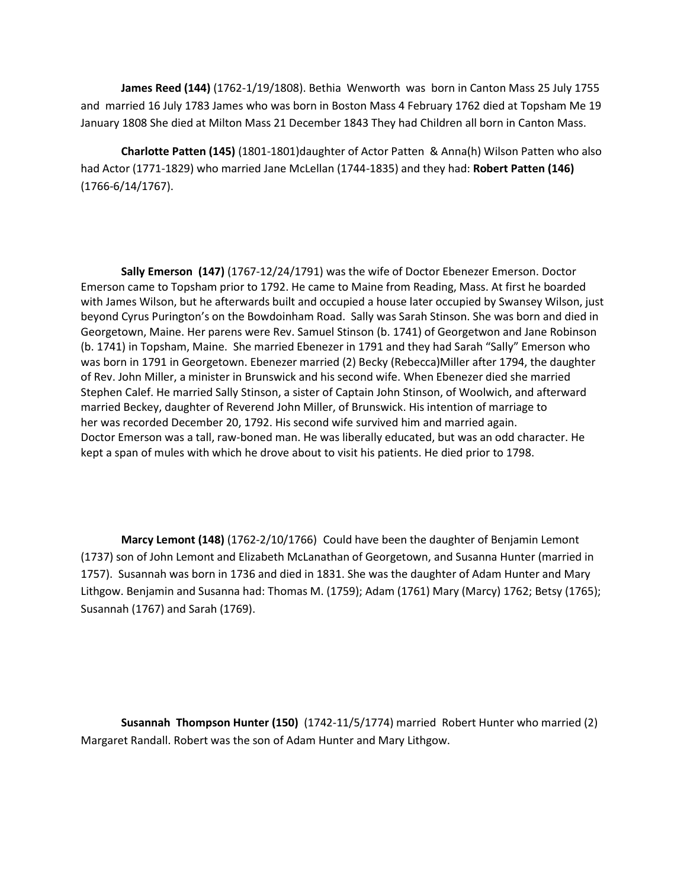**James Reed (144)** (1762-1/19/1808). Bethia Wenworth was born in Canton Mass 25 July 1755 and married 16 July 1783 James who was born in Boston Mass 4 February 1762 died at Topsham Me 19 January 1808 She died at Milton Mass 21 December 1843 They had Children all born in Canton Mass.

**Charlotte Patten (145)** (1801-1801)daughter of Actor Patten & Anna(h) Wilson Patten who also had Actor (1771-1829) who married Jane McLellan (1744-1835) and they had: **Robert Patten (146)** (1766-6/14/1767).

**Sally Emerson (147)** (1767-12/24/1791) was the wife of Doctor Ebenezer Emerson. Doctor Emerson came to Topsham prior to 1792. He came to Maine from Reading, Mass. At first he boarded with James Wilson, but he afterwards built and occupied a house later occupied by Swansey Wilson, just beyond Cyrus Purington's on the Bowdoinham Road. Sally was Sarah Stinson. She was born and died in Georgetown, Maine. Her parens were Rev. Samuel Stinson (b. 1741) of Georgetwon and Jane Robinson (b. 1741) in Topsham, Maine. She married Ebenezer in 1791 and they had Sarah "Sally" Emerson who was born in 1791 in Georgetown. Ebenezer married (2) Becky (Rebecca)Miller after 1794, the daughter of Rev. John Miller, a minister in Brunswick and his second wife. When Ebenezer died she married Stephen Calef. He married Sally Stinson, a sister of Captain John Stinson, of Woolwich, and afterward married Beckey, daughter of Reverend John Miller, of Brunswick. His intention of marriage to her was recorded December 20, 1792. His second wife survived him and married again. Doctor Emerson was a tall, raw-boned man. He was liberally educated, but was an odd character. He kept a span of mules with which he drove about to visit his patients. He died prior to 1798.

**Marcy Lemont (148)** (1762-2/10/1766) Could have been the daughter of Benjamin Lemont (1737) son of John Lemont and Elizabeth McLanathan of Georgetown, and Susanna Hunter (married in 1757). Susannah was born in 1736 and died in 1831. She was the daughter of Adam Hunter and Mary Lithgow. Benjamin and Susanna had: Thomas M. (1759); Adam (1761) Mary (Marcy) 1762; Betsy (1765); Susannah (1767) and Sarah (1769).

**Susannah Thompson Hunter (150)** (1742-11/5/1774) married Robert Hunter who married (2) Margaret Randall. Robert was the son of Adam Hunter and Mary Lithgow.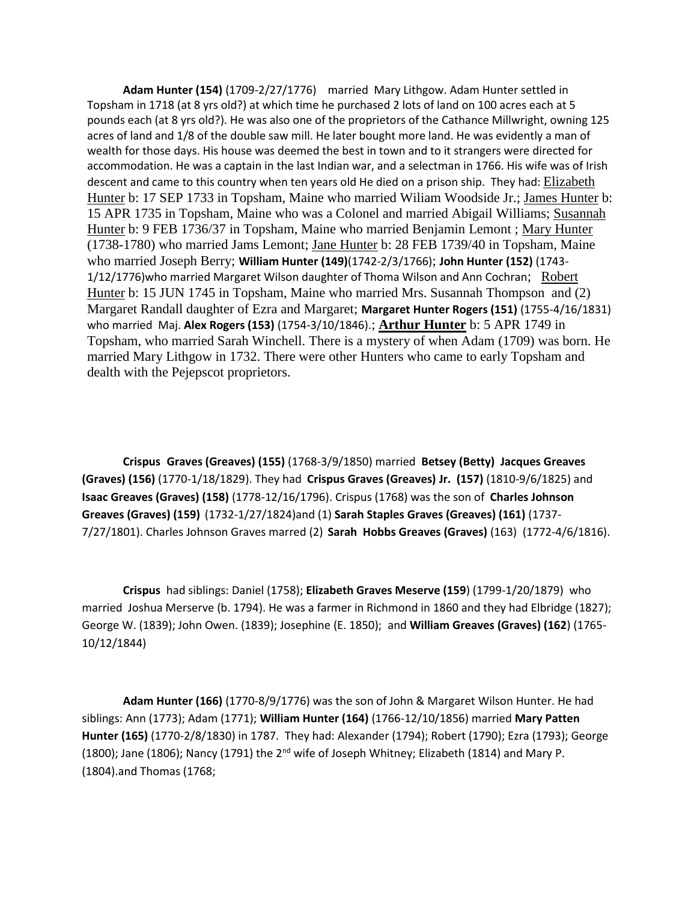**Adam Hunter (154)** (1709-2/27/1776) married Mary Lithgow. Adam Hunter settled in Topsham in 1718 (at 8 yrs old?) at which time he purchased 2 lots of land on 100 acres each at 5 pounds each (at 8 yrs old?). He was also one of the proprietors of the Cathance Millwright, owning 125 acres of land and 1/8 of the double saw mill. He later bought more land. He was evidently a man of wealth for those days. His house was deemed the best in town and to it strangers were directed for accommodation. He was a captain in the last Indian war, and a selectman in 1766. His wife was of Irish descent and came to this country when ten years old He died on a prison ship. They had: Elizabeth Hunter b: 17 SEP 1733 in Topsham, Maine who married Wiliam Woodside Jr.; James Hunter b: 15 APR 1735 in Topsham, Maine who was a Colonel and married Abigail Williams; Susannah Hunter b: 9 FEB 1736/37 in Topsham, Maine who married Benjamin Lemont ; Mary Hunter (1738-1780) who married Jams Lemont; Jane Hunter b: 28 FEB 1739/40 in Topsham, Maine who married Joseph Berry; **William Hunter (149)**(1742-2/3/1766); **John Hunter (152)** (1743-1/12/1776)who married Margaret Wilson daughter of Thoma Wilson and Ann Cochran; Robert Hunter b: 15 JUN 1745 in Topsham, Maine who married Mrs. Susannah Thompson and (2) Margaret Randall daughter of Ezra and Margaret; **Margaret Hunter Rogers (151)** (1755-4/16/1831) who married Maj. **Alex Rogers (153)** (1754-3/10/1846).; **Arthur Hunter** b: 5 APR 1749 in Topsham, who married Sarah Winchell. There is a mystery of when Adam (1709) was born. He married Mary Lithgow in 1732. There were other Hunters who came to early Topsham and dealth with the Pejepscot proprietors.

**Crispus Graves (Greaves) (155)** (1768-3/9/1850) married **Betsey (Betty) Jacques Greaves (Graves) (156)** (1770-1/18/1829). They had **Crispus Graves (Greaves) Jr. (157)** (1810-9/6/1825) and **Isaac Greaves (Graves) (158)** (1778-12/16/1796). Crispus (1768) was the son of **Charles Johnson Greaves (Graves) (159)** (1732-1/27/1824)and (1) **Sarah Staples Graves (Greaves) (161)** (1737-7/27/1801). Charles Johnson Graves marred (2) **Sarah Hobbs Greaves (Graves)** (163) (1772-4/6/1816).

**Crispus** had siblings: Daniel (1758); **Elizabeth Graves Meserve (159**) (1799-1/20/1879) who married Joshua Merserve (b. 1794). He was a farmer in Richmond in 1860 and they had Elbridge (1827); George W. (1839); John Owen. (1839); Josephine (E. 1850); and **William Greaves (Graves) (162**) (1765-10/12/1844)

**Adam Hunter (166)** (1770-8/9/1776) was the son of John & Margaret Wilson Hunter. He had siblings: Ann (1773); Adam (1771); **William Hunter (164)** (1766-12/10/1856) married **Mary Patten Hunter (165)** (1770-2/8/1830) in 1787. They had: Alexander (1794); Robert (1790); Ezra (1793); George (1800); Jane (1806); Nancy (1791) the 2nd wife of Joseph Whitney; Elizabeth (1814) and Mary P. (1804).and Thomas (1768;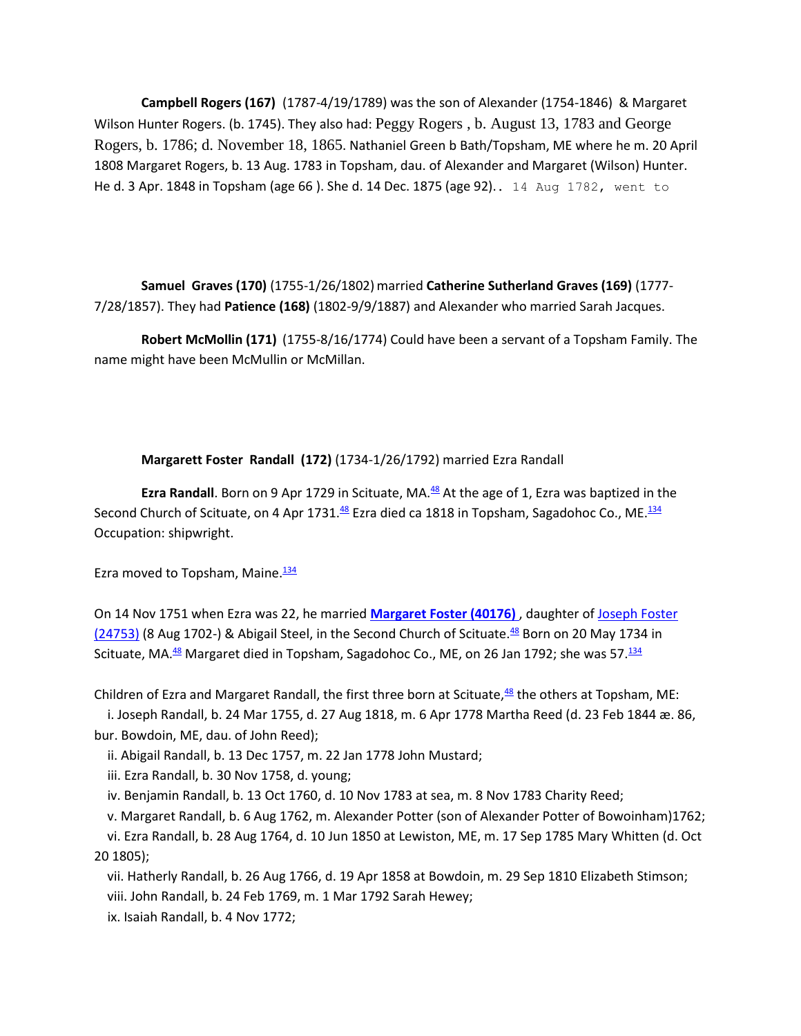**Campbell Rogers (167)** (1787-4/19/1789) was the son of Alexander (1754-1846) & Margaret Wilson Hunter Rogers. (b. 1745). They also had: Peggy Rogers , b. August 13, 1783 and George Rogers, b. 1786; d. November 18, 1865. Nathaniel Green b Bath/Topsham, ME where he m. 20 April 1808 Margaret Rogers, b. 13 Aug. 1783 in Topsham, dau. of Alexander and Margaret (Wilson) Hunter. He d. 3 Apr. 1848 in Topsham (age 66 ). She d. 14 Dec. 1875 (age 92).. 14 Aug 1782, went to

**Samuel Graves (170)** (1755-1/26/1802) married **Catherine Sutherland Graves (169)** (1777-7/28/1857). They had **Patience (168)** (1802-9/9/1887) and Alexander who married Sarah Jacques.

**Robert McMollin (171)** (1755-8/16/1774) Could have been a servant of a Topsham Family. The name might have been McMullin or McMillan.

**Margarett Foster Randall (172)** (1734-1/26/1792) married Ezra Randall

**Ezra Randall**. Born on 9 Apr 1729 in Scituate, MA.[48] At the age of 1, Ezra was baptized in the Second Church of Scituate, on 4 Apr 1731.[48] Ezra died ca 1818 in Topsham, Sagadohoc Co., ME.[134] Occupation: shipwright.

Ezra moved to Topsham, Maine.[134]

On 14 Nov 1751 when Ezra was 22, he married **Margaret Foster (40176)** , daughter of Joseph Foster (24753) (8 Aug 1702-) & Abigail Steel, in the Second Church of Scituate.[48] Born on 20 May 1734 in Scituate, MA.[48] Margaret died in Topsham, Sagadohoc Co., ME, on 26 Jan 1792; she was 57.[134]

Children of Ezra and Margaret Randall, the first three born at Scituate,[48] the others at Topsham, ME:

i. Joseph Randall, b. 24 Mar 1755, d. 27 Aug 1818, m. 6 Apr 1778 Martha Reed (d. 23 Feb 1844 æ. 86, bur. Bowdoin, ME, dau. of John Reed);

ii. Abigail Randall, b. 13 Dec 1757, m. 22 Jan 1778 John Mustard;

iii. Ezra Randall, b. 30 Nov 1758, d. young;

iv. Benjamin Randall, b. 13 Oct 1760, d. 10 Nov 1783 at sea, m. 8 Nov 1783 Charity Reed;

v. Margaret Randall, b. 6 Aug 1762, m. Alexander Potter (son of Alexander Potter of Bowoinham)1762;

vi. Ezra Randall, b. 28 Aug 1764, d. 10 Jun 1850 at Lewiston, ME, m. 17 Sep 1785 Mary Whitten (d. Oct 20 1805);

vii. Hatherly Randall, b. 26 Aug 1766, d. 19 Apr 1858 at Bowdoin, m. 29 Sep 1810 Elizabeth Stimson;

viii. John Randall, b. 24 Feb 1769, m. 1 Mar 1792 Sarah Hewey;

ix. Isaiah Randall, b. 4 Nov 1772;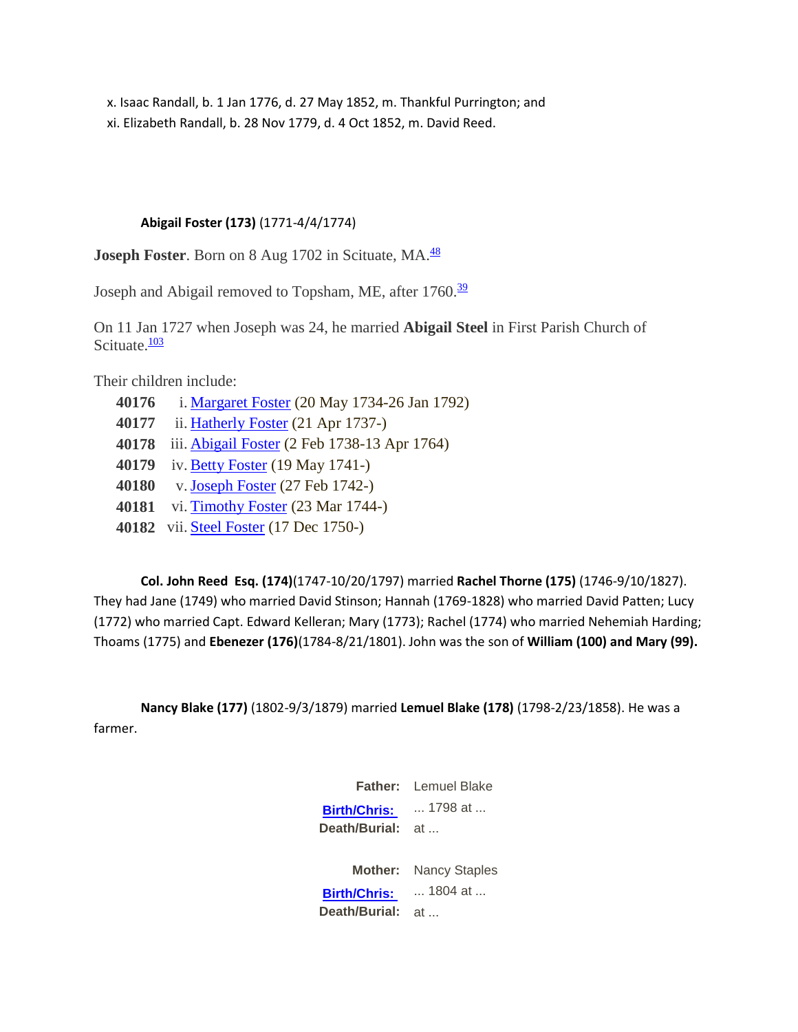x. Isaac Randall, b. 1 Jan 1776, d. 27 May 1852, m. Thankful Purrington; and

xi. Elizabeth Randall, b. 28 Nov 1779, d. 4 Oct 1852, m. David Reed.

**Abigail Foster (173)** (1771-4/4/1774)

**Joseph Foster**. Born on 8 Aug 1702 in Scituate, MA.[48]

Joseph and Abigail removed to Topsham, ME, after 1760.[39]

On 11 Jan 1727 when Joseph was 24, he married **Abigail Steel** in First Parish Church of Scituate.[103]

Their children include:

| | | |
|---|---|---|
| **40176** | i. | Margaret Foster (20 May 1734-26 Jan 1792) |
| **40177** | ii. | Hatherly Foster (21 Apr 1737-) |
| **40178** | iii. | Abigail Foster (2 Feb 1738-13 Apr 1764) |
| **40179** | iv. | Betty Foster (19 May 1741-) |
| **40180** | v. | Joseph Foster (27 Feb 1742-) |
| **40181** | vi. | Timothy Foster (23 Mar 1744-) |
| **40182** | vii. | Steel Foster (17 Dec 1750-) |

**Col. John Reed Esq. (174)**(1747-10/20/1797) married **Rachel Thorne (175)** (1746-9/10/1827). They had Jane (1749) who married David Stinson; Hannah (1769-1828) who married David Patten; Lucy (1772) who married Capt. Edward Kelleran; Mary (1773); Rachel (1774) who married Nehemiah Harding; Thoams (1775) and **Ebenezer (176)**(1784-8/21/1801). John was the son of **William (100) and Mary (99).**

**Nancy Blake (177)** (1802-9/3/1879) married **Lemuel Blake (178)** (1798-2/23/1858). He was a farmer.

| | |
|---|---|
| **Father:** | Lemuel Blake |
| **Birth/Chris:** | ... 1798 at ... |
| **Death/Burial:** | at ... |
| | |
| **Mother:** | Nancy Staples |
| **Birth/Chris:** | ... 1804 at ... |
| **Death/Burial:** | at ... |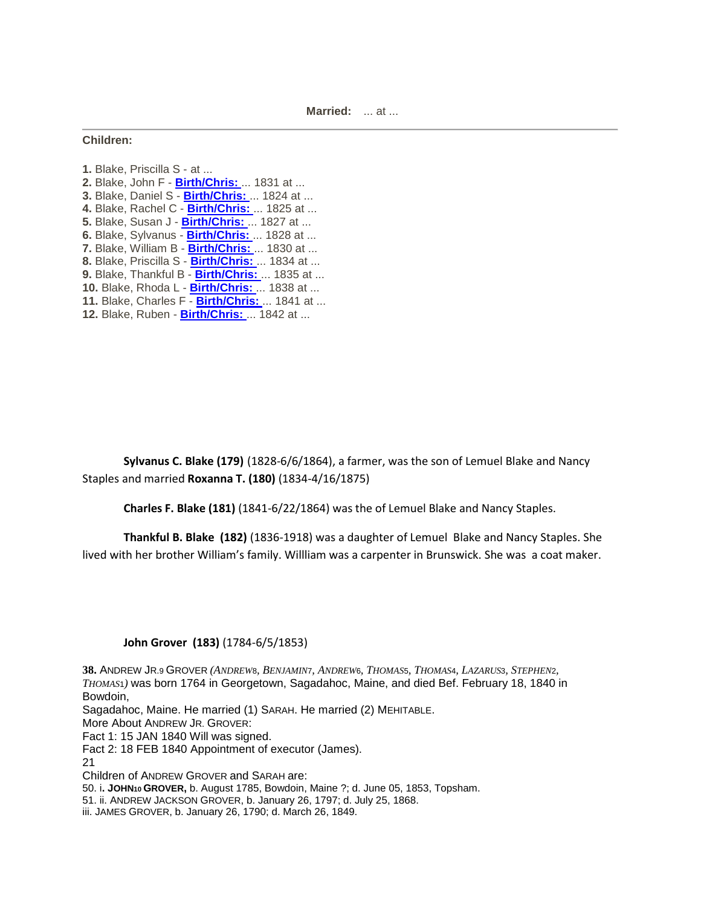**Married:** ... at ...

---

**Children:**

**1.** Blake, Priscilla S - at ...
**2.** Blake, John F - **Birth/Chris:** ... 1831 at ...
**3.** Blake, Daniel S - **Birth/Chris:** ... 1824 at ...
**4.** Blake, Rachel C - **Birth/Chris:** ... 1825 at ...
**5.** Blake, Susan J - **Birth/Chris:** ... 1827 at ...
**6.** Blake, Sylvanus - **Birth/Chris:** ... 1828 at ...
**7.** Blake, William B - **Birth/Chris:** ... 1830 at ...
**8.** Blake, Priscilla S - **Birth/Chris:** ... 1834 at ...
**9.** Blake, Thankful B - **Birth/Chris:** ... 1835 at ...
**10.** Blake, Rhoda L - **Birth/Chris:** ... 1838 at ...
**11.** Blake, Charles F - **Birth/Chris:** ... 1841 at ...
**12.** Blake, Ruben - **Birth/Chris:** ... 1842 at ...

**Sylvanus C. Blake (179)** (1828-6/6/1864), a farmer, was the son of Lemuel Blake and Nancy Staples and married **Roxanna T. (180)** (1834-4/16/1875)

**Charles F. Blake (181)** (1841-6/22/1864) was the of Lemuel Blake and Nancy Staples.

**Thankful B. Blake (182)** (1836-1918) was a daughter of Lemuel Blake and Nancy Staples. She lived with her brother William's family. Willliam was a carpenter in Brunswick. She was a coat maker.

**John Grover (183)** (1784-6/5/1853)

**38.** ANDREW JR.9 GROVER *(ANDREW8, BENJAMIN7, ANDREW6, THOMAS5, THOMAS4, LAZARUS3, STEPHEN2, THOMAS1)* was born 1764 in Georgetown, Sagadahoc, Maine, and died Bef. February 18, 1840 in Bowdoin,
Sagadahoc, Maine. He married (1) SARAH. He married (2) MEHITABLE.
More About ANDREW JR. GROVER:
Fact 1: 15 JAN 1840 Will was signed.
Fact 2: 18 FEB 1840 Appointment of executor (James).
21
Children of ANDREW GROVER and SARAH are:
50. i**. JOHN10 GROVER,** b. August 1785, Bowdoin, Maine ?; d. June 05, 1853, Topsham.
51. ii. ANDREW JACKSON GROVER, b. January 26, 1797; d. July 25, 1868.
iii. JAMES GROVER, b. January 26, 1790; d. March 26, 1849.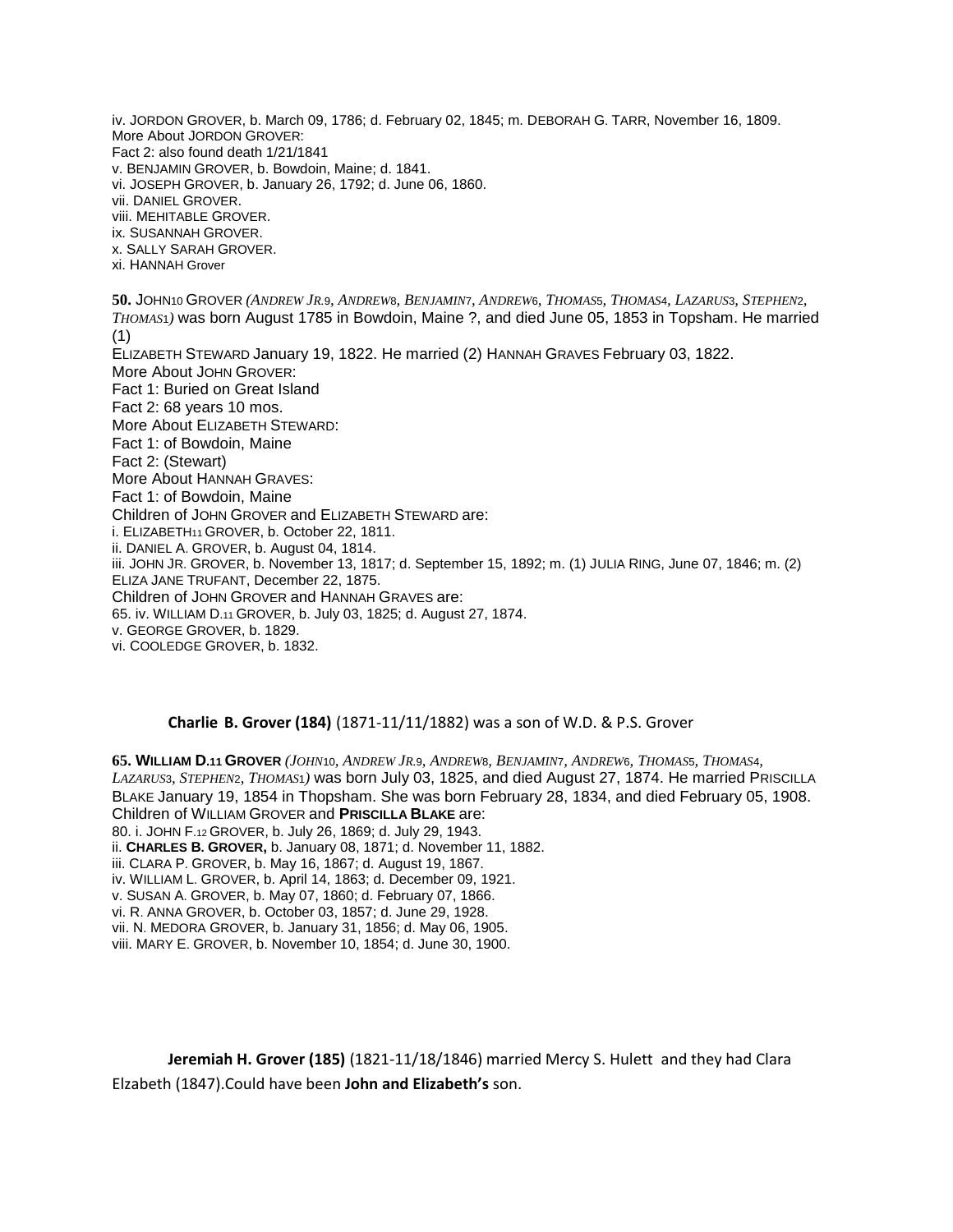iv. JORDON GROVER, b. March 09, 1786; d. February 02, 1845; m. DEBORAH G. TARR, November 16, 1809.
More About JORDON GROVER:
Fact 2: also found death 1/21/1841
v. BENJAMIN GROVER, b. Bowdoin, Maine; d. 1841.
vi. JOSEPH GROVER, b. January 26, 1792; d. June 06, 1860.
vii. DANIEL GROVER.
viii. MEHITABLE GROVER.
ix. SUSANNAH GROVER.
x. SALLY SARAH GROVER.
xi. HANNAH Grover

**50.** JOHN10 GROVER *(ANDREW JR.9, ANDREW8, BENJAMIN7, ANDREW6, THOMAS5, THOMAS4, LAZARUS3, STEPHEN2, THOMAS1)* was born August 1785 in Bowdoin, Maine ?, and died June 05, 1853 in Topsham. He married (1)
ELIZABETH STEWARD January 19, 1822. He married (2) HANNAH GRAVES February 03, 1822.
More About JOHN GROVER:
Fact 1: Buried on Great Island
Fact 2: 68 years 10 mos.
More About ELIZABETH STEWARD:
Fact 1: of Bowdoin, Maine
Fact 2: (Stewart)
More About HANNAH GRAVES:
Fact 1: of Bowdoin, Maine
Children of JOHN GROVER and ELIZABETH STEWARD are:
i. ELIZABETH11 GROVER, b. October 22, 1811.
ii. DANIEL A. GROVER, b. August 04, 1814.
iii. JOHN JR. GROVER, b. November 13, 1817; d. September 15, 1892; m. (1) JULIA RING, June 07, 1846; m. (2) ELIZA JANE TRUFANT, December 22, 1875.
Children of JOHN GROVER and HANNAH GRAVES are:
65. iv. WILLIAM D.11 GROVER, b. July 03, 1825; d. August 27, 1874.
v. GEORGE GROVER, b. 1829.
vi. COOLEDGE GROVER, b. 1832.

**Charlie B. Grover (184)** (1871-11/11/1882) was a son of W.D. & P.S. Grover

**65. WILLIAM D.11 GROVER** *(JOHN10, ANDREW JR.9, ANDREW8, BENJAMIN7, ANDREW6, THOMAS5, THOMAS4, LAZARUS3, STEPHEN2, THOMAS1)* was born July 03, 1825, and died August 27, 1874. He married PRISCILLA BLAKE January 19, 1854 in Thopsham. She was born February 28, 1834, and died February 05, 1908.
Children of WILLIAM GROVER and **PRISCILLA BLAKE** are:
80. i. JOHN F.12 GROVER, b. July 26, 1869; d. July 29, 1943.
ii. **CHARLES B. GROVER,** b. January 08, 1871; d. November 11, 1882.
iii. CLARA P. GROVER, b. May 16, 1867; d. August 19, 1867.
iv. WILLIAM L. GROVER, b. April 14, 1863; d. December 09, 1921.
v. SUSAN A. GROVER, b. May 07, 1860; d. February 07, 1866.
vi. R. ANNA GROVER, b. October 03, 1857; d. June 29, 1928.
vii. N. MEDORA GROVER, b. January 31, 1856; d. May 06, 1905.
viii. MARY E. GROVER, b. November 10, 1854; d. June 30, 1900.

**Jeremiah H. Grover (185)** (1821-11/18/1846) married Mercy S. Hulett and they had Clara Elzabeth (1847).Could have been **John and Elizabeth's** son.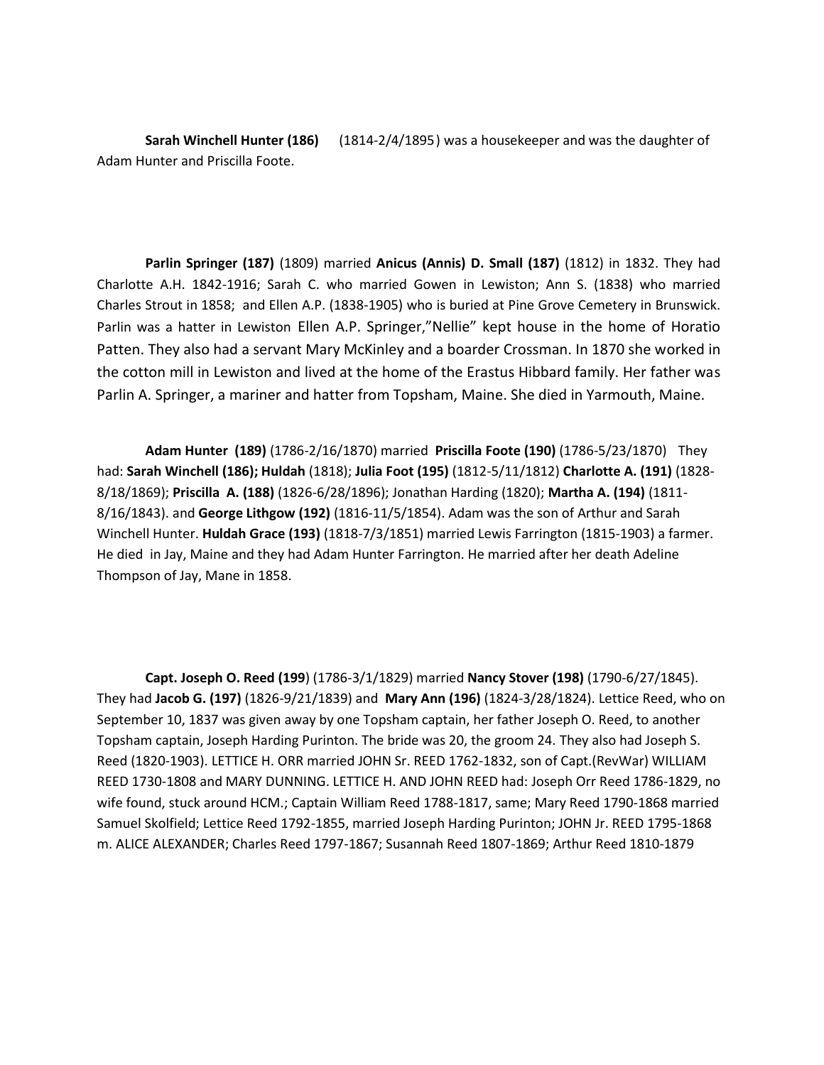**Sarah Winchell Hunter (186)** (1814-2/4/1895) was a housekeeper and was the daughter of Adam Hunter and Priscilla Foote.

**Parlin Springer (187)** (1809) married **Anicus (Annis) D. Small (187)** (1812) in 1832. They had Charlotte A.H. 1842-1916; Sarah C. who married Gowen in Lewiston; Ann S. (1838) who married Charles Strout in 1858; and Ellen A.P. (1838-1905) who is buried at Pine Grove Cemetery in Brunswick. Parlin was a hatter in Lewiston Ellen A.P. Springer,"Nellie" kept house in the home of Horatio Patten. They also had a servant Mary McKinley and a boarder Crossman. In 1870 she worked in the cotton mill in Lewiston and lived at the home of the Erastus Hibbard family. Her father was Parlin A. Springer, a mariner and hatter from Topsham, Maine. She died in Yarmouth, Maine.

**Adam Hunter (189)** (1786-2/16/1870) married **Priscilla Foote (190)** (1786-5/23/1870) They had: **Sarah Winchell (186); Huldah** (1818); **Julia Foot (195)** (1812-5/11/1812) **Charlotte A. (191)** (1828-8/18/1869); **Priscilla A. (188)** (1826-6/28/1896); Jonathan Harding (1820); **Martha A. (194)** (1811-8/16/1843). and **George Lithgow (192)** (1816-11/5/1854). Adam was the son of Arthur and Sarah Winchell Hunter. **Huldah Grace (193)** (1818-7/3/1851) married Lewis Farrington (1815-1903) a farmer. He died in Jay, Maine and they had Adam Hunter Farrington. He married after her death Adeline Thompson of Jay, Mane in 1858.

**Capt. Joseph O. Reed (199**) (1786-3/1/1829) married **Nancy Stover (198)** (1790-6/27/1845). They had **Jacob G. (197)** (1826-9/21/1839) and **Mary Ann (196)** (1824-3/28/1824). Lettice Reed, who on September 10, 1837 was given away by one Topsham captain, her father Joseph O. Reed, to another Topsham captain, Joseph Harding Purinton. The bride was 20, the groom 24. They also had Joseph S. Reed (1820-1903). LETTICE H. ORR married JOHN Sr. REED 1762-1832, son of Capt.(RevWar) WILLIAM REED 1730-1808 and MARY DUNNING. LETTICE H. AND JOHN REED had: Joseph Orr Reed 1786-1829, no wife found, stuck around HCM.; Captain William Reed 1788-1817, same; Mary Reed 1790-1868 married Samuel Skolfield; Lettice Reed 1792-1855, married Joseph Harding Purinton; JOHN Jr. REED 1795-1868 m. ALICE ALEXANDER; Charles Reed 1797-1867; Susannah Reed 1807-1869; Arthur Reed 1810-1879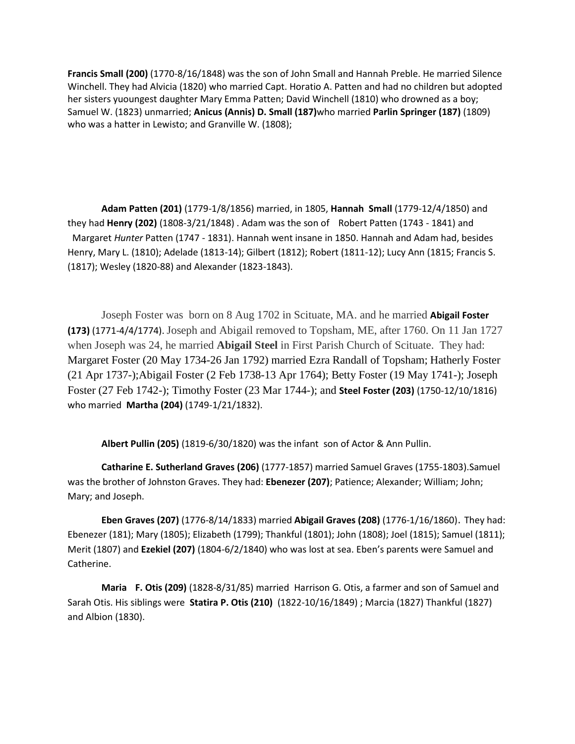**Francis Small (200)** (1770-8/16/1848) was the son of John Small and Hannah Preble. He married Silence Winchell. They had Alvicia (1820) who married Capt. Horatio A. Patten and had no children but adopted her sisters yuoungest daughter Mary Emma Patten; David Winchell (1810) who drowned as a boy; Samuel W. (1823) unmarried; **Anicus (Annis) D. Small (187)**who married **Parlin Springer (187)** (1809) who was a hatter in Lewisto; and Granville W. (1808);

**Adam Patten (201)** (1779-1/8/1856) married, in 1805, **Hannah Small** (1779-12/4/1850) and they had **Henry (202)** (1808-3/21/1848) . Adam was the son of Robert Patten (1743 - 1841) and Margaret *Hunter* Patten (1747 - 1831). Hannah went insane in 1850. Hannah and Adam had, besides Henry, Mary L. (1810); Adelade (1813-14); Gilbert (1812); Robert (1811-12); Lucy Ann (1815; Francis S. (1817); Wesley (1820-88) and Alexander (1823-1843).

Joseph Foster was born on 8 Aug 1702 in Scituate, MA. and he married **Abigail Foster (173)** (1771-4/4/1774). Joseph and Abigail removed to Topsham, ME, after 1760. On 11 Jan 1727 when Joseph was 24, he married **Abigail Steel** in First Parish Church of Scituate. They had: Margaret Foster (20 May 1734-26 Jan 1792) married Ezra Randall of Topsham; Hatherly Foster (21 Apr 1737-);Abigail Foster (2 Feb 1738-13 Apr 1764); Betty Foster (19 May 1741-); Joseph Foster (27 Feb 1742-); Timothy Foster (23 Mar 1744-); and **Steel Foster (203)** (1750-12/10/1816) who married **Martha (204)** (1749-1/21/1832).

**Albert Pullin (205)** (1819-6/30/1820) was the infant son of Actor & Ann Pullin.

**Catharine E. Sutherland Graves (206)** (1777-1857) married Samuel Graves (1755-1803).Samuel was the brother of Johnston Graves. They had: **Ebenezer (207)**; Patience; Alexander; William; John; Mary; and Joseph.

**Eben Graves (207)** (1776-8/14/1833) married **Abigail Graves (208)** (1776-1/16/1860). They had: Ebenezer (181); Mary (1805); Elizabeth (1799); Thankful (1801); John (1808); Joel (1815); Samuel (1811); Merit (1807) and **Ezekiel (207)** (1804-6/2/1840) who was lost at sea. Eben's parents were Samuel and Catherine.

**Maria F. Otis (209)** (1828-8/31/85) married Harrison G. Otis, a farmer and son of Samuel and Sarah Otis. His siblings were **Statira P. Otis (210)** (1822-10/16/1849) ; Marcia (1827) Thankful (1827) and Albion (1830).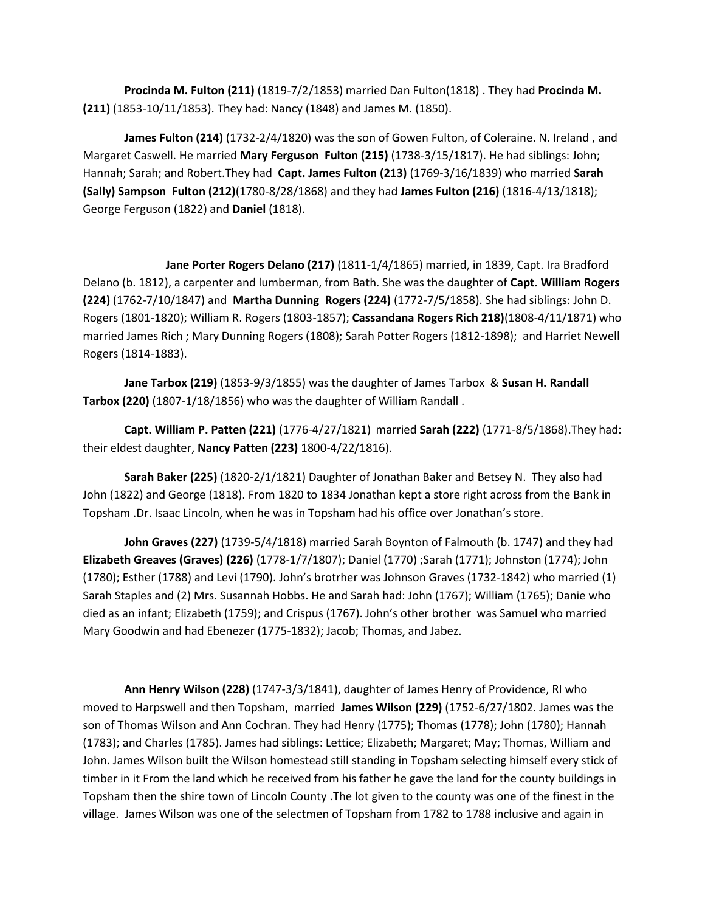**Procinda M. Fulton (211)** (1819-7/2/1853) married Dan Fulton(1818) . They had **Procinda M. (211)** (1853-10/11/1853). They had: Nancy (1848) and James M. (1850).

**James Fulton (214)** (1732-2/4/1820) was the son of Gowen Fulton, of Coleraine. N. Ireland , and Margaret Caswell. He married **Mary Ferguson Fulton (215)** (1738-3/15/1817). He had siblings: John; Hannah; Sarah; and Robert.They had **Capt. James Fulton (213)** (1769-3/16/1839) who married **Sarah (Sally) Sampson Fulton (212)**(1780-8/28/1868) and they had **James Fulton (216)** (1816-4/13/1818); George Ferguson (1822) and **Daniel** (1818).

**Jane Porter Rogers Delano (217)** (1811-1/4/1865) married, in 1839, Capt. Ira Bradford Delano (b. 1812), a carpenter and lumberman, from Bath. She was the daughter of **Capt. William Rogers (224)** (1762-7/10/1847) and **Martha Dunning Rogers (224)** (1772-7/5/1858). She had siblings: John D. Rogers (1801-1820); William R. Rogers (1803-1857); **Cassandana Rogers Rich 218)**(1808-4/11/1871) who married James Rich ; Mary Dunning Rogers (1808); Sarah Potter Rogers (1812-1898); and Harriet Newell Rogers (1814-1883).

**Jane Tarbox (219)** (1853-9/3/1855) was the daughter of James Tarbox & **Susan H. Randall Tarbox (220)** (1807-1/18/1856) who was the daughter of William Randall .

**Capt. William P. Patten (221)** (1776-4/27/1821) married **Sarah (222)** (1771-8/5/1868).They had: their eldest daughter, **Nancy Patten (223)** 1800-4/22/1816).

**Sarah Baker (225)** (1820-2/1/1821) Daughter of Jonathan Baker and Betsey N. They also had John (1822) and George (1818). From 1820 to 1834 Jonathan kept a store right across from the Bank in Topsham .Dr. Isaac Lincoln, when he was in Topsham had his office over Jonathan's store.

**John Graves (227)** (1739-5/4/1818) married Sarah Boynton of Falmouth (b. 1747) and they had **Elizabeth Greaves (Graves) (226)** (1778-1/7/1807); Daniel (1770) ;Sarah (1771); Johnston (1774); John (1780); Esther (1788) and Levi (1790). John's brotrher was Johnson Graves (1732-1842) who married (1) Sarah Staples and (2) Mrs. Susannah Hobbs. He and Sarah had: John (1767); William (1765); Danie who died as an infant; Elizabeth (1759); and Crispus (1767). John's other brother was Samuel who married Mary Goodwin and had Ebenezer (1775-1832); Jacob; Thomas, and Jabez.

**Ann Henry Wilson (228)** (1747-3/3/1841), daughter of James Henry of Providence, RI who moved to Harpswell and then Topsham, married **James Wilson (229)** (1752-6/27/1802. James was the son of Thomas Wilson and Ann Cochran. They had Henry (1775); Thomas (1778); John (1780); Hannah (1783); and Charles (1785). James had siblings: Lettice; Elizabeth; Margaret; May; Thomas, William and John. James Wilson built the Wilson homestead still standing in Topsham selecting himself every stick of timber in it From the land which he received from his father he gave the land for the county buildings in Topsham then the shire town of Lincoln County .The lot given to the county was one of the finest in the village. James Wilson was one of the selectmen of Topsham from 1782 to 1788 inclusive and again in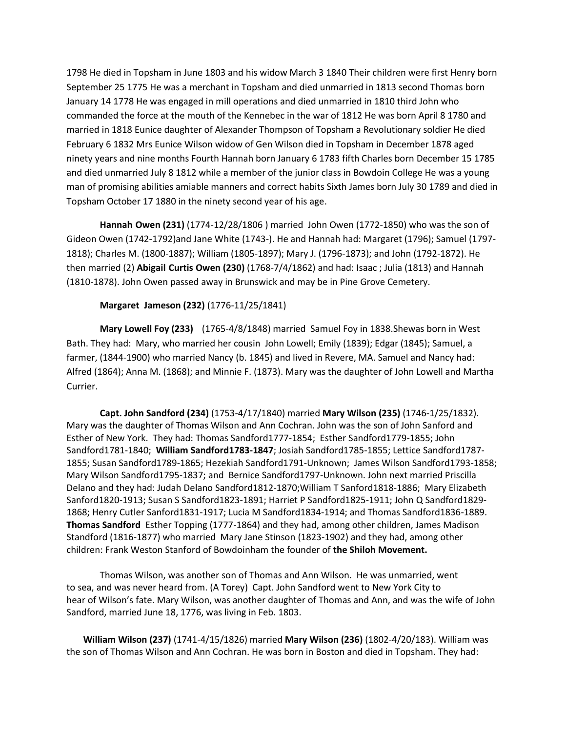1798 He died in Topsham in June 1803 and his widow March 3 1840 Their children were first Henry born September 25 1775 He was a merchant in Topsham and died unmarried in 1813 second Thomas born January 14 1778 He was engaged in mill operations and died unmarried in 1810 third John who commanded the force at the mouth of the Kennebec in the war of 1812 He was born April 8 1780 and married in 1818 Eunice daughter of Alexander Thompson of Topsham a Revolutionary soldier He died February 6 1832 Mrs Eunice Wilson widow of Gen Wilson died in Topsham in December 1878 aged ninety years and nine months Fourth Hannah born January 6 1783 fifth Charles born December 15 1785 and died unmarried July 8 1812 while a member of the junior class in Bowdoin College He was a young man of promising abilities amiable manners and correct habits Sixth James born July 30 1789 and died in Topsham October 17 1880 in the ninety second year of his age.

**Hannah Owen (231)** (1774-12/28/1806 ) married John Owen (1772-1850) who was the son of Gideon Owen (1742-1792)and Jane White (1743-). He and Hannah had: Margaret (1796); Samuel (1797-1818); Charles M. (1800-1887); William (1805-1897); Mary J. (1796-1873); and John (1792-1872). He then married (2) **Abigail Curtis Owen (230)** (1768-7/4/1862) and had: Isaac ; Julia (1813) and Hannah (1810-1878). John Owen passed away in Brunswick and may be in Pine Grove Cemetery.

**Margaret Jameson (232)** (1776-11/25/1841)

**Mary Lowell Foy (233)** (1765-4/8/1848) married Samuel Foy in 1838.Shewas born in West Bath. They had: Mary, who married her cousin John Lowell; Emily (1839); Edgar (1845); Samuel, a farmer, (1844-1900) who married Nancy (b. 1845) and lived in Revere, MA. Samuel and Nancy had: Alfred (1864); Anna M. (1868); and Minnie F. (1873). Mary was the daughter of John Lowell and Martha Currier.

**Capt. John Sandford (234)** (1753-4/17/1840) married **Mary Wilson (235)** (1746-1/25/1832). Mary was the daughter of Thomas Wilson and Ann Cochran. John was the son of John Sanford and Esther of New York. They had: Thomas Sandford1777-1854; Esther Sandford1779-1855; John Sandford1781-1840; **William Sandford1783-1847**; Josiah Sandford1785-1855; Lettice Sandford1787-1855; Susan Sandford1789-1865; Hezekiah Sandford1791-Unknown; James Wilson Sandford1793-1858; Mary Wilson Sandford1795-1837; and Bernice Sandford1797-Unknown. John next married Priscilla Delano and they had: Judah Delano Sandford1812-1870;William T Sanford1818-1886; Mary Elizabeth Sanford1820-1913; Susan S Sandford1823-1891; Harriet P Sandford1825-1911; John Q Sandford1829-1868; Henry Cutler Sanford1831-1917; Lucia M Sandford1834-1914; and Thomas Sandford1836-1889. **Thomas Sandford** Esther Topping (1777-1864) and they had, among other children, James Madison Standford (1816-1877) who married Mary Jane Stinson (1823-1902) and they had, among other children: Frank Weston Stanford of Bowdoinham the founder of **the Shiloh Movement.**

Thomas Wilson, was another son of Thomas and Ann Wilson. He was unmarried, went to sea, and was never heard from. (A Torey) Capt. John Sandford went to New York City to hear of Wilson's fate. Mary Wilson, was another daughter of Thomas and Ann, and was the wife of John Sandford, married June 18, 1776, was living in Feb. 1803.

**William Wilson (237)** (1741-4/15/1826) married **Mary Wilson (236)** (1802-4/20/183). William was the son of Thomas Wilson and Ann Cochran. He was born in Boston and died in Topsham. They had: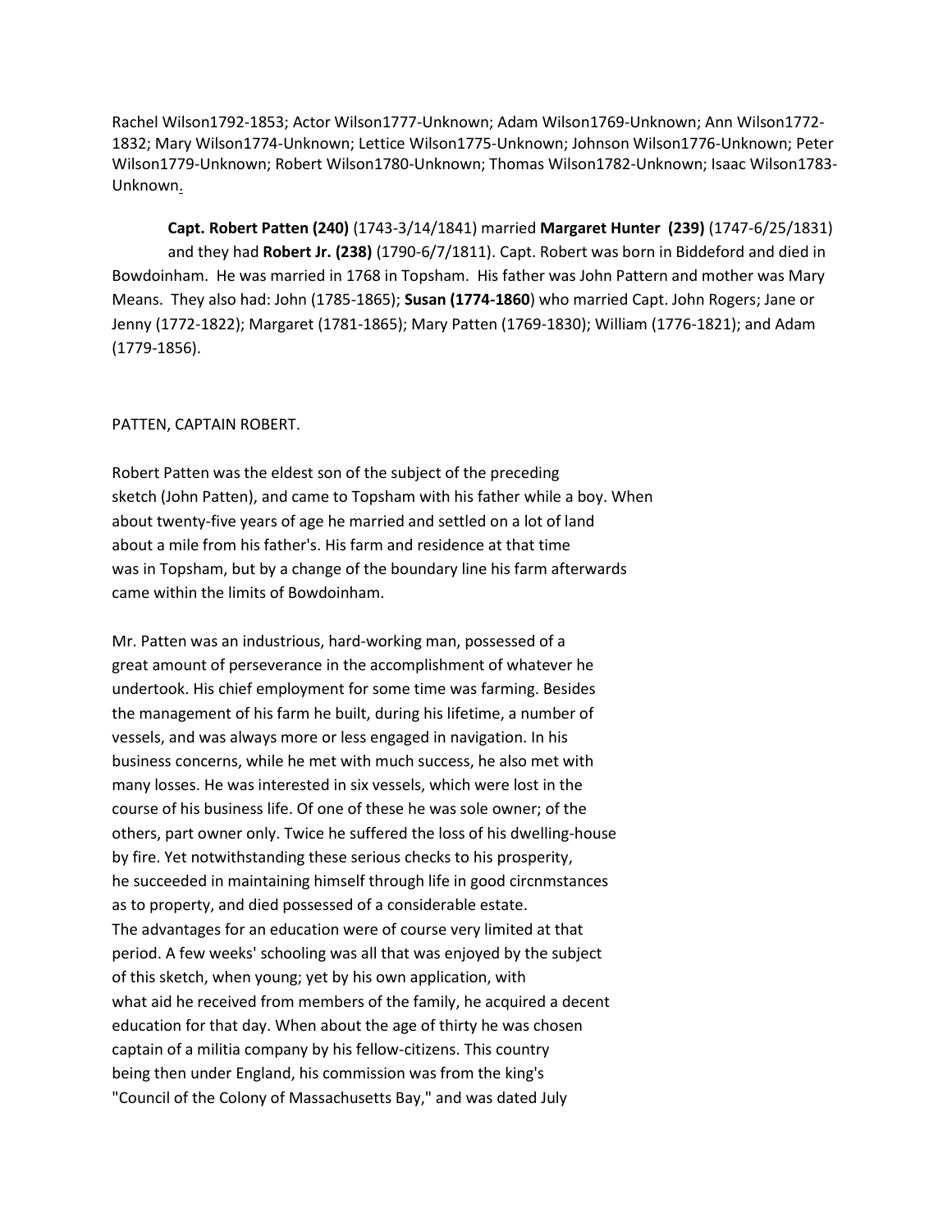Rachel Wilson1792-1853; Actor Wilson1777-Unknown; Adam Wilson1769-Unknown; Ann Wilson1772-1832; Mary Wilson1774-Unknown; Lettice Wilson1775-Unknown; Johnson Wilson1776-Unknown; Peter Wilson1779-Unknown; Robert Wilson1780-Unknown; Thomas Wilson1782-Unknown; Isaac Wilson1783-Unknown.

**Capt. Robert Patten (240)** (1743-3/14/1841) married **Margaret Hunter (239)** (1747-6/25/1831) and they had **Robert Jr. (238)** (1790-6/7/1811). Capt. Robert was born in Biddeford and died in Bowdoinham. He was married in 1768 in Topsham. His father was John Pattern and mother was Mary Means. They also had: John (1785-1865); **Susan (1774-1860**) who married Capt. John Rogers; Jane or Jenny (1772-1822); Margaret (1781-1865); Mary Patten (1769-1830); William (1776-1821); and Adam (1779-1856).

PATTEN, CAPTAIN ROBERT.

Robert Patten was the eldest son of the subject of the preceding sketch (John Patten), and came to Topsham with his father while a boy. When about twenty-five years of age he married and settled on a lot of land about a mile from his father's. His farm and residence at that time was in Topsham, but by a change of the boundary line his farm afterwards came within the limits of Bowdoinham.

Mr. Patten was an industrious, hard-working man, possessed of a great amount of perseverance in the accomplishment of whatever he undertook. His chief employment for some time was farming. Besides the management of his farm he built, during his lifetime, a number of vessels, and was always more or less engaged in navigation. In his business concerns, while he met with much success, he also met with many losses. He was interested in six vessels, which were lost in the course of his business life. Of one of these he was sole owner; of the others, part owner only. Twice he suffered the loss of his dwelling-house by fire. Yet notwithstanding these serious checks to his prosperity, he succeeded in maintaining himself through life in good circnmstances as to property, and died possessed of a considerable estate.
The advantages for an education were of course very limited at that period. A few weeks' schooling was all that was enjoyed by the subject of this sketch, when young; yet by his own application, with what aid he received from members of the family, he acquired a decent education for that day. When about the age of thirty he was chosen captain of a militia company by his fellow-citizens. This country being then under England, his commission was from the king's "Council of the Colony of Massachusetts Bay," and was dated July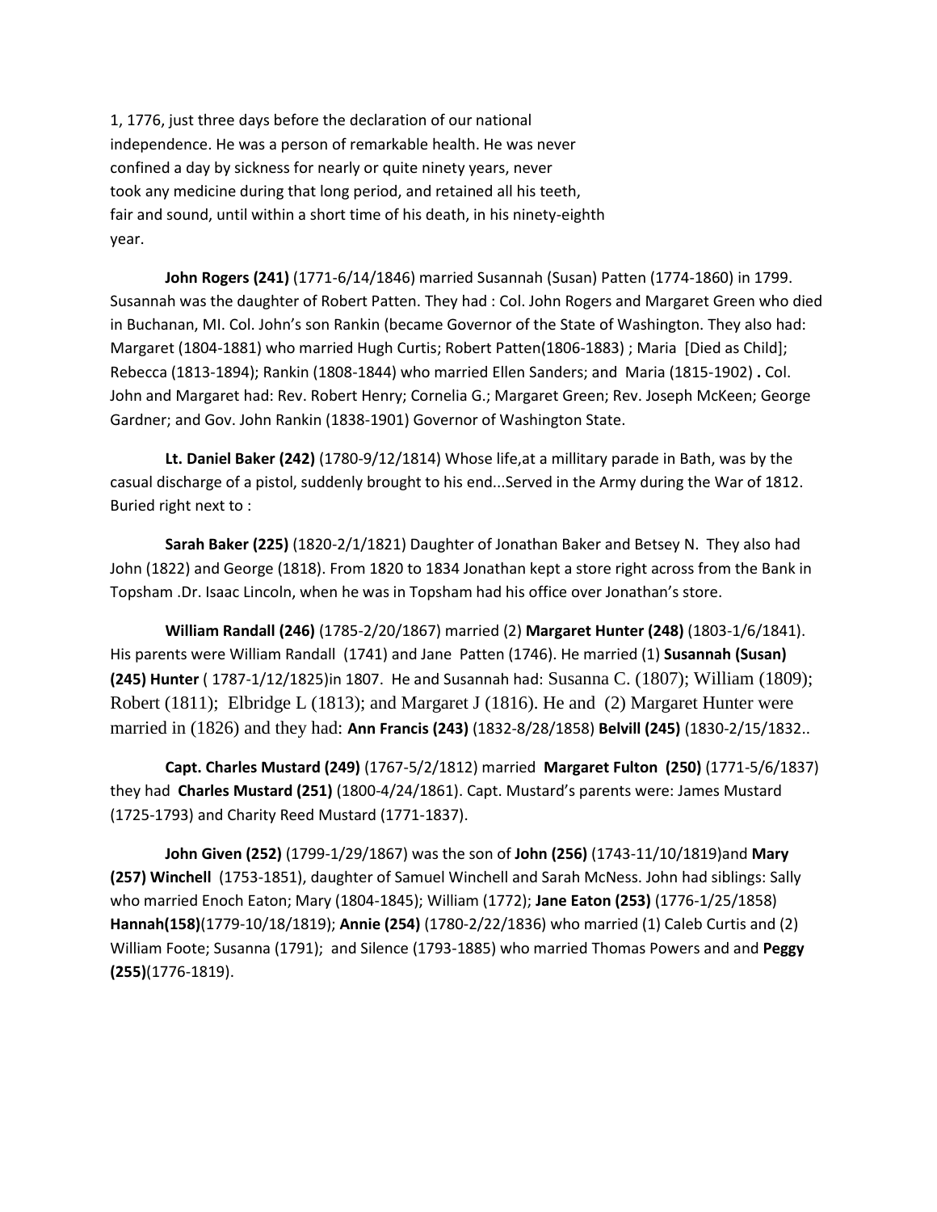1, 1776, just three days before the declaration of our national independence. He was a person of remarkable health. He was never confined a day by sickness for nearly or quite ninety years, never took any medicine during that long period, and retained all his teeth, fair and sound, until within a short time of his death, in his ninety-eighth year.

**John Rogers (241)** (1771-6/14/1846) married Susannah (Susan) Patten (1774-1860) in 1799. Susannah was the daughter of Robert Patten. They had : Col. John Rogers and Margaret Green who died in Buchanan, MI. Col. John's son Rankin (became Governor of the State of Washington. They also had: Margaret (1804-1881) who married Hugh Curtis; Robert Patten(1806-1883) ; Maria [Died as Child]; Rebecca (1813-1894); Rankin (1808-1844) who married Ellen Sanders; and Maria (1815-1902) **.** Col. John and Margaret had: Rev. Robert Henry; Cornelia G.; Margaret Green; Rev. Joseph McKeen; George Gardner; and Gov. John Rankin (1838-1901) Governor of Washington State.

**Lt. Daniel Baker (242)** (1780-9/12/1814) Whose life,at a millitary parade in Bath, was by the casual discharge of a pistol, suddenly brought to his end...Served in the Army during the War of 1812. Buried right next to :

**Sarah Baker (225)** (1820-2/1/1821) Daughter of Jonathan Baker and Betsey N. They also had John (1822) and George (1818). From 1820 to 1834 Jonathan kept a store right across from the Bank in Topsham .Dr. Isaac Lincoln, when he was in Topsham had his office over Jonathan's store.

**William Randall (246)** (1785-2/20/1867) married (2) **Margaret Hunter (248)** (1803-1/6/1841). His parents were William Randall (1741) and Jane Patten (1746). He married (1) **Susannah (Susan) (245) Hunter** ( 1787-1/12/1825)in 1807. He and Susannah had: Susanna C. (1807); William (1809); Robert (1811); Elbridge L (1813); and Margaret J (1816). He and (2) Margaret Hunter were married in (1826) and they had: **Ann Francis (243)** (1832-8/28/1858) **Belvill (245)** (1830-2/15/1832..

**Capt. Charles Mustard (249)** (1767-5/2/1812) married **Margaret Fulton (250)** (1771-5/6/1837) they had **Charles Mustard (251)** (1800-4/24/1861). Capt. Mustard's parents were: James Mustard (1725-1793) and Charity Reed Mustard (1771-1837).

**John Given (252)** (1799-1/29/1867) was the son of **John (256)** (1743-11/10/1819)and **Mary (257) Winchell** (1753-1851), daughter of Samuel Winchell and Sarah McNess. John had siblings: Sally who married Enoch Eaton; Mary (1804-1845); William (1772); **Jane Eaton (253)** (1776-1/25/1858) **Hannah(158)**(1779-10/18/1819); **Annie (254)** (1780-2/22/1836) who married (1) Caleb Curtis and (2) William Foote; Susanna (1791); and Silence (1793-1885) who married Thomas Powers and and **Peggy (255)**(1776-1819).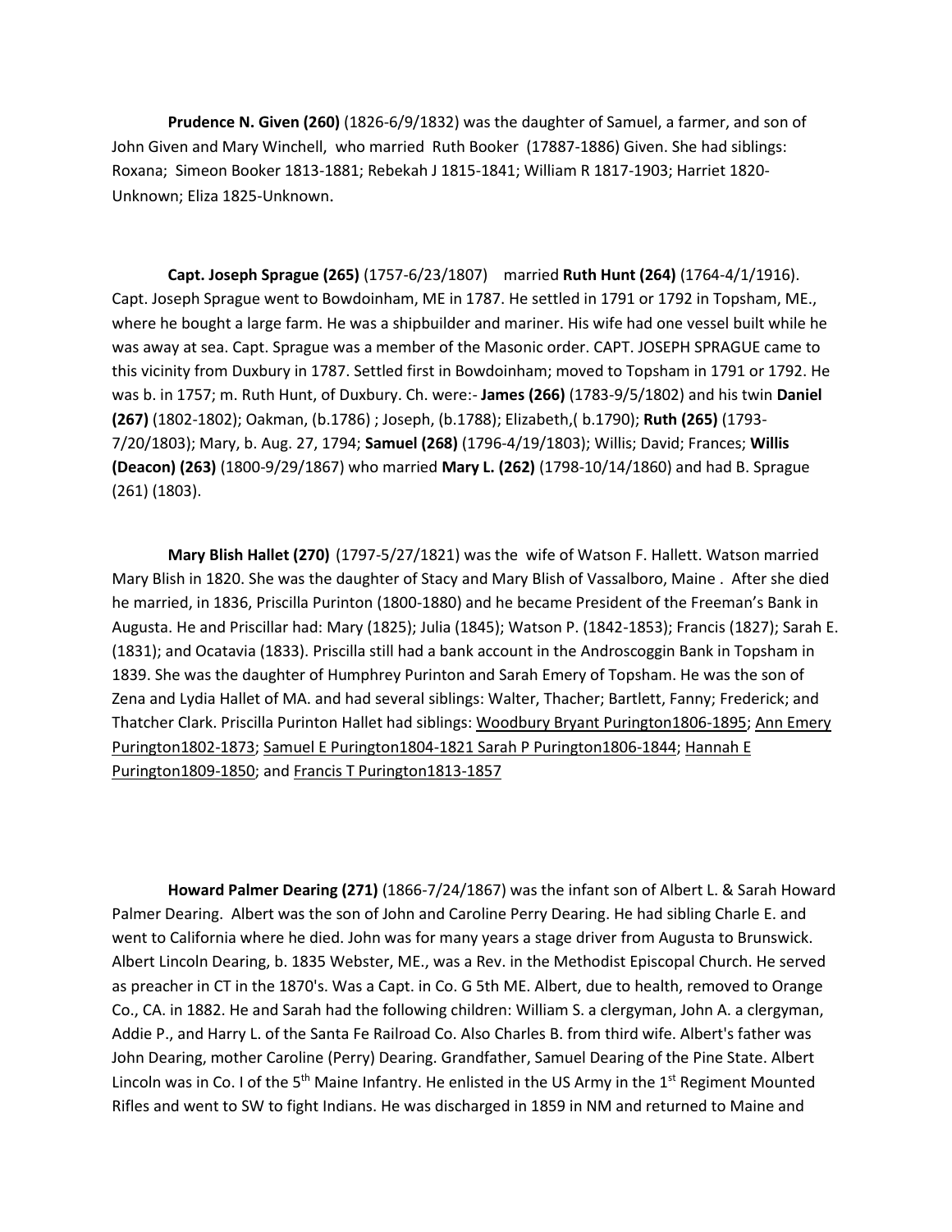**Prudence N. Given (260)** (1826-6/9/1832) was the daughter of Samuel, a farmer, and son of John Given and Mary Winchell, who married Ruth Booker (17887-1886) Given. She had siblings: Roxana; Simeon Booker 1813-1881; Rebekah J 1815-1841; William R 1817-1903; Harriet 1820-Unknown; Eliza 1825-Unknown.

**Capt. Joseph Sprague (265)** (1757-6/23/1807) married **Ruth Hunt (264)** (1764-4/1/1916). Capt. Joseph Sprague went to Bowdoinham, ME in 1787. He settled in 1791 or 1792 in Topsham, ME., where he bought a large farm. He was a shipbuilder and mariner. His wife had one vessel built while he was away at sea. Capt. Sprague was a member of the Masonic order. CAPT. JOSEPH SPRAGUE came to this vicinity from Duxbury in 1787. Settled first in Bowdoinham; moved to Topsham in 1791 or 1792. He was b. in 1757; m. Ruth Hunt, of Duxbury. Ch. were:- **James (266)** (1783-9/5/1802) and his twin **Daniel (267)** (1802-1802); Oakman, (b.1786) ; Joseph, (b.1788); Elizabeth,( b.1790); **Ruth (265)** (1793-7/20/1803); Mary, b. Aug. 27, 1794; **Samuel (268)** (1796-4/19/1803); Willis; David; Frances; **Willis (Deacon) (263)** (1800-9/29/1867) who married **Mary L. (262)** (1798-10/14/1860) and had B. Sprague (261) (1803).

**Mary Blish Hallet (270)** (1797-5/27/1821) was the wife of Watson F. Hallett. Watson married Mary Blish in 1820. She was the daughter of Stacy and Mary Blish of Vassalboro, Maine . After she died he married, in 1836, Priscilla Purinton (1800-1880) and he became President of the Freeman's Bank in Augusta. He and Priscillar had: Mary (1825); Julia (1845); Watson P. (1842-1853); Francis (1827); Sarah E. (1831); and Ocatavia (1833). Priscilla still had a bank account in the Androscoggin Bank in Topsham in 1839. She was the daughter of Humphrey Purinton and Sarah Emery of Topsham. He was the son of Zena and Lydia Hallet of MA. and had several siblings: Walter, Thacher; Bartlett, Fanny; Frederick; and Thatcher Clark. Priscilla Purinton Hallet had siblings: Woodbury Bryant Purington1806-1895; Ann Emery Purington1802-1873; Samuel E Purington1804-1821 Sarah P Purington1806-1844; Hannah E Purington1809-1850; and Francis T Purington1813-1857

**Howard Palmer Dearing (271)** (1866-7/24/1867) was the infant son of Albert L. & Sarah Howard Palmer Dearing. Albert was the son of John and Caroline Perry Dearing. He had sibling Charle E. and went to California where he died. John was for many years a stage driver from Augusta to Brunswick. Albert Lincoln Dearing, b. 1835 Webster, ME., was a Rev. in the Methodist Episcopal Church. He served as preacher in CT in the 1870's. Was a Capt. in Co. G 5th ME. Albert, due to health, removed to Orange Co., CA. in 1882. He and Sarah had the following children: William S. a clergyman, John A. a clergyman, Addie P., and Harry L. of the Santa Fe Railroad Co. Also Charles B. from third wife. Albert's father was John Dearing, mother Caroline (Perry) Dearing. Grandfather, Samuel Dearing of the Pine State. Albert Lincoln was in Co. I of the 5th Maine Infantry. He enlisted in the US Army in the 1st Regiment Mounted Rifles and went to SW to fight Indians. He was discharged in 1859 in NM and returned to Maine and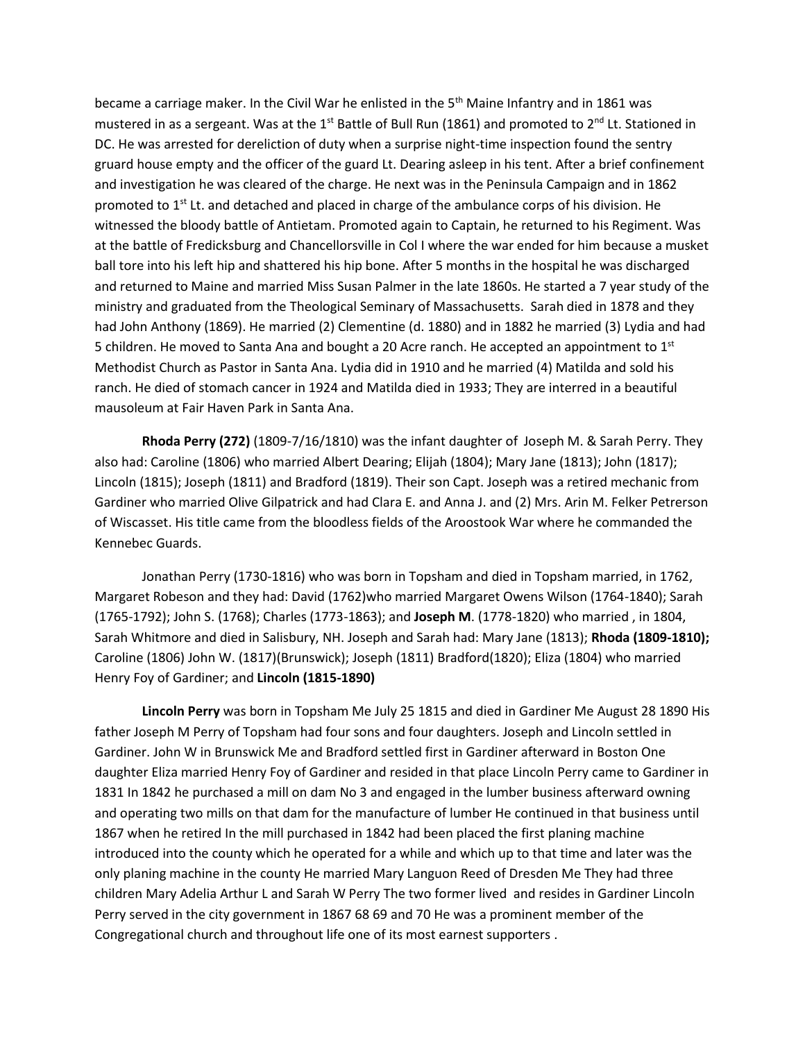became a carriage maker. In the Civil War he enlisted in the 5th Maine Infantry and in 1861 was mustered in as a sergeant. Was at the 1st Battle of Bull Run (1861) and promoted to 2nd Lt. Stationed in DC. He was arrested for dereliction of duty when a surprise night-time inspection found the sentry gruard house empty and the officer of the guard Lt. Dearing asleep in his tent. After a brief confinement and investigation he was cleared of the charge. He next was in the Peninsula Campaign and in 1862 promoted to 1st Lt. and detached and placed in charge of the ambulance corps of his division. He witnessed the bloody battle of Antietam. Promoted again to Captain, he returned to his Regiment. Was at the battle of Fredicksburg and Chancellorsville in Col I where the war ended for him because a musket ball tore into his left hip and shattered his hip bone. After 5 months in the hospital he was discharged and returned to Maine and married Miss Susan Palmer in the late 1860s. He started a 7 year study of the ministry and graduated from the Theological Seminary of Massachusetts. Sarah died in 1878 and they had John Anthony (1869). He married (2) Clementine (d. 1880) and in 1882 he married (3) Lydia and had 5 children. He moved to Santa Ana and bought a 20 Acre ranch. He accepted an appointment to 1st Methodist Church as Pastor in Santa Ana. Lydia did in 1910 and he married (4) Matilda and sold his ranch. He died of stomach cancer in 1924 and Matilda died in 1933; They are interred in a beautiful mausoleum at Fair Haven Park in Santa Ana.

**Rhoda Perry (272)** (1809-7/16/1810) was the infant daughter of Joseph M. & Sarah Perry. They also had: Caroline (1806) who married Albert Dearing; Elijah (1804); Mary Jane (1813); John (1817); Lincoln (1815); Joseph (1811) and Bradford (1819). Their son Capt. Joseph was a retired mechanic from Gardiner who married Olive Gilpatrick and had Clara E. and Anna J. and (2) Mrs. Arin M. Felker Petrerson of Wiscasset. His title came from the bloodless fields of the Aroostook War where he commanded the Kennebec Guards.

Jonathan Perry (1730-1816) who was born in Topsham and died in Topsham married, in 1762, Margaret Robeson and they had: David (1762)who married Margaret Owens Wilson (1764-1840); Sarah (1765-1792); John S. (1768); Charles (1773-1863); and **Joseph M**. (1778-1820) who married , in 1804, Sarah Whitmore and died in Salisbury, NH. Joseph and Sarah had: Mary Jane (1813); **Rhoda (1809-1810);** Caroline (1806) John W. (1817)(Brunswick); Joseph (1811) Bradford(1820); Eliza (1804) who married Henry Foy of Gardiner; and **Lincoln (1815-1890)**

**Lincoln Perry** was born in Topsham Me July 25 1815 and died in Gardiner Me August 28 1890 His father Joseph M Perry of Topsham had four sons and four daughters. Joseph and Lincoln settled in Gardiner. John W in Brunswick Me and Bradford settled first in Gardiner afterward in Boston One daughter Eliza married Henry Foy of Gardiner and resided in that place Lincoln Perry came to Gardiner in 1831 In 1842 he purchased a mill on dam No 3 and engaged in the lumber business afterward owning and operating two mills on that dam for the manufacture of lumber He continued in that business until 1867 when he retired In the mill purchased in 1842 had been placed the first planing machine introduced into the county which he operated for a while and which up to that time and later was the only planing machine in the county He married Mary Languon Reed of Dresden Me They had three children Mary Adelia Arthur L and Sarah W Perry The two former lived and resides in Gardiner Lincoln Perry served in the city government in 1867 68 69 and 70 He was a prominent member of the Congregational church and throughout life one of its most earnest supporters .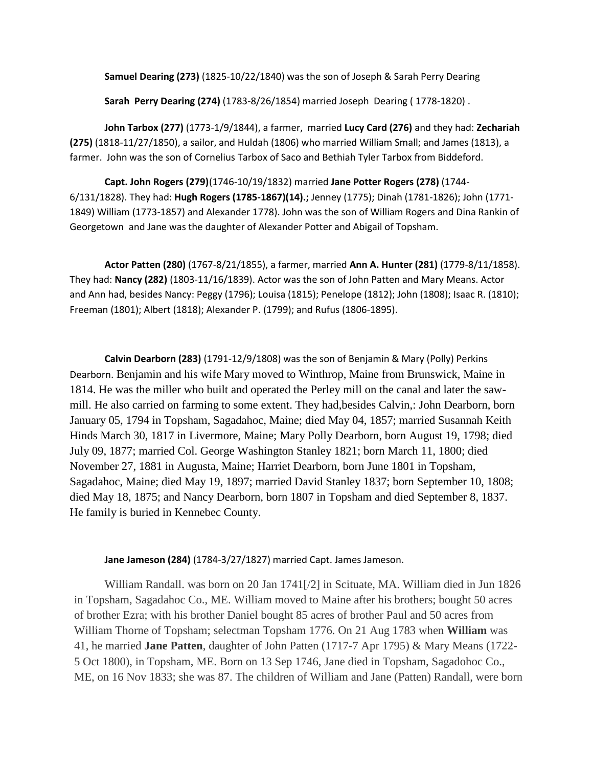**Samuel Dearing (273)** (1825-10/22/1840) was the son of Joseph & Sarah Perry Dearing

**Sarah Perry Dearing (274)** (1783-8/26/1854) married Joseph Dearing ( 1778-1820) .

**John Tarbox (277)** (1773-1/9/1844), a farmer, married **Lucy Card (276)** and they had: **Zechariah (275)** (1818-11/27/1850), a sailor, and Huldah (1806) who married William Small; and James (1813), a farmer. John was the son of Cornelius Tarbox of Saco and Bethiah Tyler Tarbox from Biddeford.

**Capt. John Rogers (279)**(1746-10/19/1832) married **Jane Potter Rogers (278)** (1744-6/131/1828). They had: **Hugh Rogers (1785-1867)(14).;** Jenney (1775); Dinah (1781-1826); John (1771-1849) William (1773-1857) and Alexander 1778). John was the son of William Rogers and Dina Rankin of Georgetown and Jane was the daughter of Alexander Potter and Abigail of Topsham.

**Actor Patten (280)** (1767-8/21/1855), a farmer, married **Ann A. Hunter (281)** (1779-8/11/1858). They had: **Nancy (282)** (1803-11/16/1839). Actor was the son of John Patten and Mary Means. Actor and Ann had, besides Nancy: Peggy (1796); Louisa (1815); Penelope (1812); John (1808); Isaac R. (1810); Freeman (1801); Albert (1818); Alexander P. (1799); and Rufus (1806-1895).

**Calvin Dearborn (283)** (1791-12/9/1808) was the son of Benjamin & Mary (Polly) Perkins Dearborn. Benjamin and his wife Mary moved to Winthrop, Maine from Brunswick, Maine in 1814. He was the miller who built and operated the Perley mill on the canal and later the saw-mill. He also carried on farming to some extent. They had,besides Calvin,: John Dearborn, born January 05, 1794 in Topsham, Sagadahoc, Maine; died May 04, 1857; married Susannah Keith Hinds March 30, 1817 in Livermore, Maine; Mary Polly Dearborn, born August 19, 1798; died July 09, 1877; married Col. George Washington Stanley 1821; born March 11, 1800; died November 27, 1881 in Augusta, Maine; Harriet Dearborn, born June 1801 in Topsham, Sagadahoc, Maine; died May 19, 1897; married David Stanley 1837; born September 10, 1808; died May 18, 1875; and Nancy Dearborn, born 1807 in Topsham and died September 8, 1837. He family is buried in Kennebec County.

**Jane Jameson (284)** (1784-3/27/1827) married Capt. James Jameson.

William Randall. was born on 20 Jan 1741[/2] in Scituate, MA. William died in Jun 1826 in Topsham, Sagadahoc Co., ME. William moved to Maine after his brothers; bought 50 acres of brother Ezra; with his brother Daniel bought 85 acres of brother Paul and 50 acres from William Thorne of Topsham; selectman Topsham 1776. On 21 Aug 1783 when **William** was 41, he married **Jane Patten**, daughter of John Patten (1717-7 Apr 1795) & Mary Means (1722-5 Oct 1800), in Topsham, ME. Born on 13 Sep 1746, Jane died in Topsham, Sagadohoc Co., ME, on 16 Nov 1833; she was 87. The children of William and Jane (Patten) Randall, were born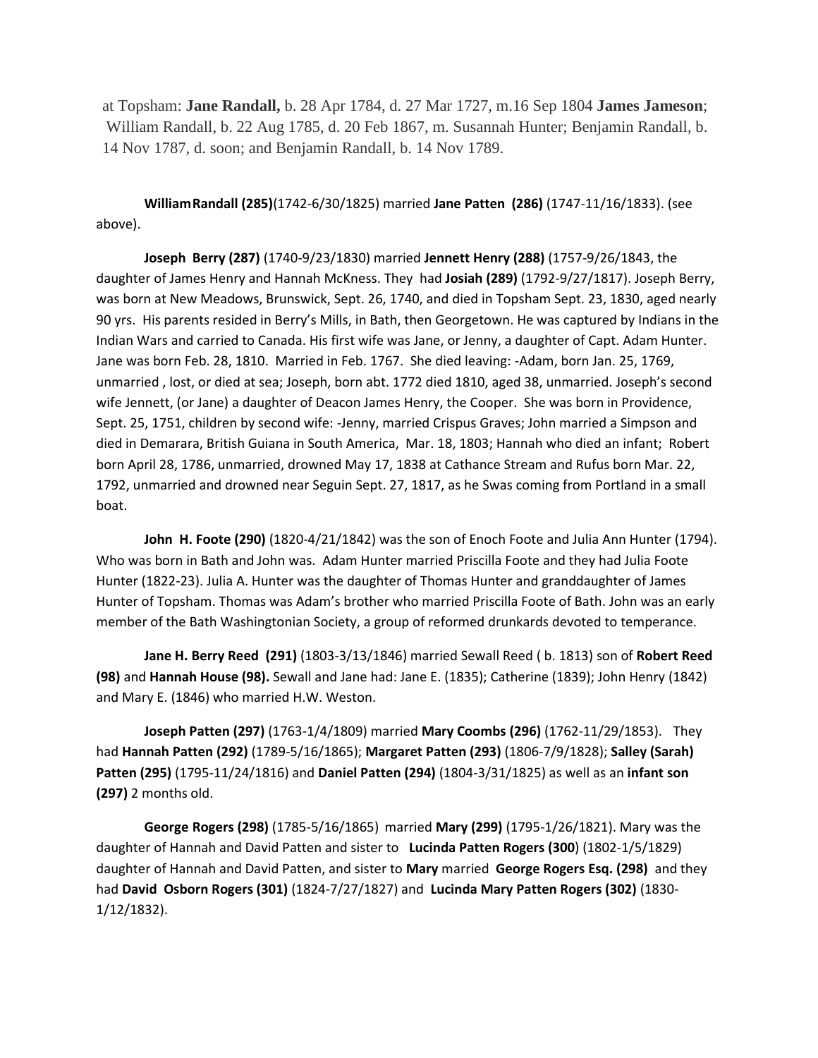at Topsham: **Jane Randall,** b. 28 Apr 1784, d. 27 Mar 1727, m.16 Sep 1804 **James Jameson**; William Randall, b. 22 Aug 1785, d. 20 Feb 1867, m. Susannah Hunter; Benjamin Randall, b. 14 Nov 1787, d. soon; and Benjamin Randall, b. 14 Nov 1789.

**WilliamRandall (285)**(1742-6/30/1825) married **Jane Patten (286)** (1747-11/16/1833). (see above).

**Joseph Berry (287)** (1740-9/23/1830) married **Jennett Henry (288)** (1757-9/26/1843, the daughter of James Henry and Hannah McKness. They had **Josiah (289)** (1792-9/27/1817). Joseph Berry, was born at New Meadows, Brunswick, Sept. 26, 1740, and died in Topsham Sept. 23, 1830, aged nearly 90 yrs. His parents resided in Berry's Mills, in Bath, then Georgetown. He was captured by Indians in the Indian Wars and carried to Canada. His first wife was Jane, or Jenny, a daughter of Capt. Adam Hunter. Jane was born Feb. 28, 1810. Married in Feb. 1767. She died leaving: -Adam, born Jan. 25, 1769, unmarried , lost, or died at sea; Joseph, born abt. 1772 died 1810, aged 38, unmarried. Joseph's second wife Jennett, (or Jane) a daughter of Deacon James Henry, the Cooper. She was born in Providence, Sept. 25, 1751, children by second wife: -Jenny, married Crispus Graves; John married a Simpson and died in Demarara, British Guiana in South America, Mar. 18, 1803; Hannah who died an infant; Robert born April 28, 1786, unmarried, drowned May 17, 1838 at Cathance Stream and Rufus born Mar. 22, 1792, unmarried and drowned near Seguin Sept. 27, 1817, as he Swas coming from Portland in a small boat.

**John H. Foote (290)** (1820-4/21/1842) was the son of Enoch Foote and Julia Ann Hunter (1794). Who was born in Bath and John was. Adam Hunter married Priscilla Foote and they had Julia Foote Hunter (1822-23). Julia A. Hunter was the daughter of Thomas Hunter and granddaughter of James Hunter of Topsham. Thomas was Adam's brother who married Priscilla Foote of Bath. John was an early member of the Bath Washingtonian Society, a group of reformed drunkards devoted to temperance.

**Jane H. Berry Reed (291)** (1803-3/13/1846) married Sewall Reed ( b. 1813) son of **Robert Reed (98)** and **Hannah House (98).** Sewall and Jane had: Jane E. (1835); Catherine (1839); John Henry (1842) and Mary E. (1846) who married H.W. Weston.

**Joseph Patten (297)** (1763-1/4/1809) married **Mary Coombs (296)** (1762-11/29/1853). They had **Hannah Patten (292)** (1789-5/16/1865); **Margaret Patten (293)** (1806-7/9/1828); **Salley (Sarah) Patten (295)** (1795-11/24/1816) and **Daniel Patten (294)** (1804-3/31/1825) as well as an **infant son (297)** 2 months old.

**George Rogers (298)** (1785-5/16/1865) married **Mary (299)** (1795-1/26/1821). Mary was the daughter of Hannah and David Patten and sister to **Lucinda Patten Rogers (300)** (1802-1/5/1829) daughter of Hannah and David Patten, and sister to **Mary** married **George Rogers Esq. (298)** and they had **David Osborn Rogers (301)** (1824-7/27/1827) and **Lucinda Mary Patten Rogers (302)** (1830-1/12/1832).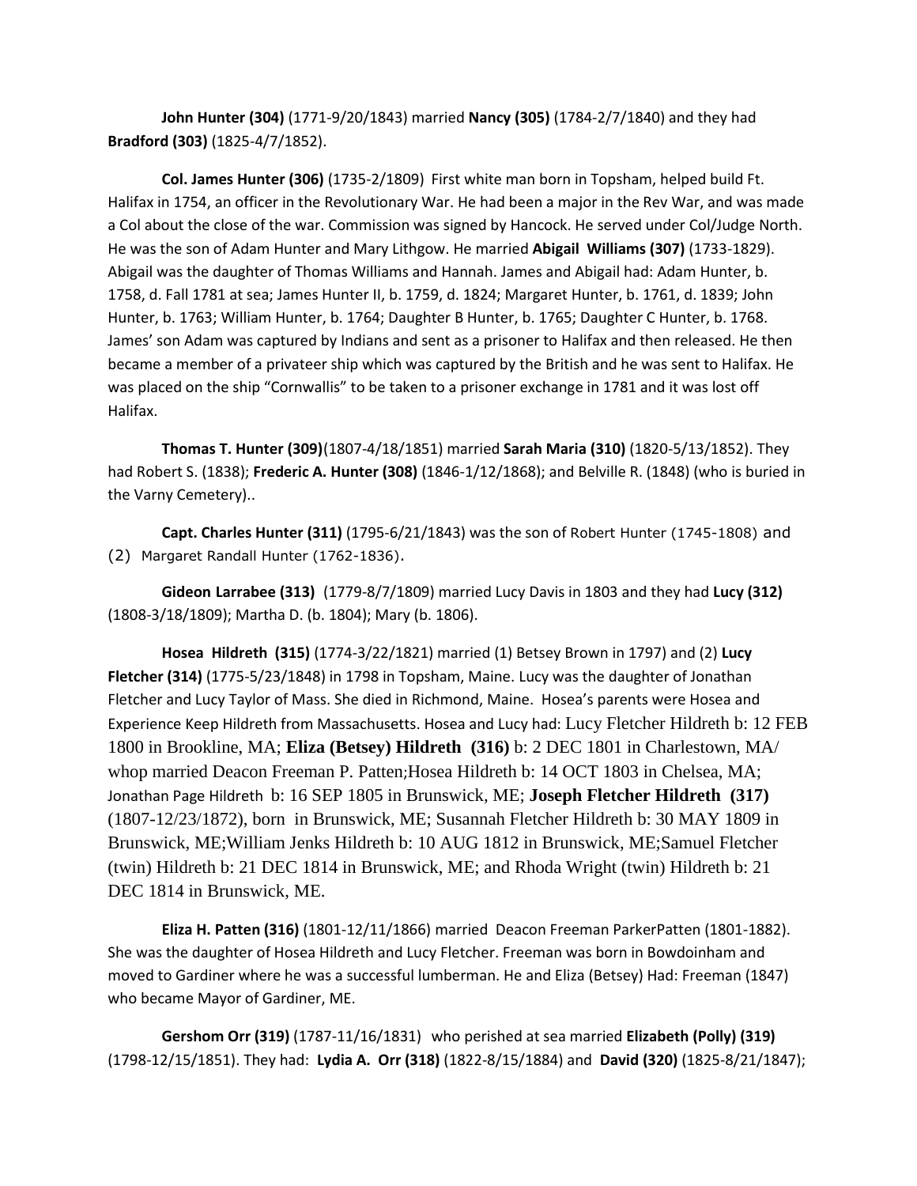**John Hunter (304)** (1771-9/20/1843) married **Nancy (305)** (1784-2/7/1840) and they had **Bradford (303)** (1825-4/7/1852).

**Col. James Hunter (306)** (1735-2/1809) First white man born in Topsham, helped build Ft. Halifax in 1754, an officer in the Revolutionary War. He had been a major in the Rev War, and was made a Col about the close of the war. Commission was signed by Hancock. He served under Col/Judge North. He was the son of Adam Hunter and Mary Lithgow. He married **Abigail Williams (307)** (1733-1829). Abigail was the daughter of Thomas Williams and Hannah. James and Abigail had: Adam Hunter, b. 1758, d. Fall 1781 at sea; James Hunter II, b. 1759, d. 1824; Margaret Hunter, b. 1761, d. 1839; John Hunter, b. 1763; William Hunter, b. 1764; Daughter B Hunter, b. 1765; Daughter C Hunter, b. 1768. James' son Adam was captured by Indians and sent as a prisoner to Halifax and then released. He then became a member of a privateer ship which was captured by the British and he was sent to Halifax. He was placed on the ship "Cornwallis" to be taken to a prisoner exchange in 1781 and it was lost off Halifax.

**Thomas T. Hunter (309)**(1807-4/18/1851) married **Sarah Maria (310)** (1820-5/13/1852). They had Robert S. (1838); **Frederic A. Hunter (308)** (1846-1/12/1868); and Belville R. (1848) (who is buried in the Varny Cemetery)..

**Capt. Charles Hunter (311)** (1795-6/21/1843) was the son of Robert Hunter (1745-1808) and (2) Margaret Randall Hunter (1762-1836).

**Gideon Larrabee (313)** (1779-8/7/1809) married Lucy Davis in 1803 and they had **Lucy (312)** (1808-3/18/1809); Martha D. (b. 1804); Mary (b. 1806).

**Hosea Hildreth (315)** (1774-3/22/1821) married (1) Betsey Brown in 1797) and (2) **Lucy Fletcher (314)** (1775-5/23/1848) in 1798 in Topsham, Maine. Lucy was the daughter of Jonathan Fletcher and Lucy Taylor of Mass. She died in Richmond, Maine. Hosea's parents were Hosea and Experience Keep Hildreth from Massachusetts. Hosea and Lucy had: Lucy Fletcher Hildreth b: 12 FEB 1800 in Brookline, MA; **Eliza (Betsey) Hildreth (316)** b: 2 DEC 1801 in Charlestown, MA/ whop married Deacon Freeman P. Patten;Hosea Hildreth b: 14 OCT 1803 in Chelsea, MA; Jonathan Page Hildreth b: 16 SEP 1805 in Brunswick, ME; **Joseph Fletcher Hildreth (317)** (1807-12/23/1872), born in Brunswick, ME; Susannah Fletcher Hildreth b: 30 MAY 1809 in Brunswick, ME;William Jenks Hildreth b: 10 AUG 1812 in Brunswick, ME;Samuel Fletcher (twin) Hildreth b: 21 DEC 1814 in Brunswick, ME; and Rhoda Wright (twin) Hildreth b: 21 DEC 1814 in Brunswick, ME.

**Eliza H. Patten (316)** (1801-12/11/1866) married Deacon Freeman ParkerPatten (1801-1882). She was the daughter of Hosea Hildreth and Lucy Fletcher. Freeman was born in Bowdoinham and moved to Gardiner where he was a successful lumberman. He and Eliza (Betsey) Had: Freeman (1847) who became Mayor of Gardiner, ME.

**Gershom Orr (319)** (1787-11/16/1831) who perished at sea married **Elizabeth (Polly) (319)** (1798-12/15/1851). They had: **Lydia A. Orr (318)** (1822-8/15/1884) and **David (320)** (1825-8/21/1847);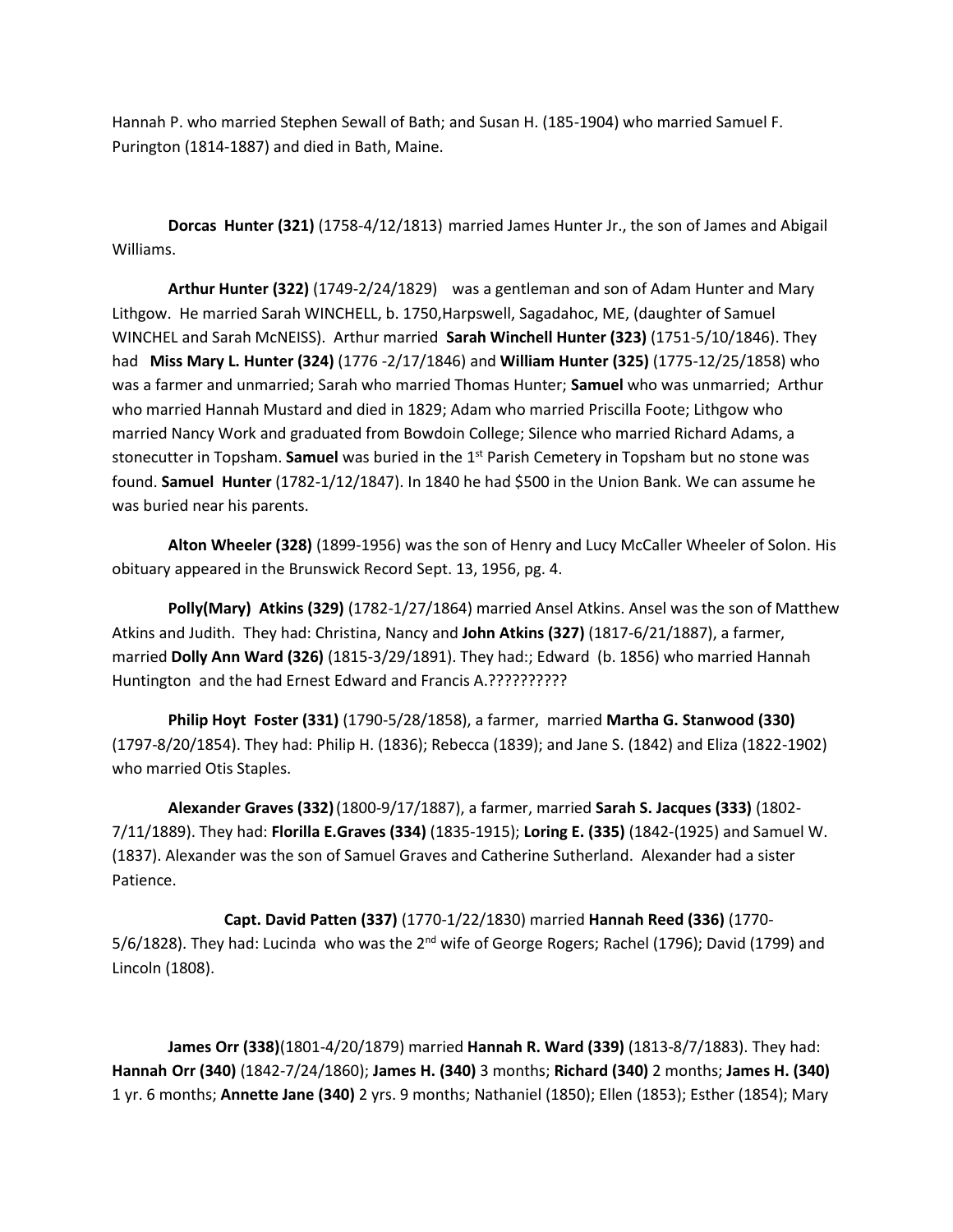Hannah P. who married Stephen Sewall of Bath; and Susan H. (185-1904) who married Samuel F. Purington (1814-1887) and died in Bath, Maine.

**Dorcas Hunter (321)** (1758-4/12/1813) married James Hunter Jr., the son of James and Abigail Williams.

**Arthur Hunter (322)** (1749-2/24/1829) was a gentleman and son of Adam Hunter and Mary Lithgow. He married Sarah WINCHELL, b. 1750,Harpswell, Sagadahoc, ME, (daughter of Samuel WINCHEL and Sarah McNEISS). Arthur married **Sarah Winchell Hunter (323)** (1751-5/10/1846). They had **Miss Mary L. Hunter (324)** (1776 -2/17/1846) and **William Hunter (325)** (1775-12/25/1858) who was a farmer and unmarried; Sarah who married Thomas Hunter; **Samuel** who was unmarried; Arthur who married Hannah Mustard and died in 1829; Adam who married Priscilla Foote; Lithgow who married Nancy Work and graduated from Bowdoin College; Silence who married Richard Adams, a stonecutter in Topsham. **Samuel** was buried in the 1st Parish Cemetery in Topsham but no stone was found. **Samuel Hunter** (1782-1/12/1847). In 1840 he had $500 in the Union Bank. We can assume he was buried near his parents.

**Alton Wheeler (328)** (1899-1956) was the son of Henry and Lucy McCaller Wheeler of Solon. His obituary appeared in the Brunswick Record Sept. 13, 1956, pg. 4.

**Polly(Mary) Atkins (329)** (1782-1/27/1864) married Ansel Atkins. Ansel was the son of Matthew Atkins and Judith. They had: Christina, Nancy and **John Atkins (327)** (1817-6/21/1887), a farmer, married **Dolly Ann Ward (326)** (1815-3/29/1891). They had:; Edward (b. 1856) who married Hannah Huntington and the had Ernest Edward and Francis A.??????????

**Philip Hoyt Foster (331)** (1790-5/28/1858), a farmer, married **Martha G. Stanwood (330)** (1797-8/20/1854). They had: Philip H. (1836); Rebecca (1839); and Jane S. (1842) and Eliza (1822-1902) who married Otis Staples.

**Alexander Graves (332)** (1800-9/17/1887), a farmer, married **Sarah S. Jacques (333)** (1802-7/11/1889). They had: **Florilla E.Graves (334)** (1835-1915); **Loring E. (335)** (1842-(1925) and Samuel W. (1837). Alexander was the son of Samuel Graves and Catherine Sutherland. Alexander had a sister Patience.

**Capt. David Patten (337)** (1770-1/22/1830) married **Hannah Reed (336)** (1770-5/6/1828). They had: Lucinda who was the 2nd wife of George Rogers; Rachel (1796); David (1799) and Lincoln (1808).

**James Orr (338)**(1801-4/20/1879) married **Hannah R. Ward (339)** (1813-8/7/1883). They had: **Hannah Orr (340)** (1842-7/24/1860); **James H. (340)** 3 months; **Richard (340)** 2 months; **James H. (340)** 1 yr. 6 months; **Annette Jane (340)** 2 yrs. 9 months; Nathaniel (1850); Ellen (1853); Esther (1854); Mary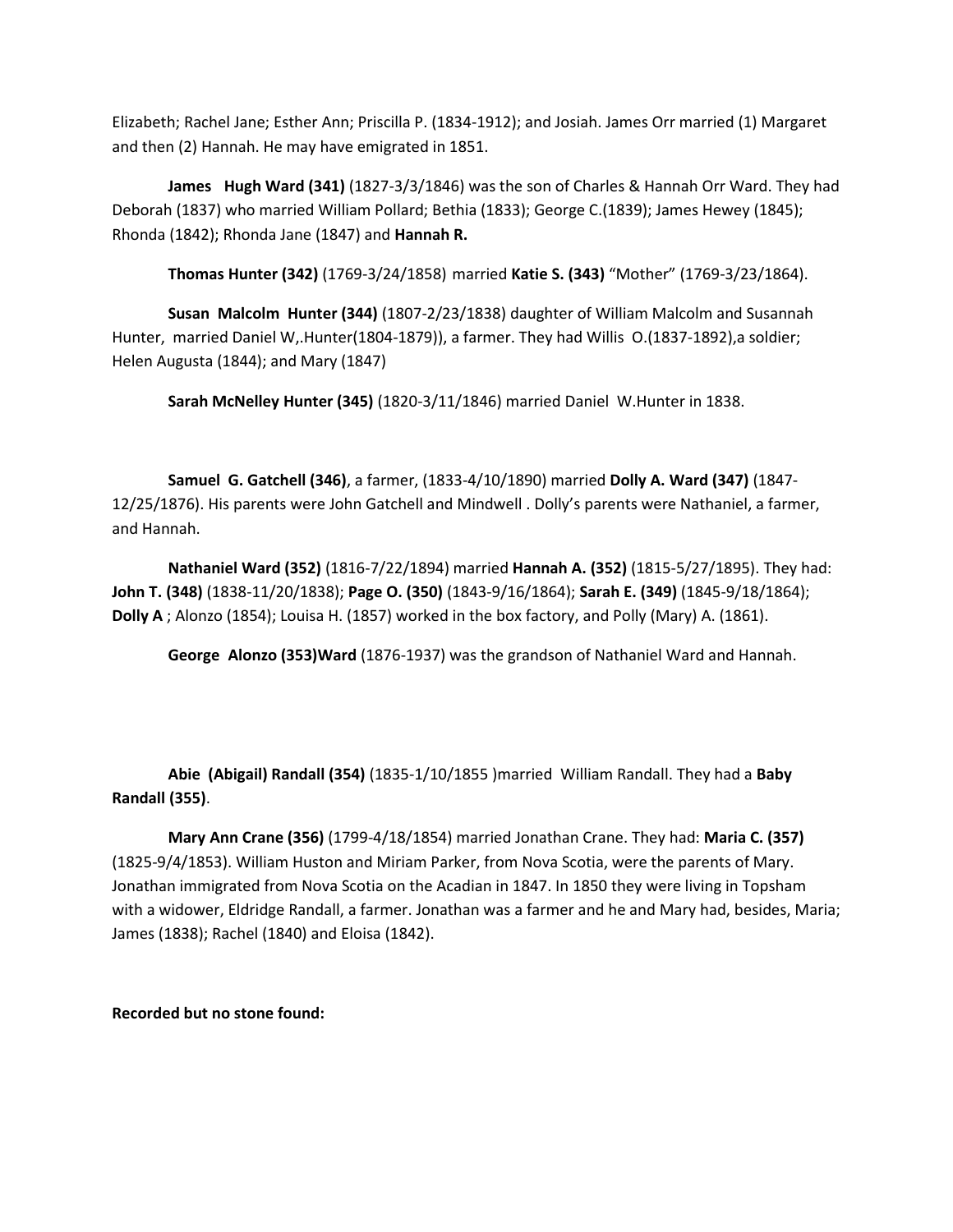Elizabeth; Rachel Jane; Esther Ann; Priscilla P. (1834-1912); and Josiah. James Orr married (1) Margaret and then (2) Hannah. He may have emigrated in 1851.

**James Hugh Ward (341)** (1827-3/3/1846) was the son of Charles & Hannah Orr Ward. They had Deborah (1837) who married William Pollard; Bethia (1833); George C.(1839); James Hewey (1845); Rhonda (1842); Rhonda Jane (1847) and **Hannah R.**

**Thomas Hunter (342)** (1769-3/24/1858) married **Katie S. (343)** "Mother" (1769-3/23/1864).

**Susan Malcolm Hunter (344)** (1807-2/23/1838) daughter of William Malcolm and Susannah Hunter, married Daniel W,.Hunter(1804-1879)), a farmer. They had Willis O.(1837-1892),a soldier; Helen Augusta (1844); and Mary (1847)

**Sarah McNelley Hunter (345)** (1820-3/11/1846) married Daniel W.Hunter in 1838.

**Samuel G. Gatchell (346)**, a farmer, (1833-4/10/1890) married **Dolly A. Ward (347)** (1847-12/25/1876). His parents were John Gatchell and Mindwell . Dolly's parents were Nathaniel, a farmer, and Hannah.

**Nathaniel Ward (352)** (1816-7/22/1894) married **Hannah A. (352)** (1815-5/27/1895). They had: **John T. (348)** (1838-11/20/1838); **Page O. (350)** (1843-9/16/1864); **Sarah E. (349)** (1845-9/18/1864); **Dolly A** ; Alonzo (1854); Louisa H. (1857) worked in the box factory, and Polly (Mary) A. (1861).

**George Alonzo (353)Ward** (1876-1937) was the grandson of Nathaniel Ward and Hannah.

**Abie (Abigail) Randall (354)** (1835-1/10/1855 )married William Randall. They had a **Baby Randall (355)**.

**Mary Ann Crane (356)** (1799-4/18/1854) married Jonathan Crane. They had: **Maria C. (357)** (1825-9/4/1853). William Huston and Miriam Parker, from Nova Scotia, were the parents of Mary. Jonathan immigrated from Nova Scotia on the Acadian in 1847. In 1850 they were living in Topsham with a widower, Eldridge Randall, a farmer. Jonathan was a farmer and he and Mary had, besides, Maria; James (1838); Rachel (1840) and Eloisa (1842).

**Recorded but no stone found:**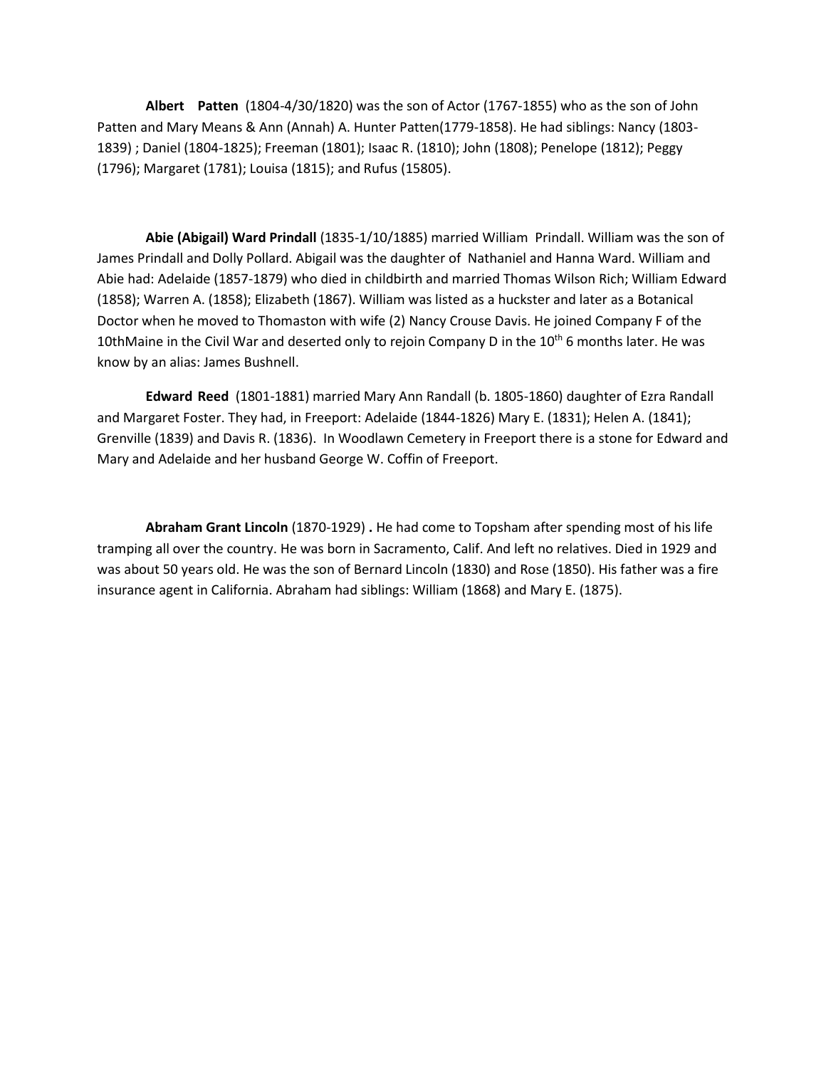**Albert Patten** (1804-4/30/1820) was the son of Actor (1767-1855) who as the son of John Patten and Mary Means & Ann (Annah) A. Hunter Patten(1779-1858). He had siblings: Nancy (1803-1839) ; Daniel (1804-1825); Freeman (1801); Isaac R. (1810); John (1808); Penelope (1812); Peggy (1796); Margaret (1781); Louisa (1815); and Rufus (15805).

**Abie (Abigail) Ward Prindall** (1835-1/10/1885) married William Prindall. William was the son of James Prindall and Dolly Pollard. Abigail was the daughter of Nathaniel and Hanna Ward. William and Abie had: Adelaide (1857-1879) who died in childbirth and married Thomas Wilson Rich; William Edward (1858); Warren A. (1858); Elizabeth (1867). William was listed as a huckster and later as a Botanical Doctor when he moved to Thomaston with wife (2) Nancy Crouse Davis. He joined Company F of the 10thMaine in the Civil War and deserted only to rejoin Company D in the 10th 6 months later. He was know by an alias: James Bushnell.

**Edward Reed** (1801-1881) married Mary Ann Randall (b. 1805-1860) daughter of Ezra Randall and Margaret Foster. They had, in Freeport: Adelaide (1844-1826) Mary E. (1831); Helen A. (1841); Grenville (1839) and Davis R. (1836). In Woodlawn Cemetery in Freeport there is a stone for Edward and Mary and Adelaide and her husband George W. Coffin of Freeport.

**Abraham Grant Lincoln** (1870-1929) **.** He had come to Topsham after spending most of his life tramping all over the country. He was born in Sacramento, Calif. And left no relatives. Died in 1929 and was about 50 years old. He was the son of Bernard Lincoln (1830) and Rose (1850). His father was a fire insurance agent in California. Abraham had siblings: William (1868) and Mary E. (1875).